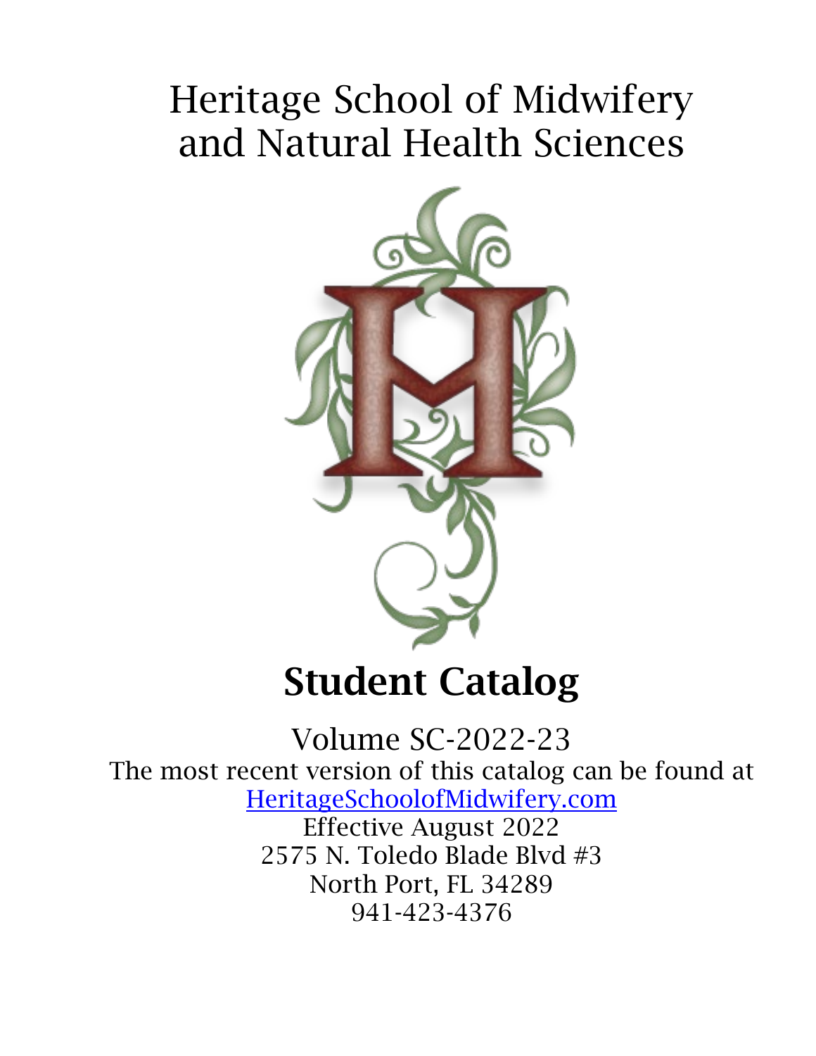# Heritage School of Midwifery and Natural Health Sciences

# Student Catalog

Volume SC-2022-23

The most recent version of this catalog can be found at [HeritageSchoolofMidwifery.com](HeritageSchoolofMidwifery.com)

Effective August 2022

2575 N. Toledo Blade Blvd #3

North Port, FL 34289

941-423-4376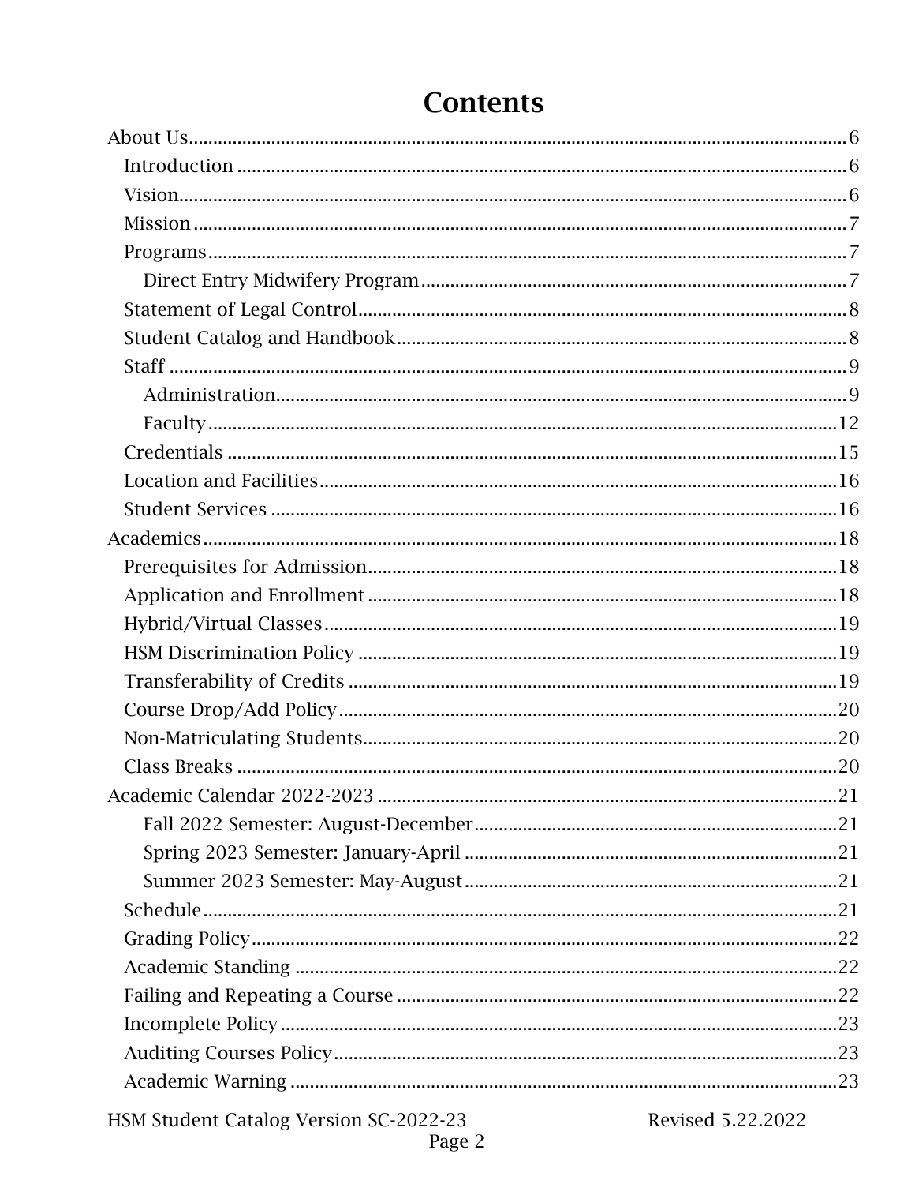# Contents

- About Us 6
  - Introduction 6
  - Vision 6
  - Mission 7
  - Programs 7
    - Direct Entry Midwifery Program 7
  - Statement of Legal Control 8
  - Student Catalog and Handbook 8
  - Staff 9
    - Administration 9
    - Faculty 12
  - Credentials 15
  - Location and Facilities 16
  - Student Services 16
- Academics 18
  - Prerequisites for Admission 18
  - Application and Enrollment 18
  - Hybrid/Virtual Classes 19
  - HSM Discrimination Policy 19
  - Transferability of Credits 19
  - Course Drop/Add Policy 20
  - Non-Matriculating Students 20
  - Class Breaks 20
- Academic Calendar 2022-2023 21
    - Fall 2022 Semester: August-December 21
    - Spring 2023 Semester: January-April 21
    - Summer 2023 Semester: May-August 21
  - Schedule 21
  - Grading Policy 22
  - Academic Standing 22
  - Failing and Repeating a Course 22
  - Incomplete Policy 23
  - Auditing Courses Policy 23
  - Academic Warning 23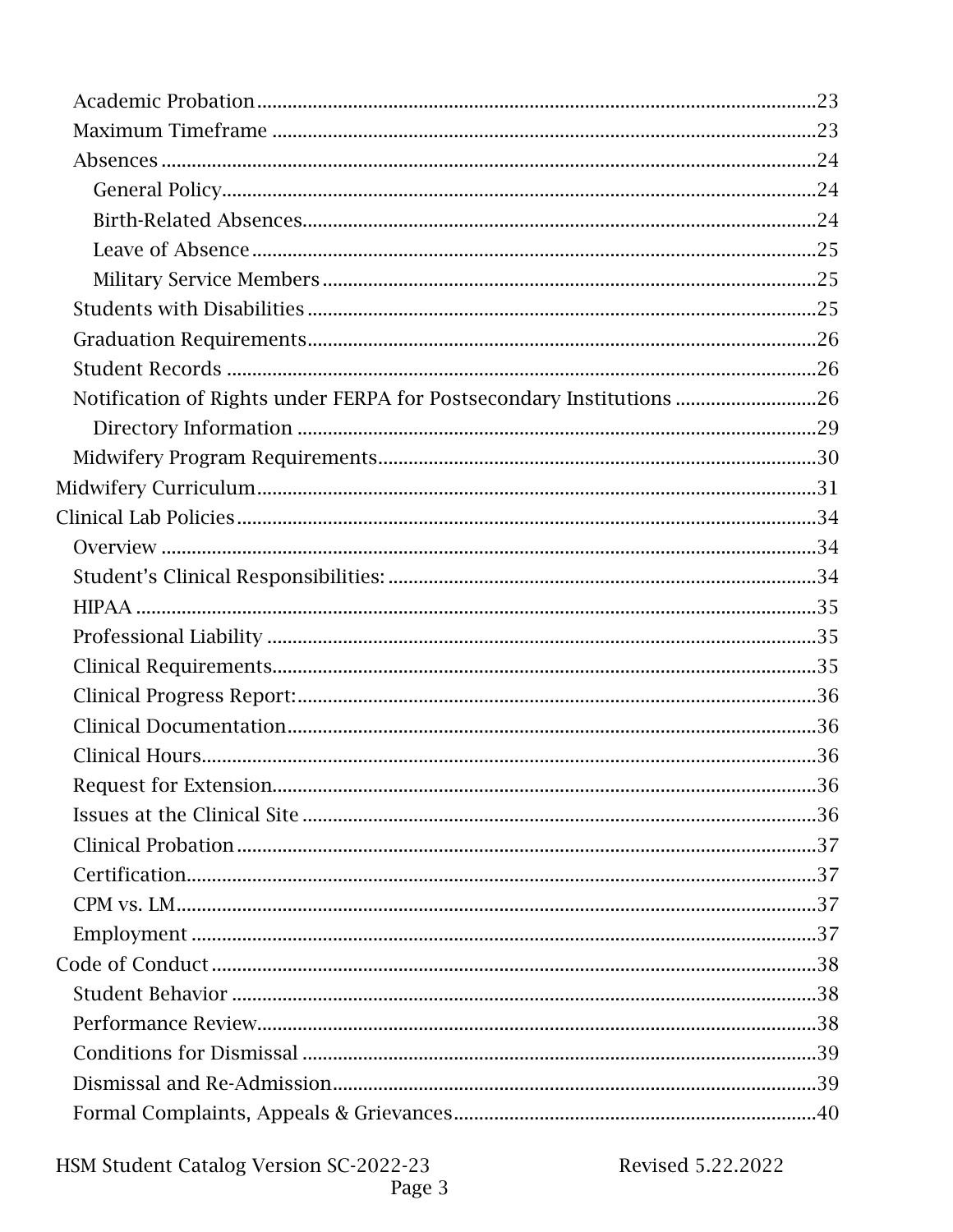- Academic Probation 23
- Maximum Timeframe 23
- Absences 24
  - General Policy 24
  - Birth-Related Absences 24
  - Leave of Absence 25
  - Military Service Members 25
- Students with Disabilities 25
- Graduation Requirements 26
- Student Records 26
- Notification of Rights under FERPA for Postsecondary Institutions 26
  - Directory Information 29
- Midwifery Program Requirements 30

Midwifery Curriculum 31

Clinical Lab Policies 34

- Overview 34
- Student's Clinical Responsibilities: 34
- HIPAA 35
- Professional Liability 35
- Clinical Requirements 35
- Clinical Progress Report: 36
- Clinical Documentation 36
- Clinical Hours 36
- Request for Extension 36
- Issues at the Clinical Site 36
- Clinical Probation 37
- Certification 37
- CPM vs. LM 37
- Employment 37

Code of Conduct 38

- Student Behavior 38
- Performance Review 38
- Conditions for Dismissal 39
- Dismissal and Re-Admission 39
- Formal Complaints, Appeals & Grievances 40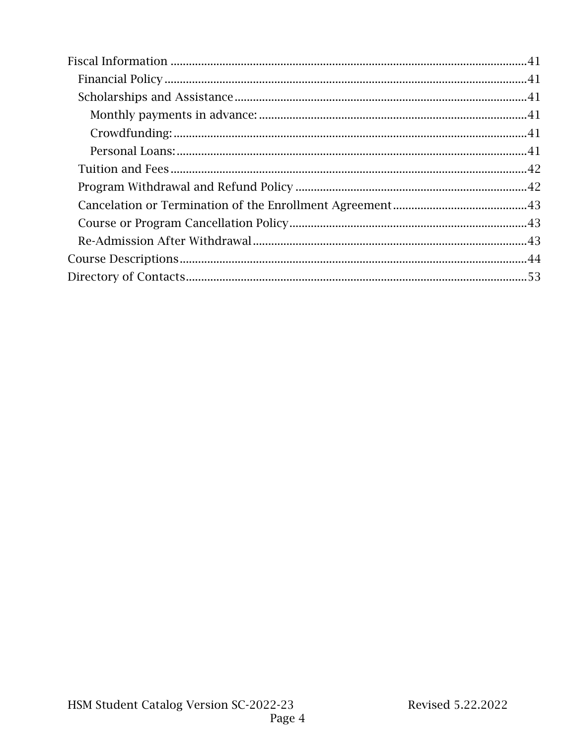Fiscal Information ....................................................................................................41

- Financial Policy ......................................................................................................41
- Scholarships and Assistance ..............................................................................41
  - Monthly payments in advance: .......................................................................41
  - Crowdfunding: ..................................................................................................41
  - Personal Loans: .................................................................................................41
- Tuition and Fees ....................................................................................................42
- Program Withdrawal and Refund Policy ..........................................................42
- Cancelation or Termination of the Enrollment Agreement ...........................43
- Course or Program Cancellation Policy .............................................................43
- Re-Admission After Withdrawal .........................................................................43

Course Descriptions ..................................................................................................44

Directory of Contacts ................................................................................................53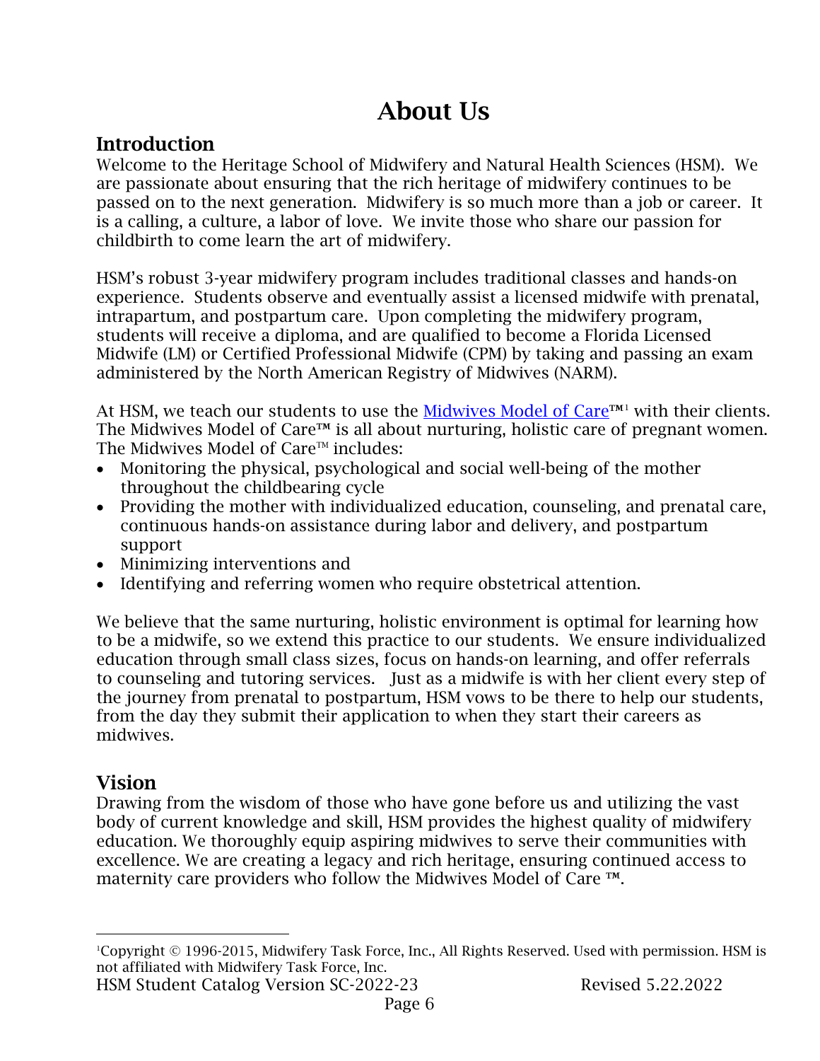# About Us

## Introduction

Welcome to the Heritage School of Midwifery and Natural Health Sciences (HSM). We are passionate about ensuring that the rich heritage of midwifery continues to be passed on to the next generation. Midwifery is so much more than a job or career. It is a calling, a culture, a labor of love. We invite those who share our passion for childbirth to come learn the art of midwifery.

HSM's robust 3-year midwifery program includes traditional classes and hands-on experience. Students observe and eventually assist a licensed midwife with prenatal, intrapartum, and postpartum care. Upon completing the midwifery program, students will receive a diploma, and are qualified to become a Florida Licensed Midwife (LM) or Certified Professional Midwife (CPM) by taking and passing an exam administered by the North American Registry of Midwives (NARM).

At HSM, we teach our students to use the Midwives Model of Care™[1] with their clients. The Midwives Model of Care™ is all about nurturing, holistic care of pregnant women. The Midwives Model of Care™ includes:

- Monitoring the physical, psychological and social well-being of the mother throughout the childbearing cycle
- Providing the mother with individualized education, counseling, and prenatal care, continuous hands-on assistance during labor and delivery, and postpartum support
- Minimizing interventions and
- Identifying and referring women who require obstetrical attention.

We believe that the same nurturing, holistic environment is optimal for learning how to be a midwife, so we extend this practice to our students. We ensure individualized education through small class sizes, focus on hands-on learning, and offer referrals to counseling and tutoring services. Just as a midwife is with her client every step of the journey from prenatal to postpartum, HSM vows to be there to help our students, from the day they submit their application to when they start their careers as midwives.

## Vision

Drawing from the wisdom of those who have gone before us and utilizing the vast body of current knowledge and skill, HSM provides the highest quality of midwifery education. We thoroughly equip aspiring midwives to serve their communities with excellence. We are creating a legacy and rich heritage, ensuring continued access to maternity care providers who follow the Midwives Model of Care ™.

[1] Copyright © 1996-2015, Midwifery Task Force, Inc., All Rights Reserved. Used with permission. HSM is not affiliated with Midwifery Task Force, Inc.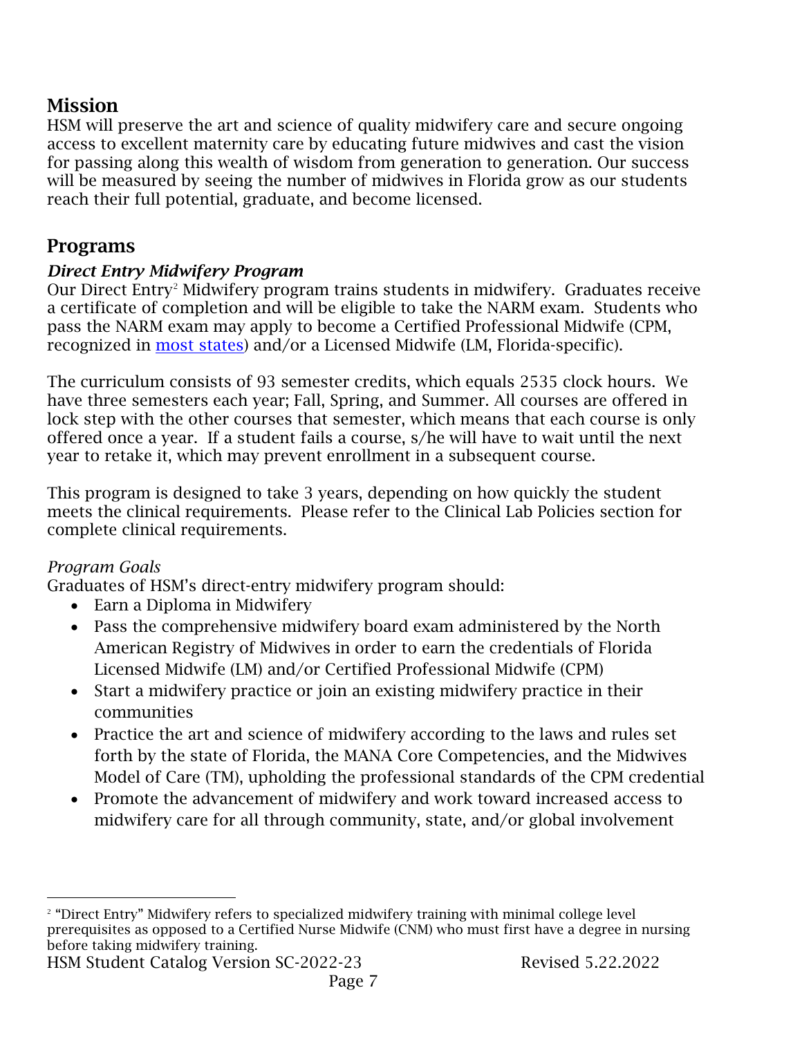## Mission

HSM will preserve the art and science of quality midwifery care and secure ongoing access to excellent maternity care by educating future midwives and cast the vision for passing along this wealth of wisdom from generation to generation. Our success will be measured by seeing the number of midwives in Florida grow as our students reach their full potential, graduate, and become licensed.

## Programs

### *Direct Entry Midwifery Program*

Our Direct Entry[2] Midwifery program trains students in midwifery. Graduates receive a certificate of completion and will be eligible to take the NARM exam. Students who pass the NARM exam may apply to become a Certified Professional Midwife (CPM, recognized in most states) and/or a Licensed Midwife (LM, Florida-specific).

The curriculum consists of 93 semester credits, which equals 2535 clock hours. We have three semesters each year; Fall, Spring, and Summer. All courses are offered in lock step with the other courses that semester, which means that each course is only offered once a year. If a student fails a course, s/he will have to wait until the next year to retake it, which may prevent enrollment in a subsequent course.

This program is designed to take 3 years, depending on how quickly the student meets the clinical requirements. Please refer to the Clinical Lab Policies section for complete clinical requirements.

*Program Goals*

Graduates of HSM's direct-entry midwifery program should:

- Earn a Diploma in Midwifery
- Pass the comprehensive midwifery board exam administered by the North American Registry of Midwives in order to earn the credentials of Florida Licensed Midwife (LM) and/or Certified Professional Midwife (CPM)
- Start a midwifery practice or join an existing midwifery practice in their communities
- Practice the art and science of midwifery according to the laws and rules set forth by the state of Florida, the MANA Core Competencies, and the Midwives Model of Care (TM), upholding the professional standards of the CPM credential
- Promote the advancement of midwifery and work toward increased access to midwifery care for all through community, state, and/or global involvement

[2] "Direct Entry" Midwifery refers to specialized midwifery training with minimal college level prerequisites as opposed to a Certified Nurse Midwife (CNM) who must first have a degree in nursing before taking midwifery training.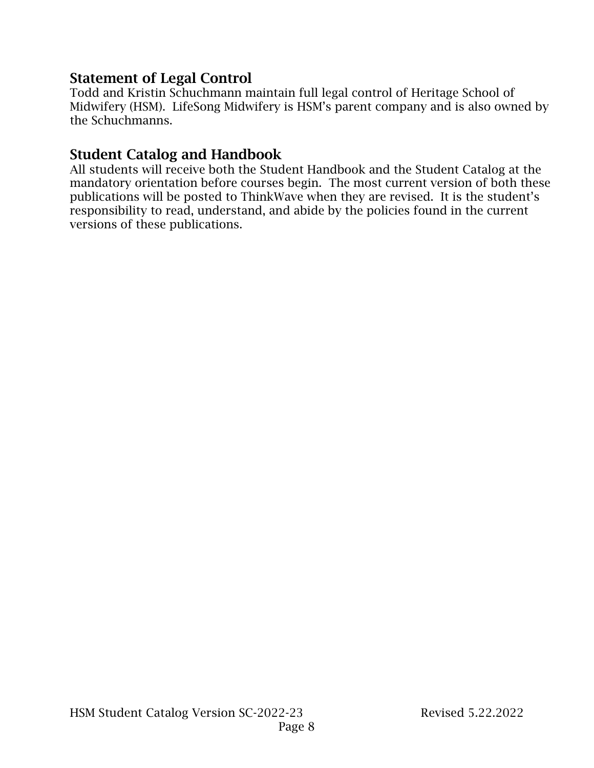## Statement of Legal Control

Todd and Kristin Schuchmann maintain full legal control of Heritage School of Midwifery (HSM). LifeSong Midwifery is HSM's parent company and is also owned by the Schuchmanns.

## Student Catalog and Handbook

All students will receive both the Student Handbook and the Student Catalog at the mandatory orientation before courses begin. The most current version of both these publications will be posted to ThinkWave when they are revised. It is the student's responsibility to read, understand, and abide by the policies found in the current versions of these publications.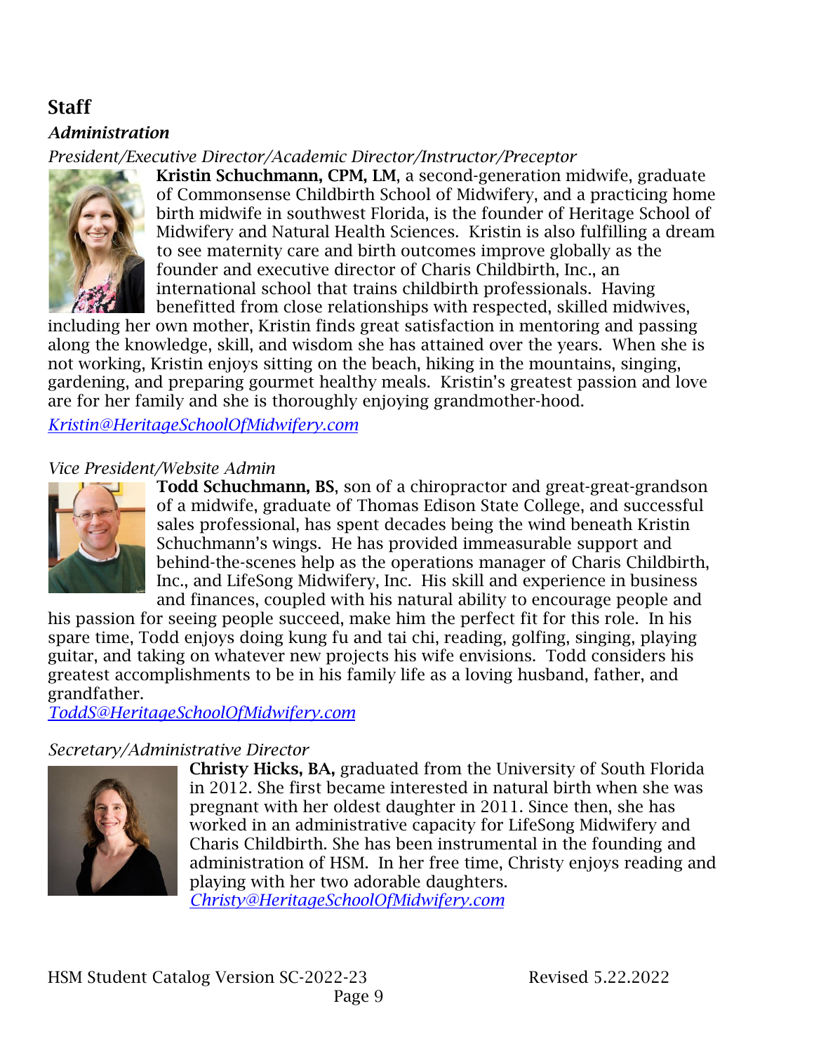## Staff

### *Administration*

*President/Executive Director/Academic Director/Instructor/Preceptor*

**Kristin Schuchmann, CPM, LM**, a second-generation midwife, graduate of Commonsense Childbirth School of Midwifery, and a practicing home birth midwife in southwest Florida, is the founder of Heritage School of Midwifery and Natural Health Sciences. Kristin is also fulfilling a dream to see maternity care and birth outcomes improve globally as the founder and executive director of Charis Childbirth, Inc., an international school that trains childbirth professionals. Having benefitted from close relationships with respected, skilled midwives, including her own mother, Kristin finds great satisfaction in mentoring and passing along the knowledge, skill, and wisdom she has attained over the years. When she is not working, Kristin enjoys sitting on the beach, hiking in the mountains, singing, gardening, and preparing gourmet healthy meals. Kristin's greatest passion and love are for her family and she is thoroughly enjoying grandmother-hood.

*Kristin@HeritageSchoolOfMidwifery.com*

*Vice President/Website Admin*

**Todd Schuchmann, BS**, son of a chiropractor and great-great-grandson of a midwife, graduate of Thomas Edison State College, and successful sales professional, has spent decades being the wind beneath Kristin Schuchmann's wings. He has provided immeasurable support and behind-the-scenes help as the operations manager of Charis Childbirth, Inc., and LifeSong Midwifery, Inc. His skill and experience in business and finances, coupled with his natural ability to encourage people and his passion for seeing people succeed, make him the perfect fit for this role. In his spare time, Todd enjoys doing kung fu and tai chi, reading, golfing, singing, playing guitar, and taking on whatever new projects his wife envisions. Todd considers his greatest accomplishments to be in his family life as a loving husband, father, and grandfather.

*ToddS@HeritageSchoolOfMidwifery.com*

*Secretary/Administrative Director*

**Christy Hicks, BA,** graduated from the University of South Florida in 2012. She first became interested in natural birth when she was pregnant with her oldest daughter in 2011. Since then, she has worked in an administrative capacity for LifeSong Midwifery and Charis Childbirth. She has been instrumental in the founding and administration of HSM. In her free time, Christy enjoys reading and playing with her two adorable daughters.

*Christy@HeritageSchoolOfMidwifery.com*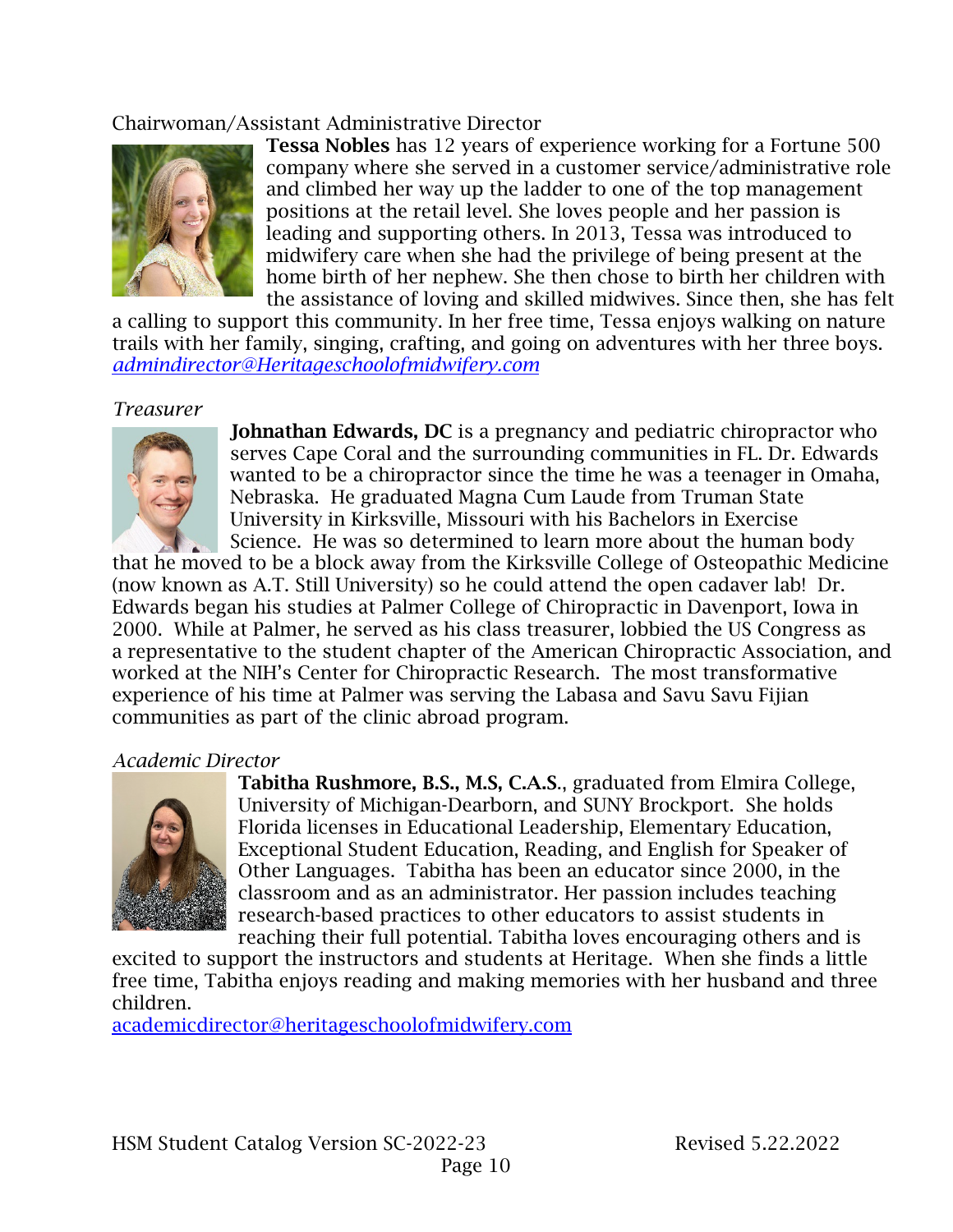Chairwoman/Assistant Administrative Director

**Tessa Nobles** has 12 years of experience working for a Fortune 500 company where she served in a customer service/administrative role and climbed her way up the ladder to one of the top management positions at the retail level. She loves people and her passion is leading and supporting others. In 2013, Tessa was introduced to midwifery care when she had the privilege of being present at the home birth of her nephew. She then chose to birth her children with the assistance of loving and skilled midwives. Since then, she has felt a calling to support this community. In her free time, Tessa enjoys walking on nature trails with her family, singing, crafting, and going on adventures with her three boys.
*admindirector@Heritageschoolofmidwifery.com*

*Treasurer*

**Johnathan Edwards, DC** is a pregnancy and pediatric chiropractor who serves Cape Coral and the surrounding communities in FL. Dr. Edwards wanted to be a chiropractor since the time he was a teenager in Omaha, Nebraska. He graduated Magna Cum Laude from Truman State University in Kirksville, Missouri with his Bachelors in Exercise Science. He was so determined to learn more about the human body that he moved to be a block away from the Kirksville College of Osteopathic Medicine (now known as A.T. Still University) so he could attend the open cadaver lab! Dr. Edwards began his studies at Palmer College of Chiropractic in Davenport, Iowa in 2000. While at Palmer, he served as his class treasurer, lobbied the US Congress as a representative to the student chapter of the American Chiropractic Association, and worked at the NIH's Center for Chiropractic Research. The most transformative experience of his time at Palmer was serving the Labasa and Savu Savu Fijian communities as part of the clinic abroad program.

*Academic Director*

**Tabitha Rushmore, B.S., M.S, C.A.S.**, graduated from Elmira College, University of Michigan-Dearborn, and SUNY Brockport. She holds Florida licenses in Educational Leadership, Elementary Education, Exceptional Student Education, Reading, and English for Speaker of Other Languages. Tabitha has been an educator since 2000, in the classroom and as an administrator. Her passion includes teaching research-based practices to other educators to assist students in reaching their full potential. Tabitha loves encouraging others and is excited to support the instructors and students at Heritage. When she finds a little free time, Tabitha enjoys reading and making memories with her husband and three children.
academicdirector@heritageschoolofmidwifery.com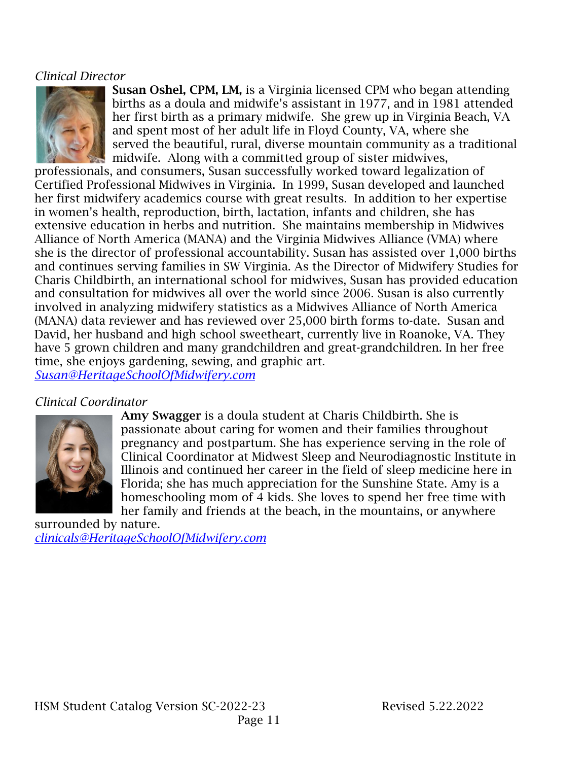*Clinical Director*

**Susan Oshel, CPM, LM,** is a Virginia licensed CPM who began attending births as a doula and midwife's assistant in 1977, and in 1981 attended her first birth as a primary midwife. She grew up in Virginia Beach, VA and spent most of her adult life in Floyd County, VA, where she served the beautiful, rural, diverse mountain community as a traditional midwife. Along with a committed group of sister midwives, professionals, and consumers, Susan successfully worked toward legalization of Certified Professional Midwives in Virginia. In 1999, Susan developed and launched her first midwifery academics course with great results. In addition to her expertise in women's health, reproduction, birth, lactation, infants and children, she has extensive education in herbs and nutrition. She maintains membership in Midwives Alliance of North America (MANA) and the Virginia Midwives Alliance (VMA) where she is the director of professional accountability. Susan has assisted over 1,000 births and continues serving families in SW Virginia. As the Director of Midwifery Studies for Charis Childbirth, an international school for midwives, Susan has provided education and consultation for midwives all over the world since 2006. Susan is also currently involved in analyzing midwifery statistics as a Midwives Alliance of North America (MANA) data reviewer and has reviewed over 25,000 birth forms to-date. Susan and David, her husband and high school sweetheart, currently live in Roanoke, VA. They have 5 grown children and many grandchildren and great-grandchildren. In her free time, she enjoys gardening, sewing, and graphic art.
*Susan@HeritageSchoolOfMidwifery.com*

*Clinical Coordinator*

**Amy Swagger** is a doula student at Charis Childbirth. She is passionate about caring for women and their families throughout pregnancy and postpartum. She has experience serving in the role of Clinical Coordinator at Midwest Sleep and Neurodiagnostic Institute in Illinois and continued her career in the field of sleep medicine here in Florida; she has much appreciation for the Sunshine State. Amy is a homeschooling mom of 4 kids. She loves to spend her free time with her family and friends at the beach, in the mountains, or anywhere surrounded by nature.
*clinicals@HeritageSchoolOfMidwifery.com*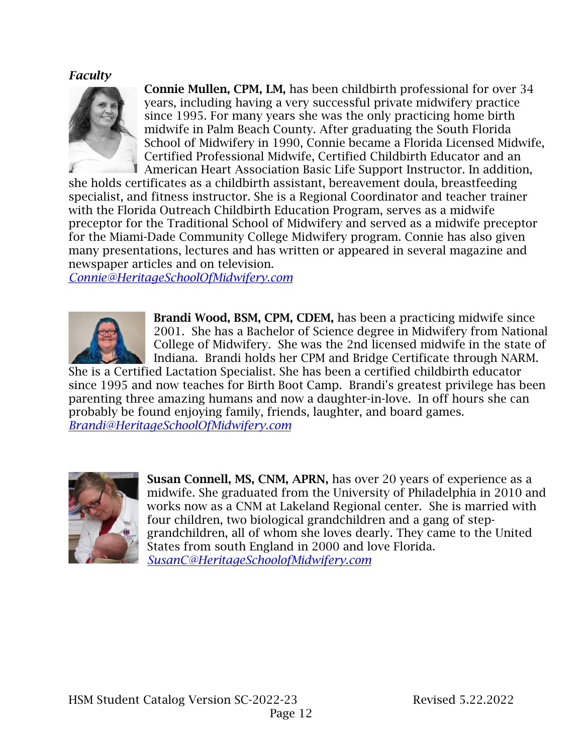***Faculty***

**Connie Mullen, CPM, LM,** has been childbirth professional for over 34 years, including having a very successful private midwifery practice since 1995. For many years she was the only practicing home birth midwife in Palm Beach County. After graduating the South Florida School of Midwifery in 1990, Connie became a Florida Licensed Midwife, Certified Professional Midwife, Certified Childbirth Educator and an American Heart Association Basic Life Support Instructor. In addition, she holds certificates as a childbirth assistant, bereavement doula, breastfeeding specialist, and fitness instructor. She is a Regional Coordinator and teacher trainer with the Florida Outreach Childbirth Education Program, serves as a midwife preceptor for the Traditional School of Midwifery and served as a midwife preceptor for the Miami-Dade Community College Midwifery program. Connie has also given many presentations, lectures and has written or appeared in several magazine and newspaper articles and on television.
*Connie@HeritageSchoolOfMidwifery.com*

**Brandi Wood, BSM, CPM, CDEM,** has been a practicing midwife since 2001. She has a Bachelor of Science degree in Midwifery from National College of Midwifery. She was the 2nd licensed midwife in the state of Indiana. Brandi holds her CPM and Bridge Certificate through NARM. She is a Certified Lactation Specialist. She has been a certified childbirth educator since 1995 and now teaches for Birth Boot Camp. Brandi's greatest privilege has been parenting three amazing humans and now a daughter-in-love. In off hours she can probably be found enjoying family, friends, laughter, and board games.
*Brandi@HeritageSchoolOfMidwifery.com*

**Susan Connell, MS, CNM, APRN,** has over 20 years of experience as a midwife. She graduated from the University of Philadelphia in 2010 and works now as a CNM at Lakeland Regional center. She is married with four children, two biological grandchildren and a gang of step-grandchildren, all of whom she loves dearly. They came to the United States from south England in 2000 and love Florida.
*SusanC@HeritageSchoolofMidwifery.com*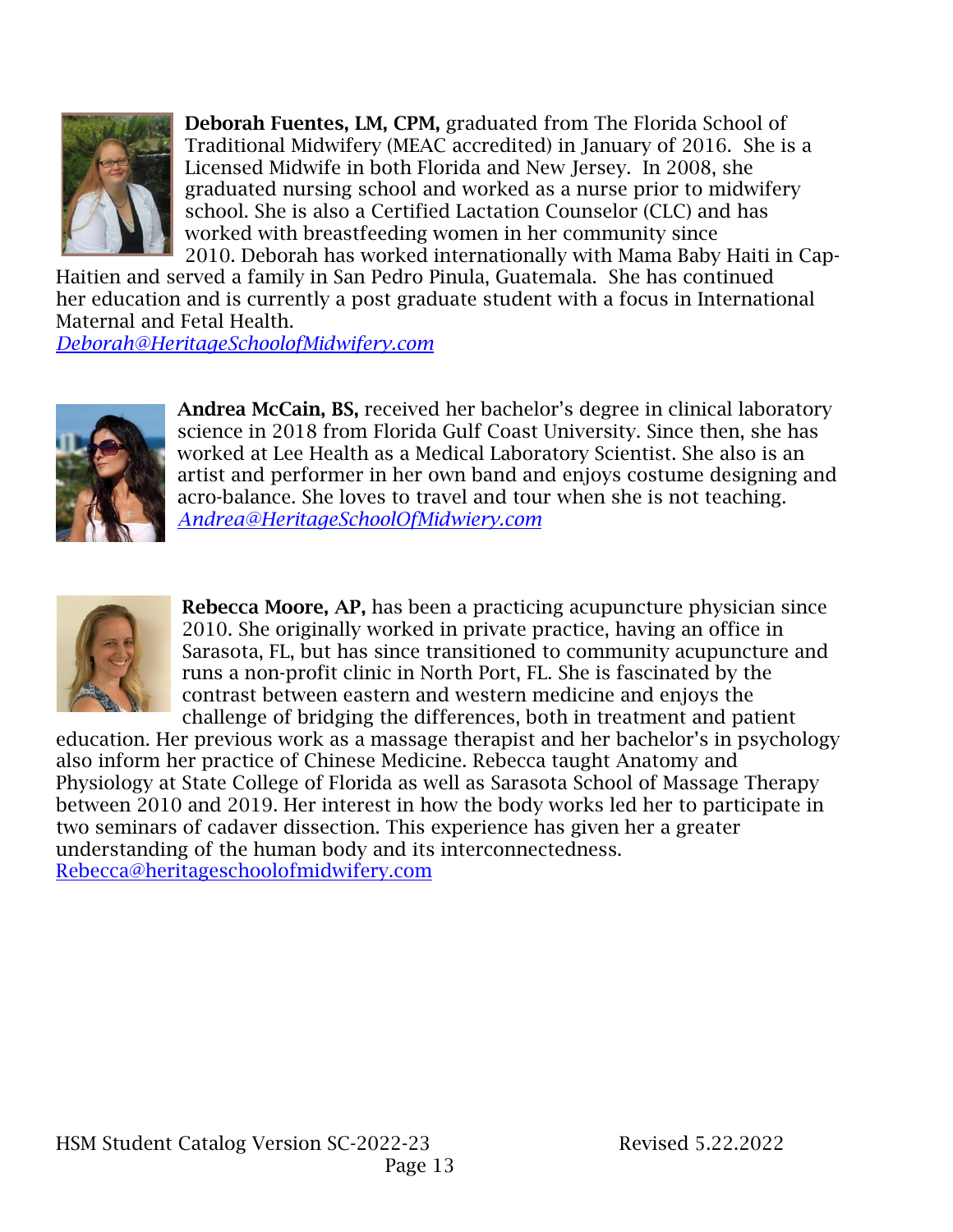**Deborah Fuentes, LM, CPM,** graduated from The Florida School of Traditional Midwifery (MEAC accredited) in January of 2016. She is a Licensed Midwife in both Florida and New Jersey. In 2008, she graduated nursing school and worked as a nurse prior to midwifery school. She is also a Certified Lactation Counselor (CLC) and has worked with breastfeeding women in her community since 2010. Deborah has worked internationally with Mama Baby Haiti in Cap-Haitien and served a family in San Pedro Pinula, Guatemala. She has continued her education and is currently a post graduate student with a focus in International Maternal and Fetal Health.
*Deborah@HeritageSchoolofMidwifery.com*

**Andrea McCain, BS,** received her bachelor's degree in clinical laboratory science in 2018 from Florida Gulf Coast University. Since then, she has worked at Lee Health as a Medical Laboratory Scientist. She also is an artist and performer in her own band and enjoys costume designing and acro-balance. She loves to travel and tour when she is not teaching.
*Andrea@HeritageSchoolOfMidwiery.com*

**Rebecca Moore, AP,** has been a practicing acupuncture physician since 2010. She originally worked in private practice, having an office in Sarasota, FL, but has since transitioned to community acupuncture and runs a non-profit clinic in North Port, FL. She is fascinated by the contrast between eastern and western medicine and enjoys the challenge of bridging the differences, both in treatment and patient education. Her previous work as a massage therapist and her bachelor's in psychology also inform her practice of Chinese Medicine. Rebecca taught Anatomy and Physiology at State College of Florida as well as Sarasota School of Massage Therapy between 2010 and 2019. Her interest in how the body works led her to participate in two seminars of cadaver dissection. This experience has given her a greater understanding of the human body and its interconnectedness.
Rebecca@heritageschoolofmidwifery.com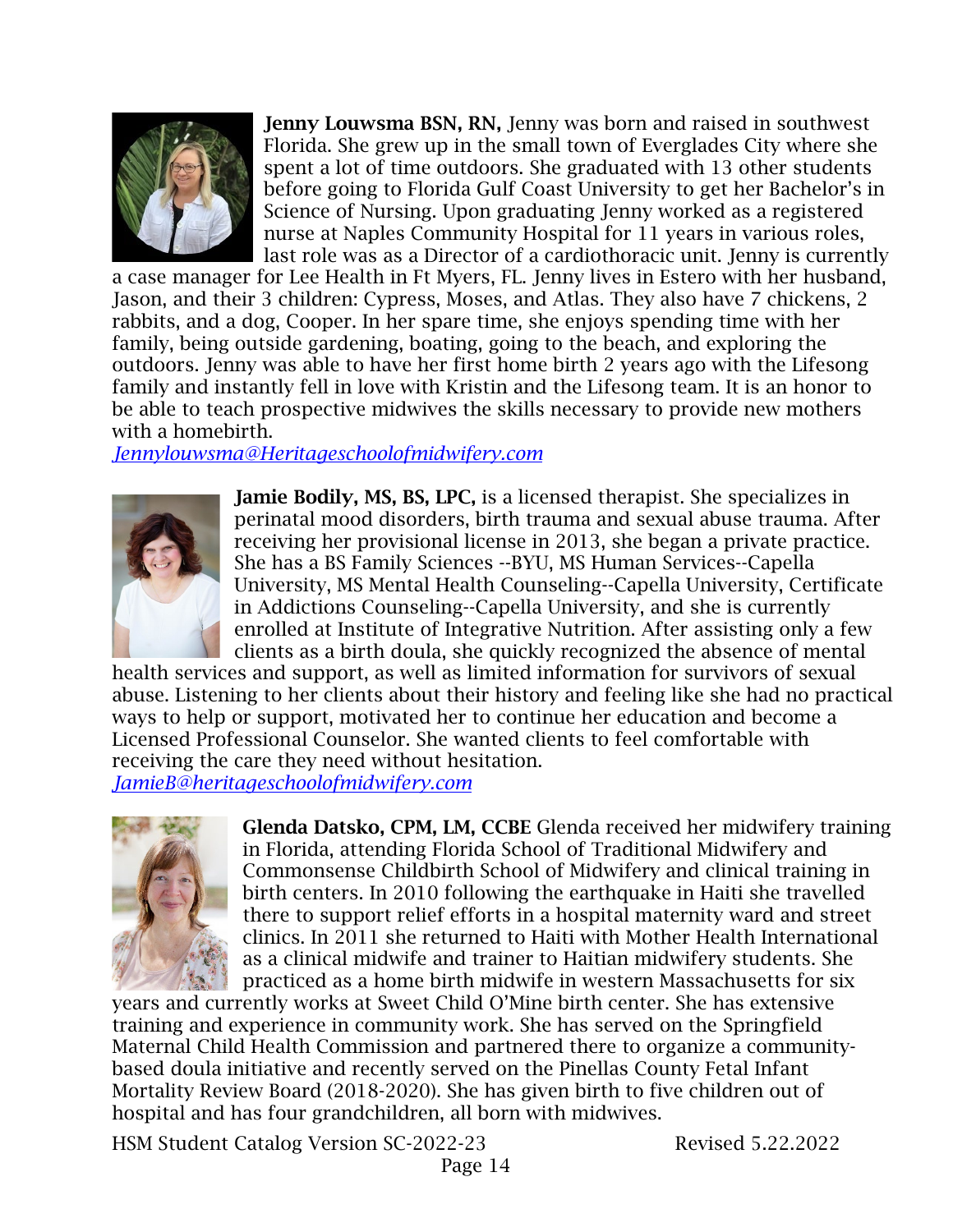**Jenny Louwsma BSN, RN,** Jenny was born and raised in southwest Florida. She grew up in the small town of Everglades City where she spent a lot of time outdoors. She graduated with 13 other students before going to Florida Gulf Coast University to get her Bachelor's in Science of Nursing. Upon graduating Jenny worked as a registered nurse at Naples Community Hospital for 11 years in various roles, last role was as a Director of a cardiothoracic unit. Jenny is currently a case manager for Lee Health in Ft Myers, FL. Jenny lives in Estero with her husband, Jason, and their 3 children: Cypress, Moses, and Atlas. They also have 7 chickens, 2 rabbits, and a dog, Cooper. In her spare time, she enjoys spending time with her family, being outside gardening, boating, going to the beach, and exploring the outdoors. Jenny was able to have her first home birth 2 years ago with the Lifesong family and instantly fell in love with Kristin and the Lifesong team. It is an honor to be able to teach prospective midwives the skills necessary to provide new mothers with a homebirth.
*Jennylouwsma@Heritageschoolofmidwifery.com*

**Jamie Bodily, MS, BS, LPC,** is a licensed therapist. She specializes in perinatal mood disorders, birth trauma and sexual abuse trauma. After receiving her provisional license in 2013, she began a private practice. She has a BS Family Sciences --BYU, MS Human Services--Capella University, MS Mental Health Counseling--Capella University, Certificate in Addictions Counseling--Capella University, and she is currently enrolled at Institute of Integrative Nutrition. After assisting only a few clients as a birth doula, she quickly recognized the absence of mental health services and support, as well as limited information for survivors of sexual abuse. Listening to her clients about their history and feeling like she had no practical ways to help or support, motivated her to continue her education and become a Licensed Professional Counselor. She wanted clients to feel comfortable with receiving the care they need without hesitation.
*JamieB@heritageschoolofmidwifery.com*

**Glenda Datsko, CPM, LM, CCBE** Glenda received her midwifery training in Florida, attending Florida School of Traditional Midwifery and Commonsense Childbirth School of Midwifery and clinical training in birth centers. In 2010 following the earthquake in Haiti she travelled there to support relief efforts in a hospital maternity ward and street clinics. In 2011 she returned to Haiti with Mother Health International as a clinical midwife and trainer to Haitian midwifery students. She practiced as a home birth midwife in western Massachusetts for six years and currently works at Sweet Child O'Mine birth center. She has extensive training and experience in community work. She has served on the Springfield Maternal Child Health Commission and partnered there to organize a community-based doula initiative and recently served on the Pinellas County Fetal Infant Mortality Review Board (2018-2020). She has given birth to five children out of hospital and has four grandchildren, all born with midwives.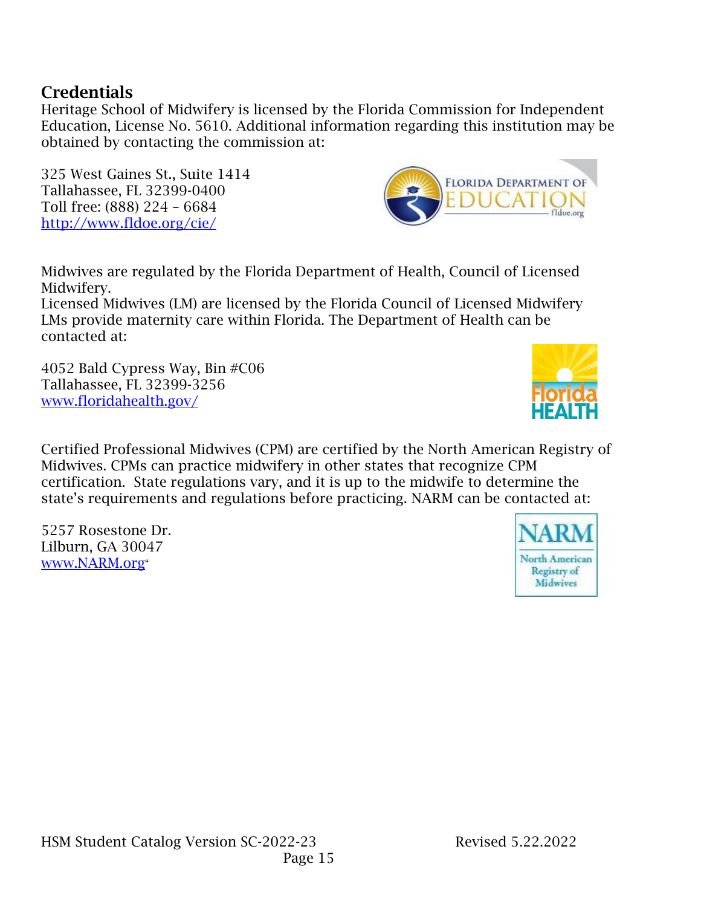## Credentials

Heritage School of Midwifery is licensed by the Florida Commission for Independent Education, License No. 5610. Additional information regarding this institution may be obtained by contacting the commission at:

325 West Gaines St., Suite 1414
Tallahassee, FL 32399-0400
Toll free: (888) 224 – 6684
http://www.fldoe.org/cie/

Midwives are regulated by the Florida Department of Health, Council of Licensed Midwifery.
Licensed Midwives (LM) are licensed by the Florida Council of Licensed Midwifery LMs provide maternity care within Florida. The Department of Health can be contacted at:

4052 Bald Cypress Way, Bin #C06
Tallahassee, FL 32399-3256
www.floridahealth.gov/

Certified Professional Midwives (CPM) are certified by the North American Registry of Midwives. CPMs can practice midwifery in other states that recognize CPM certification. State regulations vary, and it is up to the midwife to determine the state's requirements and regulations before practicing. NARM can be contacted at:

5257 Rosestone Dr.
Lilburn, GA 30047
www.NARM.org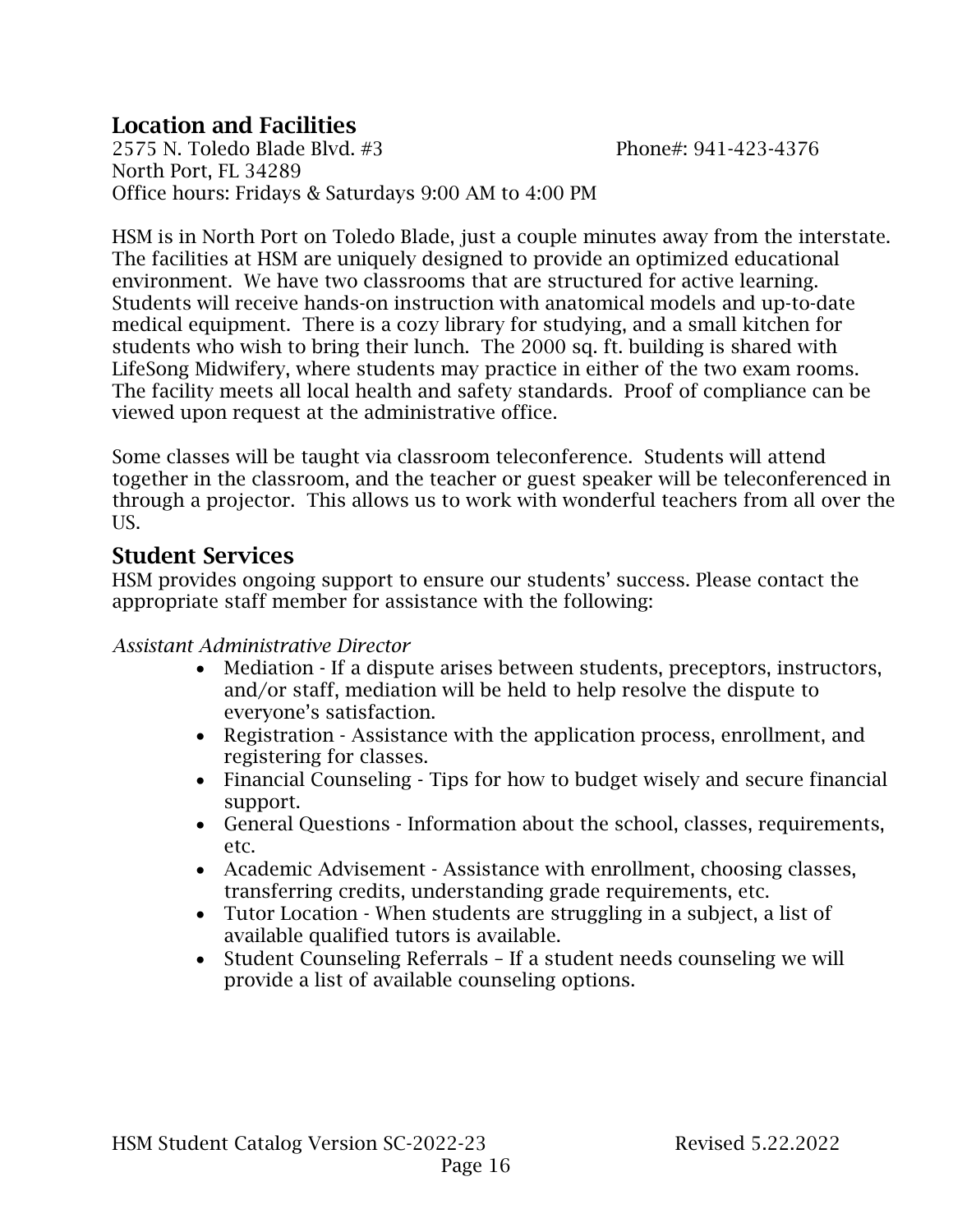## Location and Facilities

2575 N. Toledo Blade Blvd. #3  Phone#: 941-423-4376
North Port, FL 34289
Office hours: Fridays & Saturdays 9:00 AM to 4:00 PM

HSM is in North Port on Toledo Blade, just a couple minutes away from the interstate. The facilities at HSM are uniquely designed to provide an optimized educational environment. We have two classrooms that are structured for active learning. Students will receive hands-on instruction with anatomical models and up-to-date medical equipment. There is a cozy library for studying, and a small kitchen for students who wish to bring their lunch. The 2000 sq. ft. building is shared with LifeSong Midwifery, where students may practice in either of the two exam rooms. The facility meets all local health and safety standards. Proof of compliance can be viewed upon request at the administrative office.

Some classes will be taught via classroom teleconference. Students will attend together in the classroom, and the teacher or guest speaker will be teleconferenced in through a projector. This allows us to work with wonderful teachers from all over the US.

## Student Services

HSM provides ongoing support to ensure our students' success. Please contact the appropriate staff member for assistance with the following:

*Assistant Administrative Director*

- Mediation - If a dispute arises between students, preceptors, instructors, and/or staff, mediation will be held to help resolve the dispute to everyone's satisfaction.
- Registration - Assistance with the application process, enrollment, and registering for classes.
- Financial Counseling - Tips for how to budget wisely and secure financial support.
- General Questions - Information about the school, classes, requirements, etc.
- Academic Advisement - Assistance with enrollment, choosing classes, transferring credits, understanding grade requirements, etc.
- Tutor Location - When students are struggling in a subject, a list of available qualified tutors is available.
- Student Counseling Referrals – If a student needs counseling we will provide a list of available counseling options.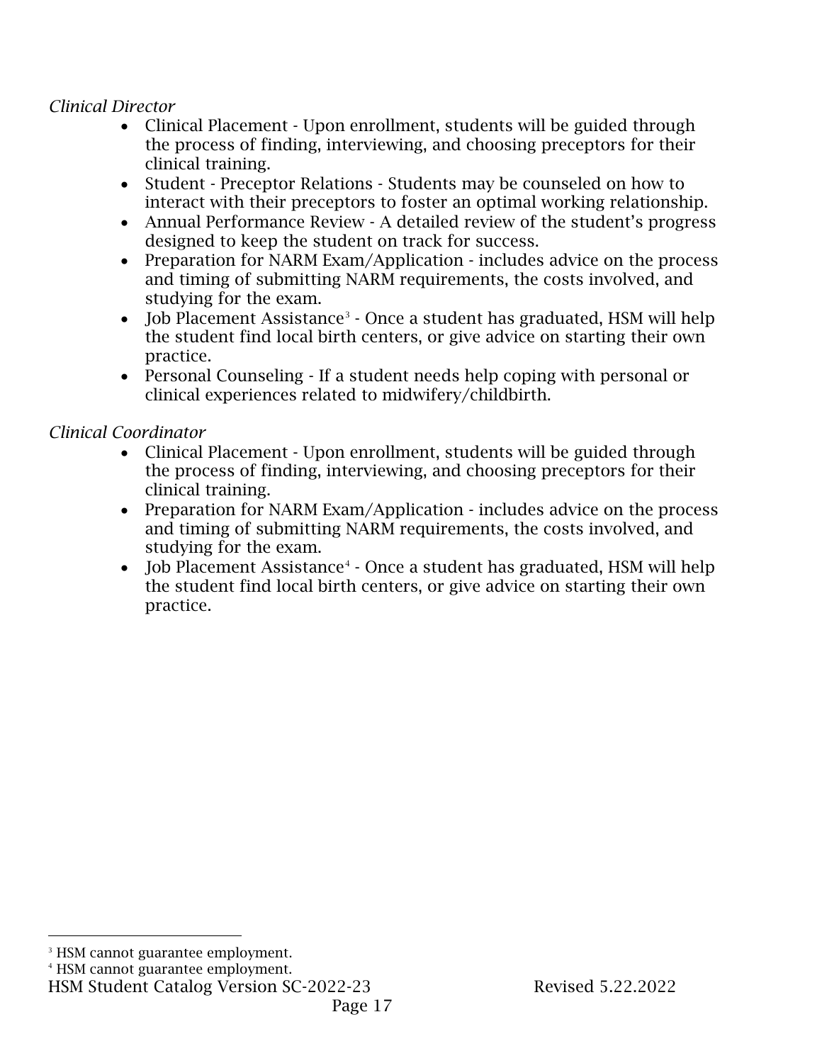*Clinical Director*

- Clinical Placement - Upon enrollment, students will be guided through the process of finding, interviewing, and choosing preceptors for their clinical training.
- Student - Preceptor Relations - Students may be counseled on how to interact with their preceptors to foster an optimal working relationship.
- Annual Performance Review - A detailed review of the student's progress designed to keep the student on track for success.
- Preparation for NARM Exam/Application - includes advice on the process and timing of submitting NARM requirements, the costs involved, and studying for the exam.
- Job Placement Assistance[3] - Once a student has graduated, HSM will help the student find local birth centers, or give advice on starting their own practice.
- Personal Counseling - If a student needs help coping with personal or clinical experiences related to midwifery/childbirth.

*Clinical Coordinator*

- Clinical Placement - Upon enrollment, students will be guided through the process of finding, interviewing, and choosing preceptors for their clinical training.
- Preparation for NARM Exam/Application - includes advice on the process and timing of submitting NARM requirements, the costs involved, and studying for the exam.
- Job Placement Assistance[4] - Once a student has graduated, HSM will help the student find local birth centers, or give advice on starting their own practice.

[3] HSM cannot guarantee employment.

[4] HSM cannot guarantee employment.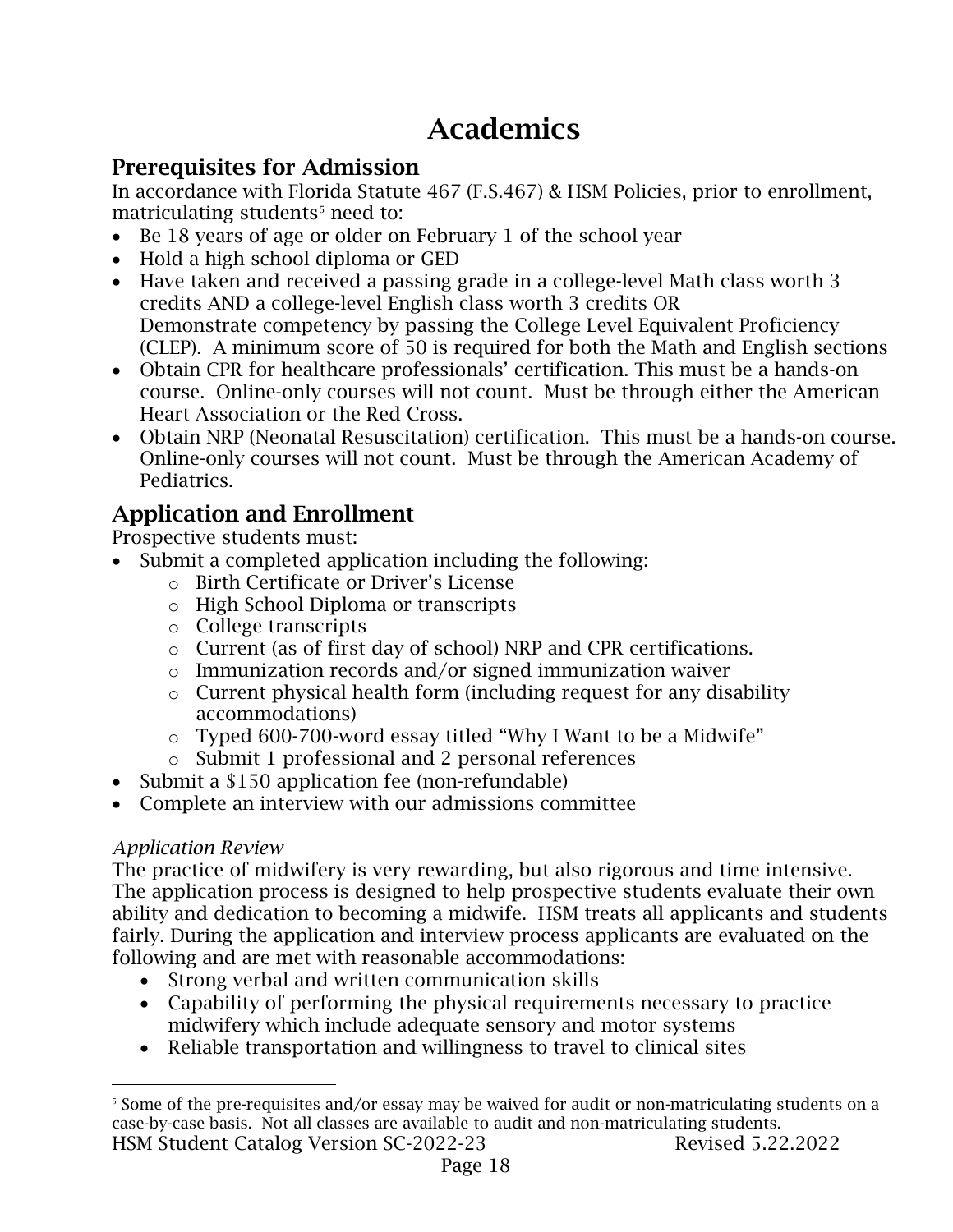# Academics

## Prerequisites for Admission

In accordance with Florida Statute 467 (F.S.467) & HSM Policies, prior to enrollment, matriculating students[5] need to:

- Be 18 years of age or older on February 1 of the school year
- Hold a high school diploma or GED
- Have taken and received a passing grade in a college-level Math class worth 3 credits AND a college-level English class worth 3 credits OR
  Demonstrate competency by passing the College Level Equivalent Proficiency (CLEP). A minimum score of 50 is required for both the Math and English sections
- Obtain CPR for healthcare professionals' certification. This must be a hands-on course. Online-only courses will not count. Must be through either the American Heart Association or the Red Cross.
- Obtain NRP (Neonatal Resuscitation) certification. This must be a hands-on course. Online-only courses will not count. Must be through the American Academy of Pediatrics.

## Application and Enrollment

Prospective students must:

- Submit a completed application including the following:
  - Birth Certificate or Driver's License
  - High School Diploma or transcripts
  - College transcripts
  - Current (as of first day of school) NRP and CPR certifications.
  - Immunization records and/or signed immunization waiver
  - Current physical health form (including request for any disability accommodations)
  - Typed 600-700-word essay titled "Why I Want to be a Midwife"
  - Submit 1 professional and 2 personal references
- Submit a $150 application fee (non-refundable)
- Complete an interview with our admissions committee

*Application Review*

The practice of midwifery is very rewarding, but also rigorous and time intensive. The application process is designed to help prospective students evaluate their own ability and dedication to becoming a midwife. HSM treats all applicants and students fairly. During the application and interview process applicants are evaluated on the following and are met with reasonable accommodations:

- Strong verbal and written communication skills
- Capability of performing the physical requirements necessary to practice midwifery which include adequate sensory and motor systems
- Reliable transportation and willingness to travel to clinical sites

[5] Some of the pre-requisites and/or essay may be waived for audit or non-matriculating students on a case-by-case basis. Not all classes are available to audit and non-matriculating students.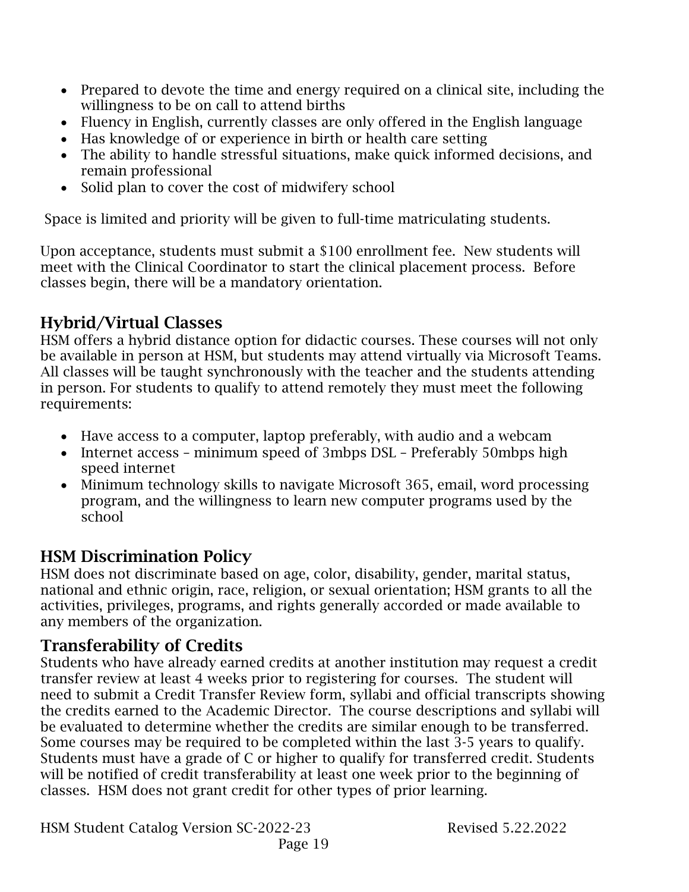- Prepared to devote the time and energy required on a clinical site, including the willingness to be on call to attend births
- Fluency in English, currently classes are only offered in the English language
- Has knowledge of or experience in birth or health care setting
- The ability to handle stressful situations, make quick informed decisions, and remain professional
- Solid plan to cover the cost of midwifery school

Space is limited and priority will be given to full-time matriculating students.

Upon acceptance, students must submit a $100 enrollment fee. New students will meet with the Clinical Coordinator to start the clinical placement process. Before classes begin, there will be a mandatory orientation.

## Hybrid/Virtual Classes

HSM offers a hybrid distance option for didactic courses. These courses will not only be available in person at HSM, but students may attend virtually via Microsoft Teams. All classes will be taught synchronously with the teacher and the students attending in person. For students to qualify to attend remotely they must meet the following requirements:

- Have access to a computer, laptop preferably, with audio and a webcam
- Internet access – minimum speed of 3mbps DSL – Preferably 50mbps high speed internet
- Minimum technology skills to navigate Microsoft 365, email, word processing program, and the willingness to learn new computer programs used by the school

## HSM Discrimination Policy

HSM does not discriminate based on age, color, disability, gender, marital status, national and ethnic origin, race, religion, or sexual orientation; HSM grants to all the activities, privileges, programs, and rights generally accorded or made available to any members of the organization.

## Transferability of Credits

Students who have already earned credits at another institution may request a credit transfer review at least 4 weeks prior to registering for courses. The student will need to submit a Credit Transfer Review form, syllabi and official transcripts showing the credits earned to the Academic Director. The course descriptions and syllabi will be evaluated to determine whether the credits are similar enough to be transferred. Some courses may be required to be completed within the last 3-5 years to qualify. Students must have a grade of C or higher to qualify for transferred credit. Students will be notified of credit transferability at least one week prior to the beginning of classes. HSM does not grant credit for other types of prior learning.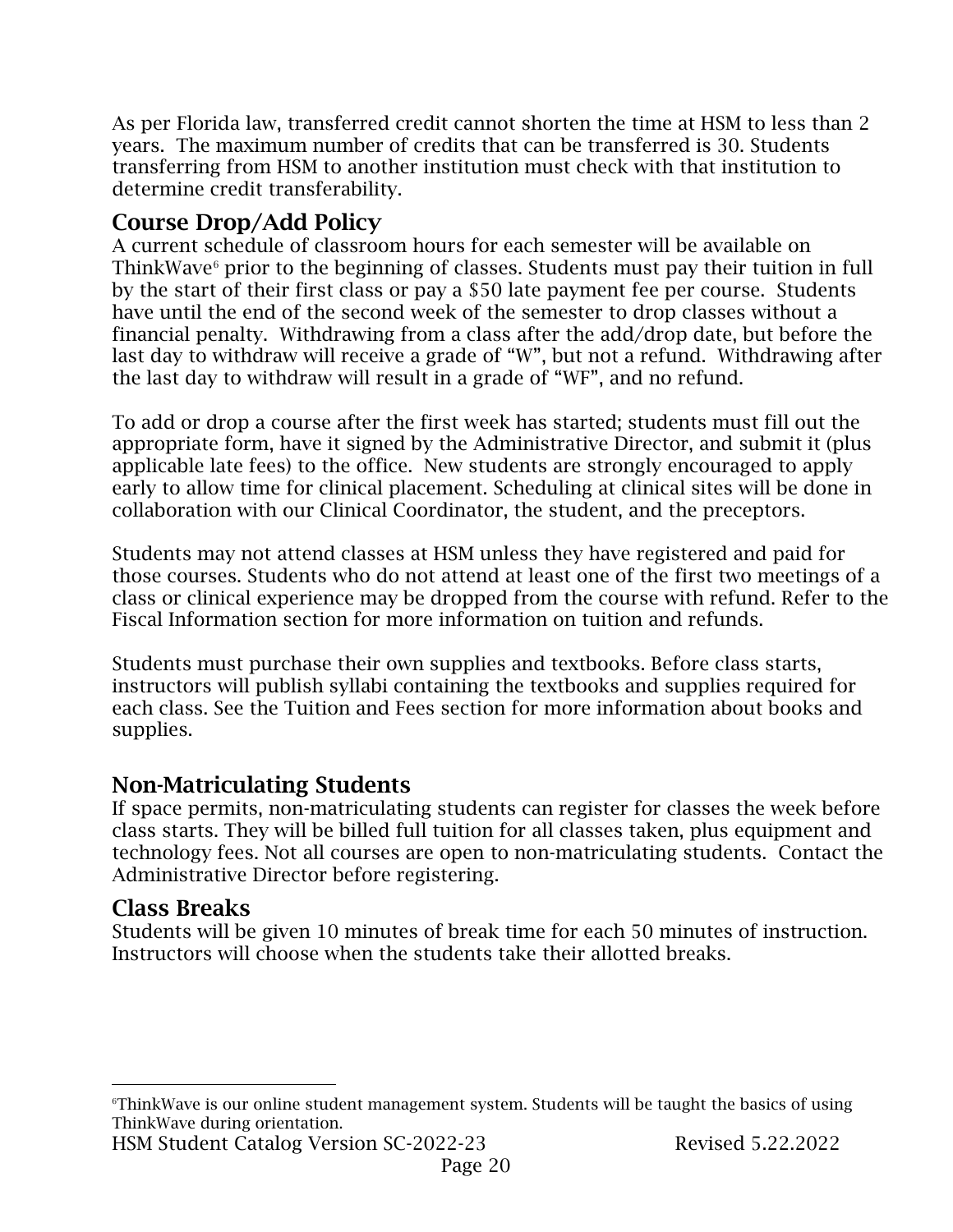As per Florida law, transferred credit cannot shorten the time at HSM to less than 2 years. The maximum number of credits that can be transferred is 30. Students transferring from HSM to another institution must check with that institution to determine credit transferability.

## Course Drop/Add Policy

A current schedule of classroom hours for each semester will be available on ThinkWave[6] prior to the beginning of classes. Students must pay their tuition in full by the start of their first class or pay a $50 late payment fee per course. Students have until the end of the second week of the semester to drop classes without a financial penalty. Withdrawing from a class after the add/drop date, but before the last day to withdraw will receive a grade of "W", but not a refund. Withdrawing after the last day to withdraw will result in a grade of "WF", and no refund.

To add or drop a course after the first week has started; students must fill out the appropriate form, have it signed by the Administrative Director, and submit it (plus applicable late fees) to the office. New students are strongly encouraged to apply early to allow time for clinical placement. Scheduling at clinical sites will be done in collaboration with our Clinical Coordinator, the student, and the preceptors.

Students may not attend classes at HSM unless they have registered and paid for those courses. Students who do not attend at least one of the first two meetings of a class or clinical experience may be dropped from the course with refund. Refer to the Fiscal Information section for more information on tuition and refunds.

Students must purchase their own supplies and textbooks. Before class starts, instructors will publish syllabi containing the textbooks and supplies required for each class. See the Tuition and Fees section for more information about books and supplies.

## Non-Matriculating Students

If space permits, non-matriculating students can register for classes the week before class starts. They will be billed full tuition for all classes taken, plus equipment and technology fees. Not all courses are open to non-matriculating students. Contact the Administrative Director before registering.

## Class Breaks

Students will be given 10 minutes of break time for each 50 minutes of instruction. Instructors will choose when the students take their allotted breaks.

---

[6] ThinkWave is our online student management system. Students will be taught the basics of using ThinkWave during orientation.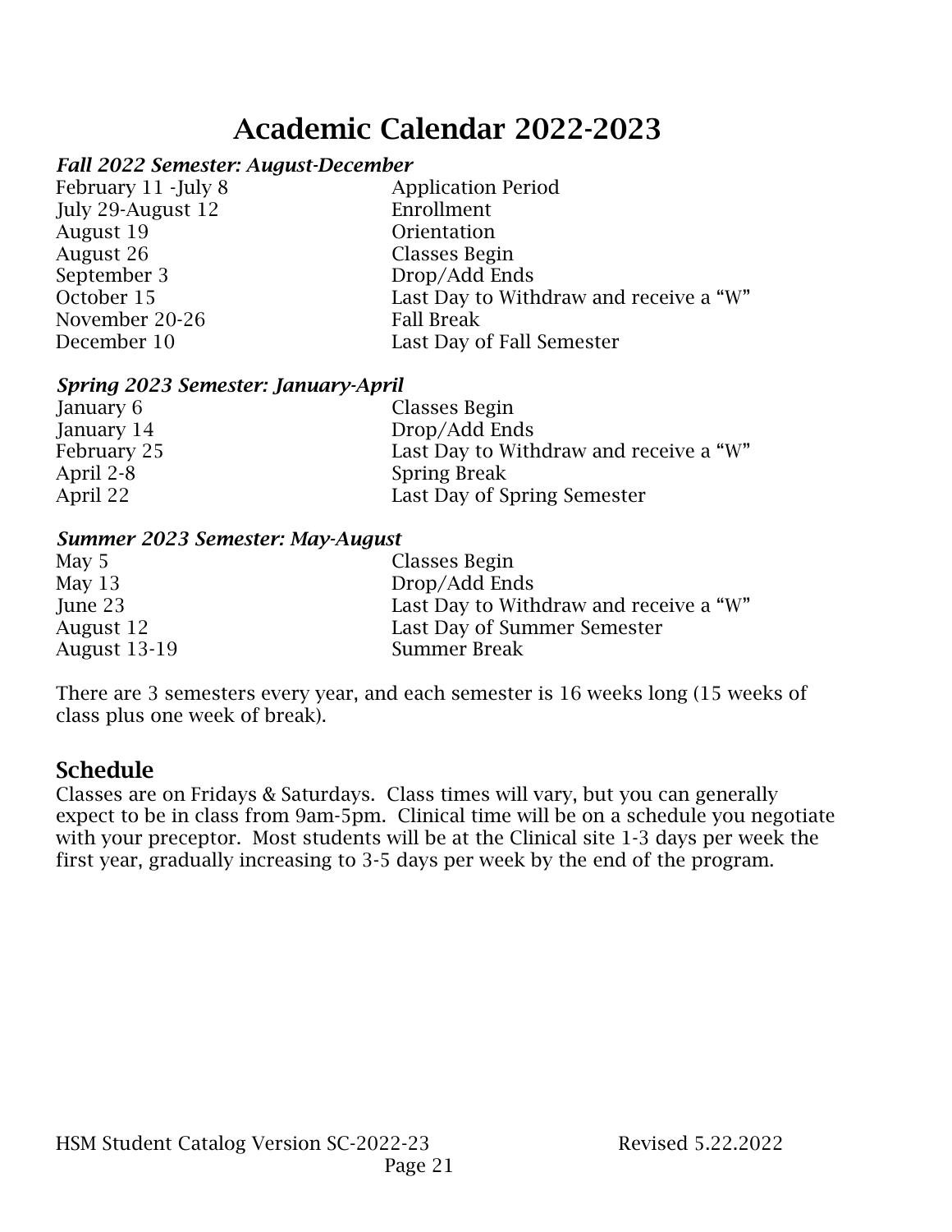# Academic Calendar 2022-2023

***Fall 2022 Semester: August-December***

| | |
|---|---|
| February 11 -July 8 | Application Period |
| July 29-August 12 | Enrollment |
| August 19 | Orientation |
| August 26 | Classes Begin |
| September 3 | Drop/Add Ends |
| October 15 | Last Day to Withdraw and receive a "W" |
| November 20-26 | Fall Break |
| December 10 | Last Day of Fall Semester |

***Spring 2023 Semester: January-April***

| | |
|---|---|
| January 6 | Classes Begin |
| January 14 | Drop/Add Ends |
| February 25 | Last Day to Withdraw and receive a "W" |
| April 2-8 | Spring Break |
| April 22 | Last Day of Spring Semester |

***Summer 2023 Semester: May-August***

| | |
|---|---|
| May 5 | Classes Begin |
| May 13 | Drop/Add Ends |
| June 23 | Last Day to Withdraw and receive a "W" |
| August 12 | Last Day of Summer Semester |
| August 13-19 | Summer Break |

There are 3 semesters every year, and each semester is 16 weeks long (15 weeks of class plus one week of break).

## Schedule

Classes are on Fridays & Saturdays. Class times will vary, but you can generally expect to be in class from 9am-5pm. Clinical time will be on a schedule you negotiate with your preceptor. Most students will be at the Clinical site 1-3 days per week the first year, gradually increasing to 3-5 days per week by the end of the program.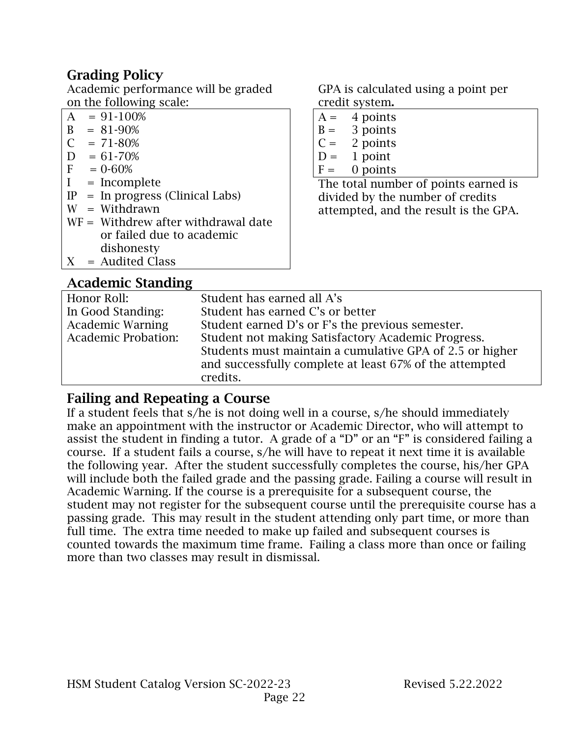## Grading Policy

Academic performance will be graded on the following scale:

| Grade | Meaning |
|---|---|
| A | = 91-100% |
| B | = 81-90% |
| C | = 71-80% |
| D | = 61-70% |
| F | = 0-60% |
| I | = Incomplete |
| IP | = In progress (Clinical Labs) |
| W | = Withdrawn |
| WF | = Withdrew after withdrawal date or failed due to academic dishonesty |
| X | = Audited Class |

GPA is calculated using a point per credit system**.**

| Grade | Points |
|---|---|
| A = | 4 points |
| B = | 3 points |
| C = | 2 points |
| D = | 1 point |
| F = | 0 points |

The total number of points earned is divided by the number of credits attempted, and the result is the GPA.

## Academic Standing

| Standing | Description |
|---|---|
| Honor Roll: | Student has earned all A's |
| In Good Standing: | Student has earned C's or better |
| Academic Warning | Student earned D's or F's the previous semester. |
| Academic Probation: | Student not making Satisfactory Academic Progress. Students must maintain a cumulative GPA of 2.5 or higher and successfully complete at least 67% of the attempted credits. |

## Failing and Repeating a Course

If a student feels that s/he is not doing well in a course, s/he should immediately make an appointment with the instructor or Academic Director, who will attempt to assist the student in finding a tutor. A grade of a "D" or an "F" is considered failing a course. If a student fails a course, s/he will have to repeat it next time it is available the following year. After the student successfully completes the course, his/her GPA will include both the failed grade and the passing grade. Failing a course will result in Academic Warning. If the course is a prerequisite for a subsequent course, the student may not register for the subsequent course until the prerequisite course has a passing grade. This may result in the student attending only part time, or more than full time. The extra time needed to make up failed and subsequent courses is counted towards the maximum time frame. Failing a class more than once or failing more than two classes may result in dismissal.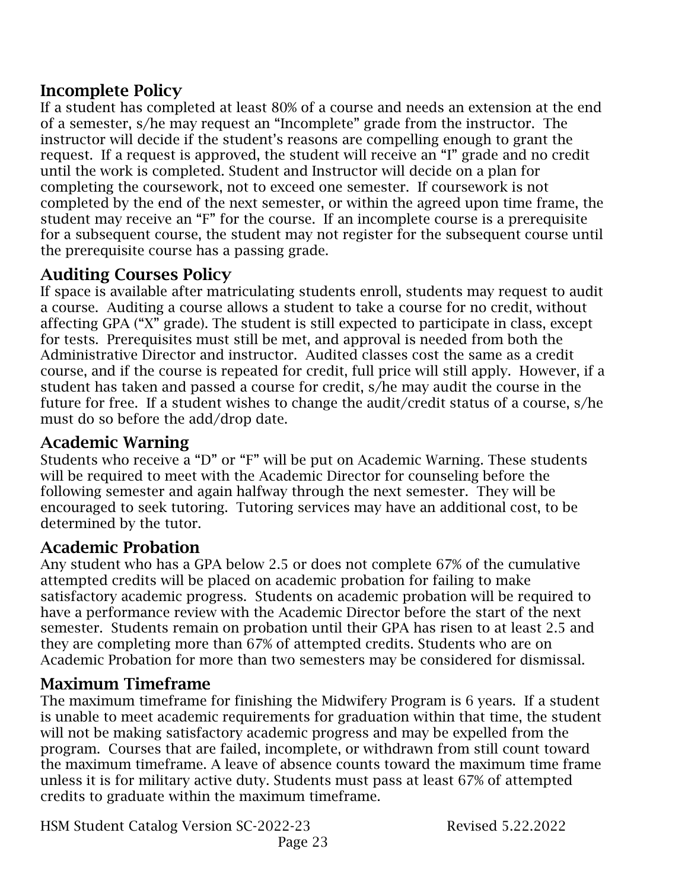## Incomplete Policy

If a student has completed at least 80% of a course and needs an extension at the end of a semester, s/he may request an "Incomplete" grade from the instructor. The instructor will decide if the student's reasons are compelling enough to grant the request. If a request is approved, the student will receive an "I" grade and no credit until the work is completed. Student and Instructor will decide on a plan for completing the coursework, not to exceed one semester. If coursework is not completed by the end of the next semester, or within the agreed upon time frame, the student may receive an "F" for the course. If an incomplete course is a prerequisite for a subsequent course, the student may not register for the subsequent course until the prerequisite course has a passing grade.

## Auditing Courses Policy

If space is available after matriculating students enroll, students may request to audit a course. Auditing a course allows a student to take a course for no credit, without affecting GPA ("X" grade). The student is still expected to participate in class, except for tests. Prerequisites must still be met, and approval is needed from both the Administrative Director and instructor. Audited classes cost the same as a credit course, and if the course is repeated for credit, full price will still apply. However, if a student has taken and passed a course for credit, s/he may audit the course in the future for free. If a student wishes to change the audit/credit status of a course, s/he must do so before the add/drop date.

## Academic Warning

Students who receive a "D" or "F" will be put on Academic Warning. These students will be required to meet with the Academic Director for counseling before the following semester and again halfway through the next semester. They will be encouraged to seek tutoring. Tutoring services may have an additional cost, to be determined by the tutor.

## Academic Probation

Any student who has a GPA below 2.5 or does not complete 67% of the cumulative attempted credits will be placed on academic probation for failing to make satisfactory academic progress. Students on academic probation will be required to have a performance review with the Academic Director before the start of the next semester. Students remain on probation until their GPA has risen to at least 2.5 and they are completing more than 67% of attempted credits. Students who are on Academic Probation for more than two semesters may be considered for dismissal.

## Maximum Timeframe

The maximum timeframe for finishing the Midwifery Program is 6 years. If a student is unable to meet academic requirements for graduation within that time, the student will not be making satisfactory academic progress and may be expelled from the program. Courses that are failed, incomplete, or withdrawn from still count toward the maximum timeframe. A leave of absence counts toward the maximum time frame unless it is for military active duty. Students must pass at least 67% of attempted credits to graduate within the maximum timeframe.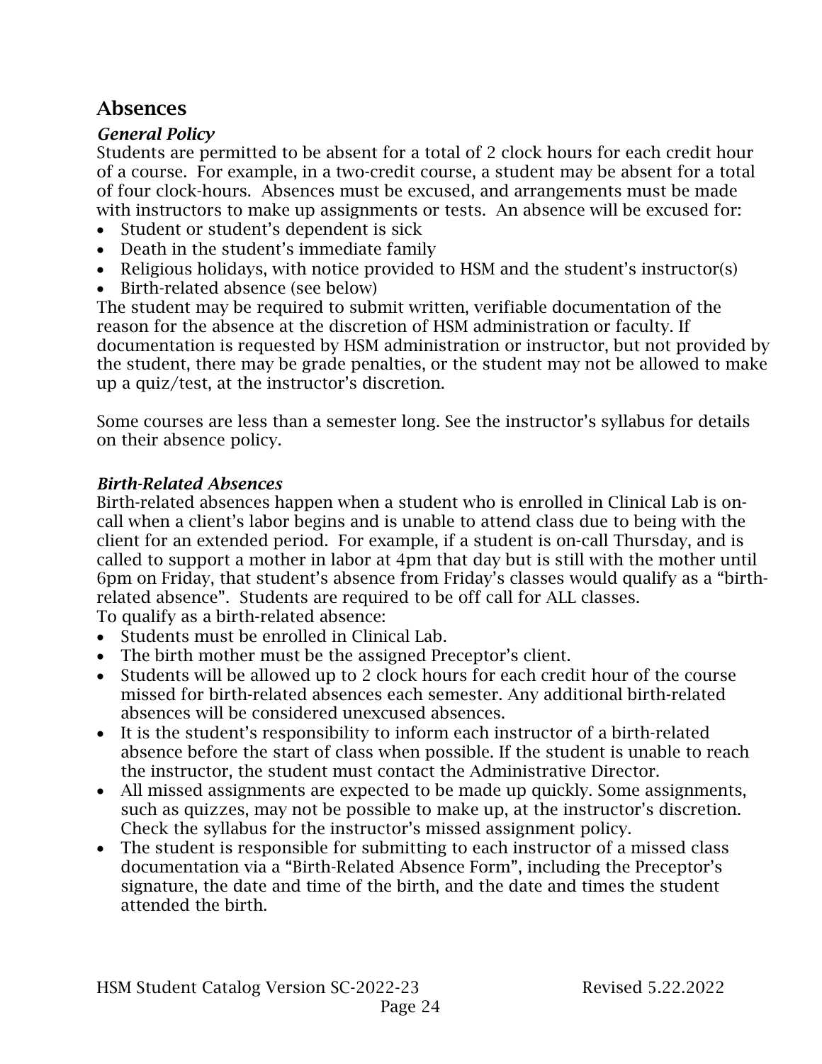## Absences

### *General Policy*

Students are permitted to be absent for a total of 2 clock hours for each credit hour of a course. For example, in a two-credit course, a student may be absent for a total of four clock-hours. Absences must be excused, and arrangements must be made with instructors to make up assignments or tests. An absence will be excused for:

- Student or student's dependent is sick
- Death in the student's immediate family
- Religious holidays, with notice provided to HSM and the student's instructor(s)
- Birth-related absence (see below)

The student may be required to submit written, verifiable documentation of the reason for the absence at the discretion of HSM administration or faculty. If documentation is requested by HSM administration or instructor, but not provided by the student, there may be grade penalties, or the student may not be allowed to make up a quiz/test, at the instructor's discretion.

Some courses are less than a semester long. See the instructor's syllabus for details on their absence policy.

### *Birth-Related Absences*

Birth-related absences happen when a student who is enrolled in Clinical Lab is on-call when a client's labor begins and is unable to attend class due to being with the client for an extended period. For example, if a student is on-call Thursday, and is called to support a mother in labor at 4pm that day but is still with the mother until 6pm on Friday, that student's absence from Friday's classes would qualify as a "birth-related absence". Students are required to be off call for ALL classes.

To qualify as a birth-related absence:

- Students must be enrolled in Clinical Lab.
- The birth mother must be the assigned Preceptor's client.
- Students will be allowed up to 2 clock hours for each credit hour of the course missed for birth-related absences each semester. Any additional birth-related absences will be considered unexcused absences.
- It is the student's responsibility to inform each instructor of a birth-related absence before the start of class when possible. If the student is unable to reach the instructor, the student must contact the Administrative Director.
- All missed assignments are expected to be made up quickly. Some assignments, such as quizzes, may not be possible to make up, at the instructor's discretion. Check the syllabus for the instructor's missed assignment policy.
- The student is responsible for submitting to each instructor of a missed class documentation via a "Birth-Related Absence Form", including the Preceptor's signature, the date and time of the birth, and the date and times the student attended the birth.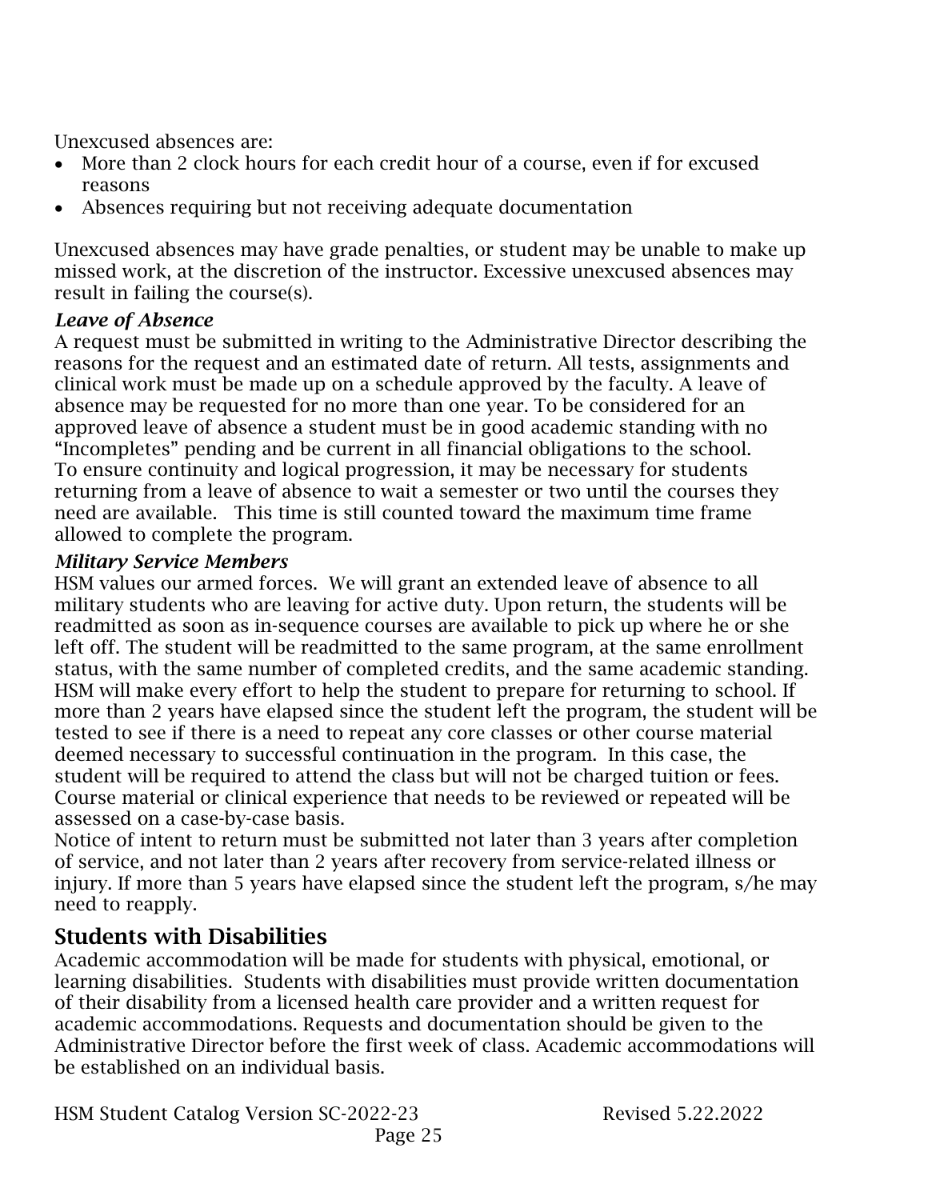Unexcused absences are:

- More than 2 clock hours for each credit hour of a course, even if for excused reasons
- Absences requiring but not receiving adequate documentation

Unexcused absences may have grade penalties, or student may be unable to make up missed work, at the discretion of the instructor. Excessive unexcused absences may result in failing the course(s).

### *Leave of Absence*

A request must be submitted in writing to the Administrative Director describing the reasons for the request and an estimated date of return. All tests, assignments and clinical work must be made up on a schedule approved by the faculty. A leave of absence may be requested for no more than one year. To be considered for an approved leave of absence a student must be in good academic standing with no "Incompletes" pending and be current in all financial obligations to the school. To ensure continuity and logical progression, it may be necessary for students returning from a leave of absence to wait a semester or two until the courses they need are available. This time is still counted toward the maximum time frame allowed to complete the program.

### *Military Service Members*

HSM values our armed forces. We will grant an extended leave of absence to all military students who are leaving for active duty. Upon return, the students will be readmitted as soon as in-sequence courses are available to pick up where he or she left off. The student will be readmitted to the same program, at the same enrollment status, with the same number of completed credits, and the same academic standing. HSM will make every effort to help the student to prepare for returning to school. If more than 2 years have elapsed since the student left the program, the student will be tested to see if there is a need to repeat any core classes or other course material deemed necessary to successful continuation in the program. In this case, the student will be required to attend the class but will not be charged tuition or fees. Course material or clinical experience that needs to be reviewed or repeated will be assessed on a case-by-case basis.

Notice of intent to return must be submitted not later than 3 years after completion of service, and not later than 2 years after recovery from service-related illness or injury. If more than 5 years have elapsed since the student left the program, s/he may need to reapply.

## Students with Disabilities

Academic accommodation will be made for students with physical, emotional, or learning disabilities. Students with disabilities must provide written documentation of their disability from a licensed health care provider and a written request for academic accommodations. Requests and documentation should be given to the Administrative Director before the first week of class. Academic accommodations will be established on an individual basis.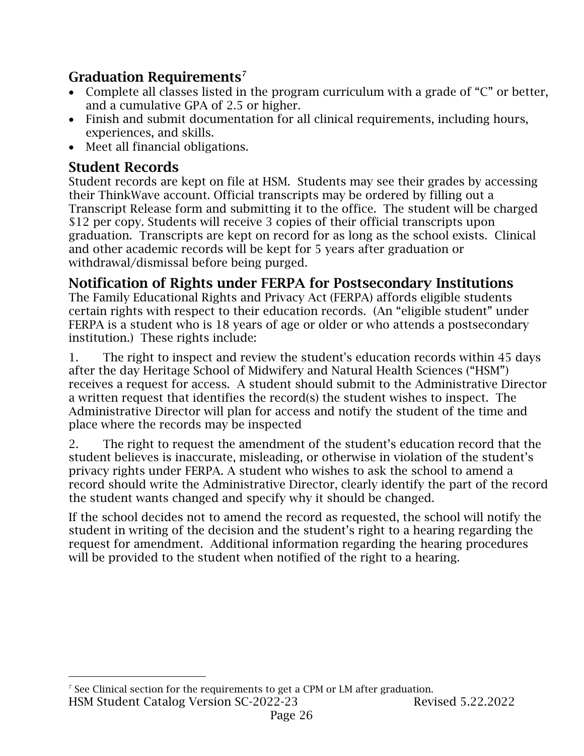## Graduation Requirements[7]

- Complete all classes listed in the program curriculum with a grade of "C" or better, and a cumulative GPA of 2.5 or higher.
- Finish and submit documentation for all clinical requirements, including hours, experiences, and skills.
- Meet all financial obligations.

## Student Records

Student records are kept on file at HSM. Students may see their grades by accessing their ThinkWave account. Official transcripts may be ordered by filling out a Transcript Release form and submitting it to the office. The student will be charged $12 per copy. Students will receive 3 copies of their official transcripts upon graduation. Transcripts are kept on record for as long as the school exists. Clinical and other academic records will be kept for 5 years after graduation or withdrawal/dismissal before being purged.

## Notification of Rights under FERPA for Postsecondary Institutions

The Family Educational Rights and Privacy Act (FERPA) affords eligible students certain rights with respect to their education records. (An "eligible student" under FERPA is a student who is 18 years of age or older or who attends a postsecondary institution.) These rights include:

1. The right to inspect and review the student's education records within 45 days after the day Heritage School of Midwifery and Natural Health Sciences ("HSM") receives a request for access. A student should submit to the Administrative Director a written request that identifies the record(s) the student wishes to inspect. The Administrative Director will plan for access and notify the student of the time and place where the records may be inspected

2. The right to request the amendment of the student's education record that the student believes is inaccurate, misleading, or otherwise in violation of the student's privacy rights under FERPA. A student who wishes to ask the school to amend a record should write the Administrative Director, clearly identify the part of the record the student wants changed and specify why it should be changed.

If the school decides not to amend the record as requested, the school will notify the student in writing of the decision and the student's right to a hearing regarding the request for amendment. Additional information regarding the hearing procedures will be provided to the student when notified of the right to a hearing.

[7] See Clinical section for the requirements to get a CPM or LM after graduation.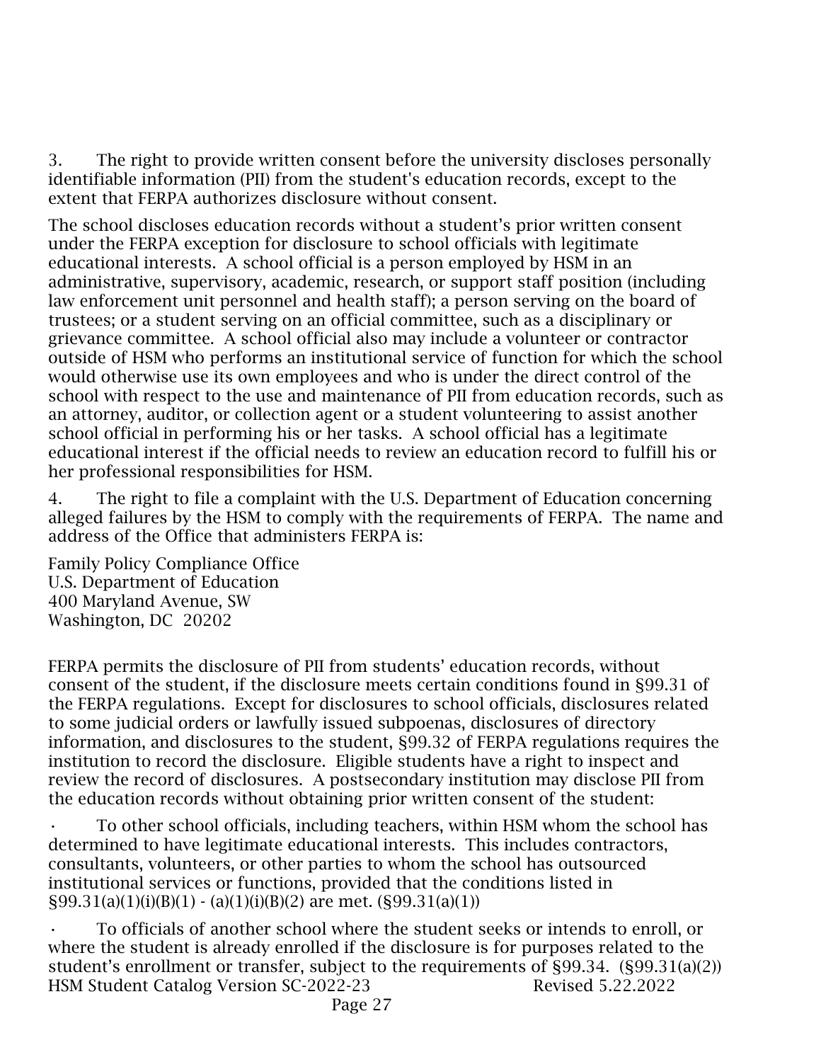3. The right to provide written consent before the university discloses personally identifiable information (PII) from the student's education records, except to the extent that FERPA authorizes disclosure without consent.

The school discloses education records without a student's prior written consent under the FERPA exception for disclosure to school officials with legitimate educational interests. A school official is a person employed by HSM in an administrative, supervisory, academic, research, or support staff position (including law enforcement unit personnel and health staff); a person serving on the board of trustees; or a student serving on an official committee, such as a disciplinary or grievance committee. A school official also may include a volunteer or contractor outside of HSM who performs an institutional service of function for which the school would otherwise use its own employees and who is under the direct control of the school with respect to the use and maintenance of PII from education records, such as an attorney, auditor, or collection agent or a student volunteering to assist another school official in performing his or her tasks. A school official has a legitimate educational interest if the official needs to review an education record to fulfill his or her professional responsibilities for HSM.

4. The right to file a complaint with the U.S. Department of Education concerning alleged failures by the HSM to comply with the requirements of FERPA. The name and address of the Office that administers FERPA is:

Family Policy Compliance Office
U.S. Department of Education
400 Maryland Avenue, SW
Washington, DC 20202

FERPA permits the disclosure of PII from students' education records, without consent of the student, if the disclosure meets certain conditions found in §99.31 of the FERPA regulations. Except for disclosures to school officials, disclosures related to some judicial orders or lawfully issued subpoenas, disclosures of directory information, and disclosures to the student, §99.32 of FERPA regulations requires the institution to record the disclosure. Eligible students have a right to inspect and review the record of disclosures. A postsecondary institution may disclose PII from the education records without obtaining prior written consent of the student:

- To other school officials, including teachers, within HSM whom the school has determined to have legitimate educational interests. This includes contractors, consultants, volunteers, or other parties to whom the school has outsourced institutional services or functions, provided that the conditions listed in §99.31(a)(1)(i)(B)(1) - (a)(1)(i)(B)(2) are met. (§99.31(a)(1))
- To officials of another school where the student seeks or intends to enroll, or where the student is already enrolled if the disclosure is for purposes related to the student's enrollment or transfer, subject to the requirements of §99.34. (§99.31(a)(2))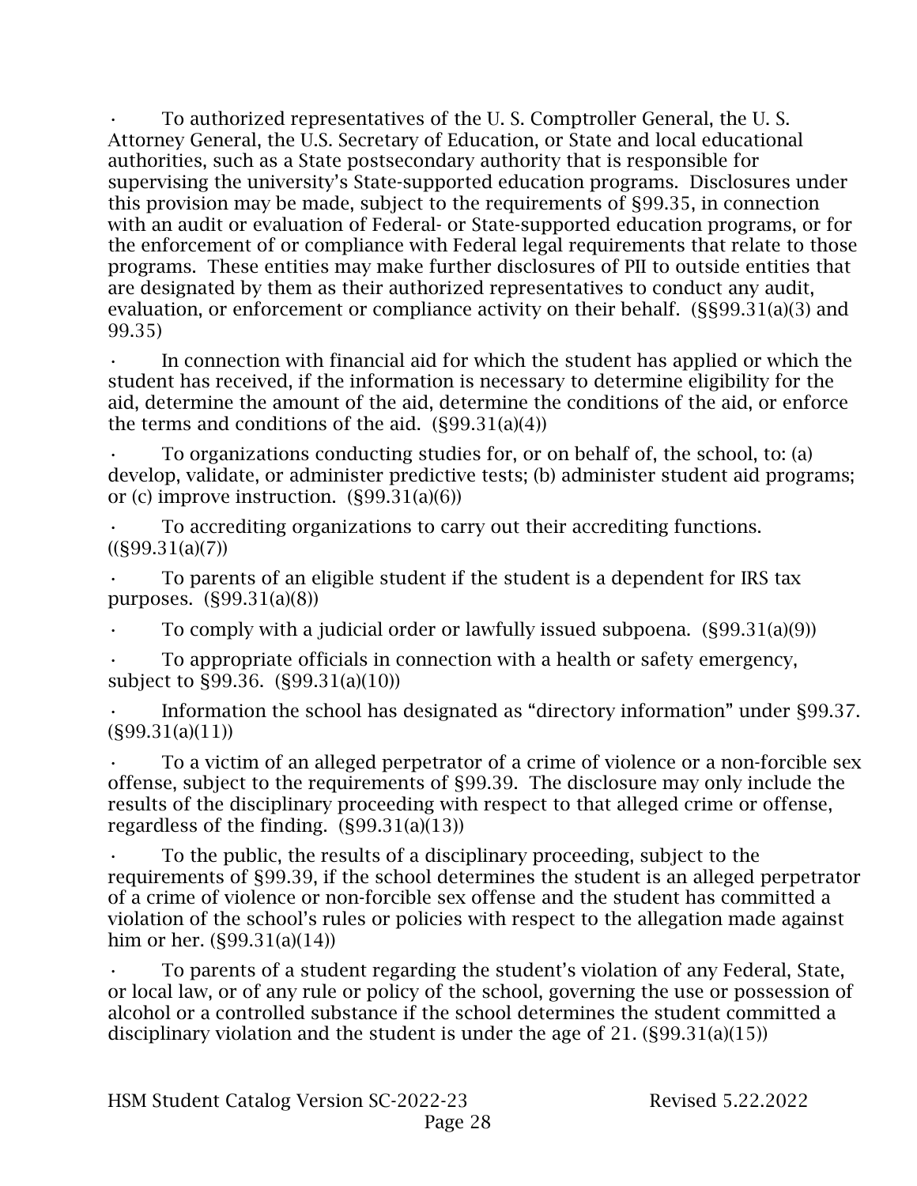- To authorized representatives of the U. S. Comptroller General, the U. S. Attorney General, the U.S. Secretary of Education, or State and local educational authorities, such as a State postsecondary authority that is responsible for supervising the university's State-supported education programs. Disclosures under this provision may be made, subject to the requirements of §99.35, in connection with an audit or evaluation of Federal- or State-supported education programs, or for the enforcement of or compliance with Federal legal requirements that relate to those programs. These entities may make further disclosures of PII to outside entities that are designated by them as their authorized representatives to conduct any audit, evaluation, or enforcement or compliance activity on their behalf. (§§99.31(a)(3) and 99.35)
- In connection with financial aid for which the student has applied or which the student has received, if the information is necessary to determine eligibility for the aid, determine the amount of the aid, determine the conditions of the aid, or enforce the terms and conditions of the aid. (§99.31(a)(4))
- To organizations conducting studies for, or on behalf of, the school, to: (a) develop, validate, or administer predictive tests; (b) administer student aid programs; or (c) improve instruction. (§99.31(a)(6))
- To accrediting organizations to carry out their accrediting functions. ((§99.31(a)(7))
- To parents of an eligible student if the student is a dependent for IRS tax purposes. (§99.31(a)(8))
- To comply with a judicial order or lawfully issued subpoena. (§99.31(a)(9))
- To appropriate officials in connection with a health or safety emergency, subject to §99.36. (§99.31(a)(10))
- Information the school has designated as "directory information" under §99.37. (§99.31(a)(11))
- To a victim of an alleged perpetrator of a crime of violence or a non-forcible sex offense, subject to the requirements of §99.39. The disclosure may only include the results of the disciplinary proceeding with respect to that alleged crime or offense, regardless of the finding. (§99.31(a)(13))
- To the public, the results of a disciplinary proceeding, subject to the requirements of §99.39, if the school determines the student is an alleged perpetrator of a crime of violence or non-forcible sex offense and the student has committed a violation of the school's rules or policies with respect to the allegation made against him or her. (§99.31(a)(14))
- To parents of a student regarding the student's violation of any Federal, State, or local law, or of any rule or policy of the school, governing the use or possession of alcohol or a controlled substance if the school determines the student committed a disciplinary violation and the student is under the age of 21. (§99.31(a)(15))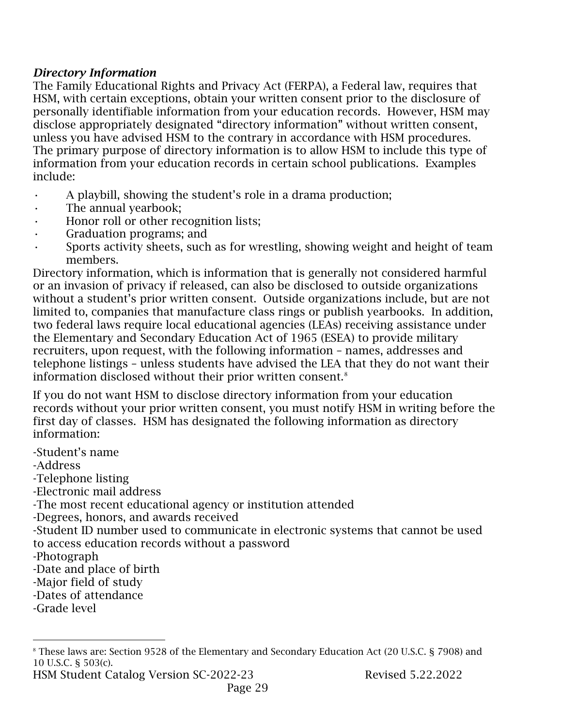### *Directory Information*

The Family Educational Rights and Privacy Act (FERPA), a Federal law, requires that HSM, with certain exceptions, obtain your written consent prior to the disclosure of personally identifiable information from your education records. However, HSM may disclose appropriately designated "directory information" without written consent, unless you have advised HSM to the contrary in accordance with HSM procedures. The primary purpose of directory information is to allow HSM to include this type of information from your education records in certain school publications. Examples include:

- A playbill, showing the student's role in a drama production;
- The annual yearbook;
- Honor roll or other recognition lists;
- Graduation programs; and
- Sports activity sheets, such as for wrestling, showing weight and height of team members.

Directory information, which is information that is generally not considered harmful or an invasion of privacy if released, can also be disclosed to outside organizations without a student's prior written consent. Outside organizations include, but are not limited to, companies that manufacture class rings or publish yearbooks. In addition, two federal laws require local educational agencies (LEAs) receiving assistance under the Elementary and Secondary Education Act of 1965 (ESEA) to provide military recruiters, upon request, with the following information – names, addresses and telephone listings – unless students have advised the LEA that they do not want their information disclosed without their prior written consent.[8]

If you do not want HSM to disclose directory information from your education records without your prior written consent, you must notify HSM in writing before the first day of classes. HSM has designated the following information as directory information:

-Student's name
-Address
-Telephone listing
-Electronic mail address
-The most recent educational agency or institution attended
-Degrees, honors, and awards received
-Student ID number used to communicate in electronic systems that cannot be used to access education records without a password
-Photograph
-Date and place of birth
-Major field of study
-Dates of attendance
-Grade level

[8] These laws are: Section 9528 of the Elementary and Secondary Education Act (20 U.S.C. § 7908) and 10 U.S.C. § 503(c).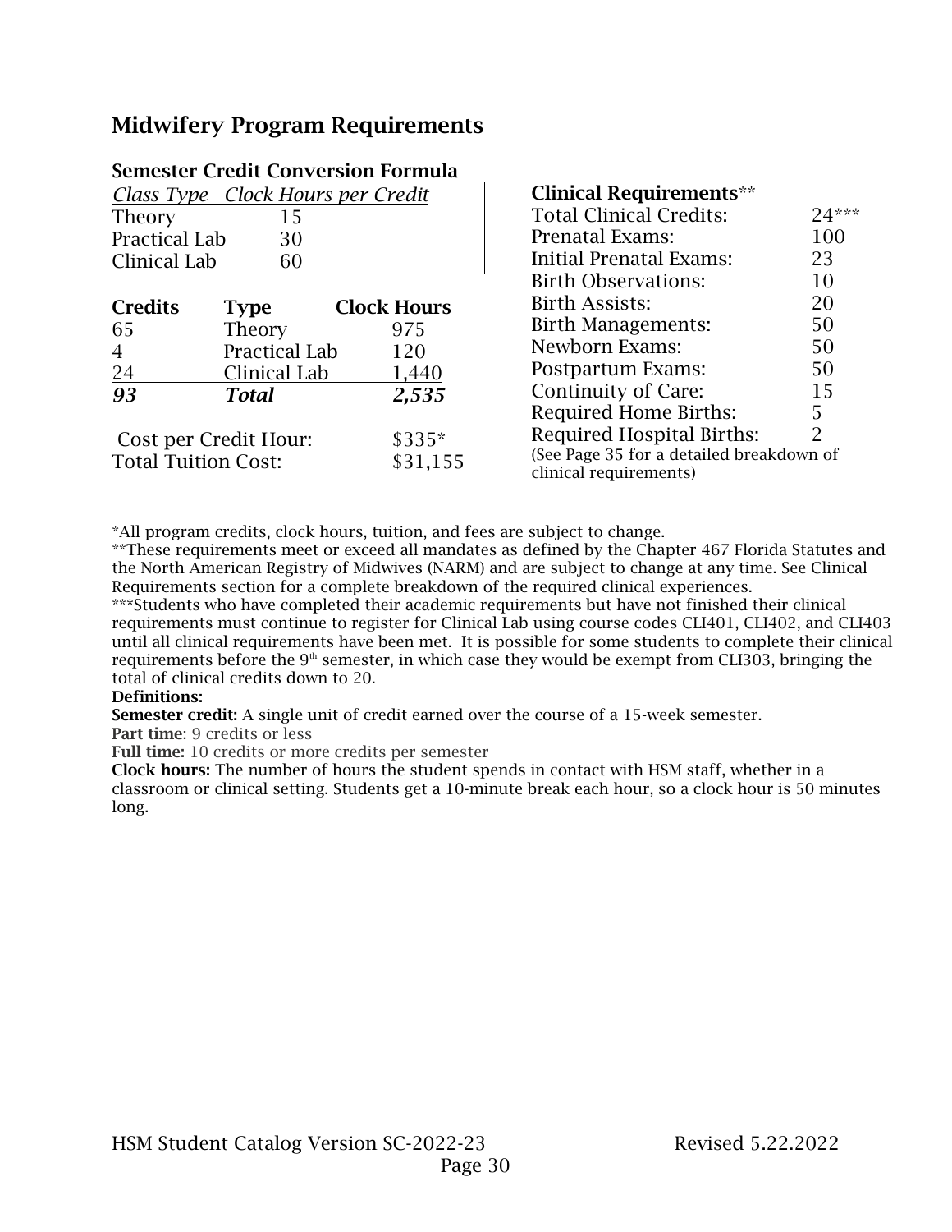## Midwifery Program Requirements

### Semester Credit Conversion Formula

| *Class Type* | *Clock Hours per Credit* |
|---|---|
| Theory | 15 |
| Practical Lab | 30 |
| Clinical Lab | 60 |

| Credits | Type | Clock Hours |
|---|---|---|
| 65 | Theory | 975 |
| 4 | Practical Lab | 120 |
| 24 | Clinical Lab | 1,440 |
| ***93*** | ***Total*** | ***2,535*** |

| | |
|---|---|
| Cost per Credit Hour: | $335* |
| Total Tuition Cost: | $31,155 |

### Clinical Requirements**

| | |
|---|---|
| Total Clinical Credits: | 24*** |
| Prenatal Exams: | 100 |
| Initial Prenatal Exams: | 23 |
| Birth Observations: | 10 |
| Birth Assists: | 20 |
| Birth Managements: | 50 |
| Newborn Exams: | 50 |
| Postpartum Exams: | 50 |
| Continuity of Care: | 15 |
| Required Home Births: | 5 |
| Required Hospital Births: | 2 |

(See Page 35 for a detailed breakdown of clinical requirements)

*All program credits, clock hours, tuition, and fees are subject to change.

**These requirements meet or exceed all mandates as defined by the Chapter 467 Florida Statutes and the North American Registry of Midwives (NARM) and are subject to change at any time. See Clinical Requirements section for a complete breakdown of the required clinical experiences.

***Students who have completed their academic requirements but have not finished their clinical requirements must continue to register for Clinical Lab using course codes CLI401, CLI402, and CLI403 until all clinical requirements have been met. It is possible for some students to complete their clinical requirements before the 9th semester, in which case they would be exempt from CLI303, bringing the total of clinical credits down to 20.

**Definitions:**

**Semester credit:** A single unit of credit earned over the course of a 15-week semester.

**Part time**: 9 credits or less

**Full time:** 10 credits or more credits per semester

**Clock hours:** The number of hours the student spends in contact with HSM staff, whether in a classroom or clinical setting. Students get a 10-minute break each hour, so a clock hour is 50 minutes long.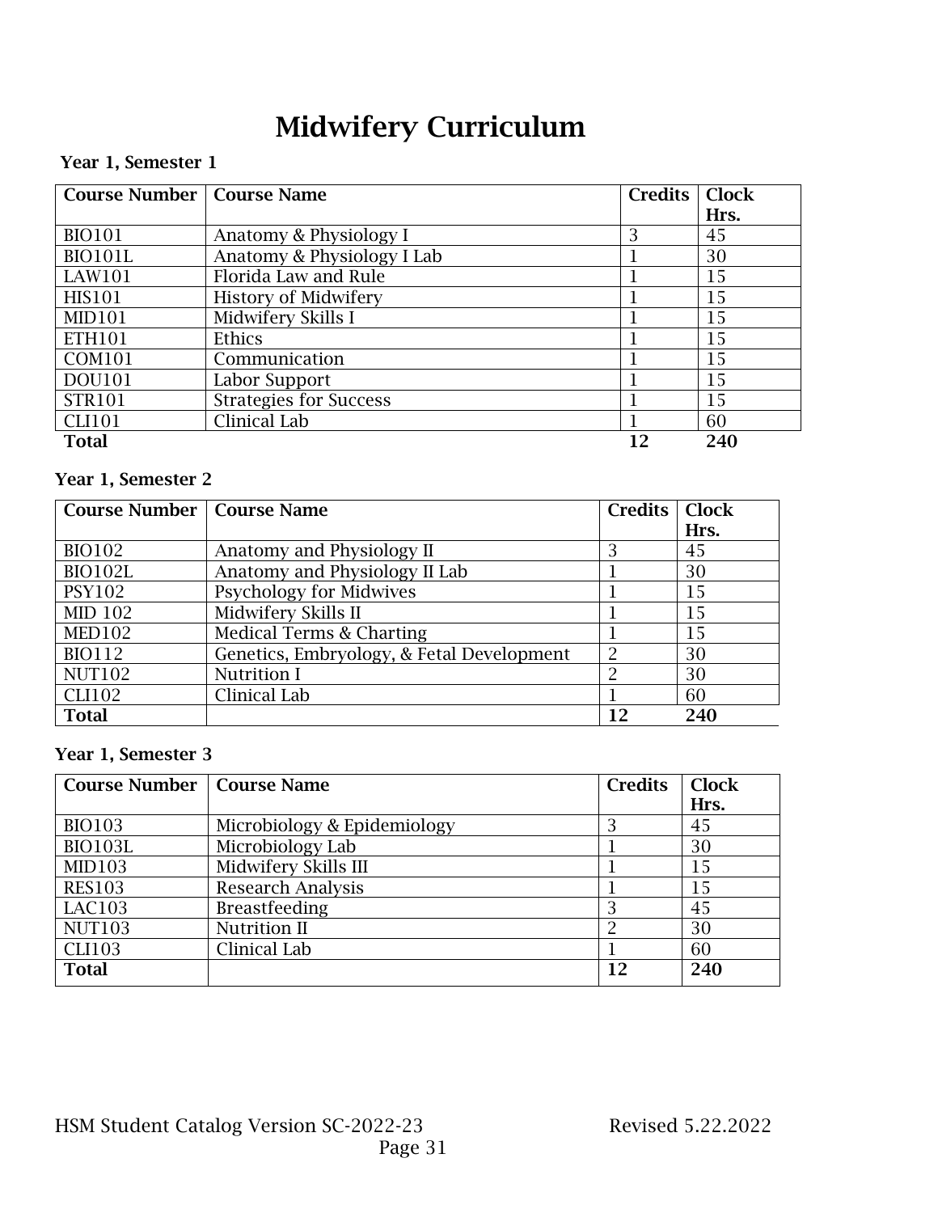# Midwifery Curriculum

**Year 1, Semester 1**

| Course Number | Course Name | Credits | Clock Hrs. |
|---|---|---|---|
| BIO101 | Anatomy & Physiology I | 3 | 45 |
| BIO101L | Anatomy & Physiology I Lab | 1 | 30 |
| LAW101 | Florida Law and Rule | 1 | 15 |
| HIS101 | History of Midwifery | 1 | 15 |
| MID101 | Midwifery Skills I | 1 | 15 |
| ETH101 | Ethics | 1 | 15 |
| COM101 | Communication | 1 | 15 |
| DOU101 | Labor Support | 1 | 15 |
| STR101 | Strategies for Success | 1 | 15 |
| CLI101 | Clinical Lab | 1 | 60 |
| **Total** | | **12** | **240** |

**Year 1, Semester 2**

| Course Number | Course Name | Credits | Clock Hrs. |
|---|---|---|---|
| BIO102 | Anatomy and Physiology II | 3 | 45 |
| BIO102L | Anatomy and Physiology II Lab | 1 | 30 |
| PSY102 | Psychology for Midwives | 1 | 15 |
| MID 102 | Midwifery Skills II | 1 | 15 |
| MED102 | Medical Terms & Charting | 1 | 15 |
| BIO112 | Genetics, Embryology, & Fetal Development | 2 | 30 |
| NUT102 | Nutrition I | 2 | 30 |
| CLI102 | Clinical Lab | 1 | 60 |
| **Total** | | **12** | **240** |

**Year 1, Semester 3**

| Course Number | Course Name | Credits | Clock Hrs. |
|---|---|---|---|
| BIO103 | Microbiology & Epidemiology | 3 | 45 |
| BIO103L | Microbiology Lab | 1 | 30 |
| MID103 | Midwifery Skills III | 1 | 15 |
| RES103 | Research Analysis | 1 | 15 |
| LAC103 | Breastfeeding | 3 | 45 |
| NUT103 | Nutrition II | 2 | 30 |
| CLI103 | Clinical Lab | 1 | 60 |
| **Total** | | **12** | **240** |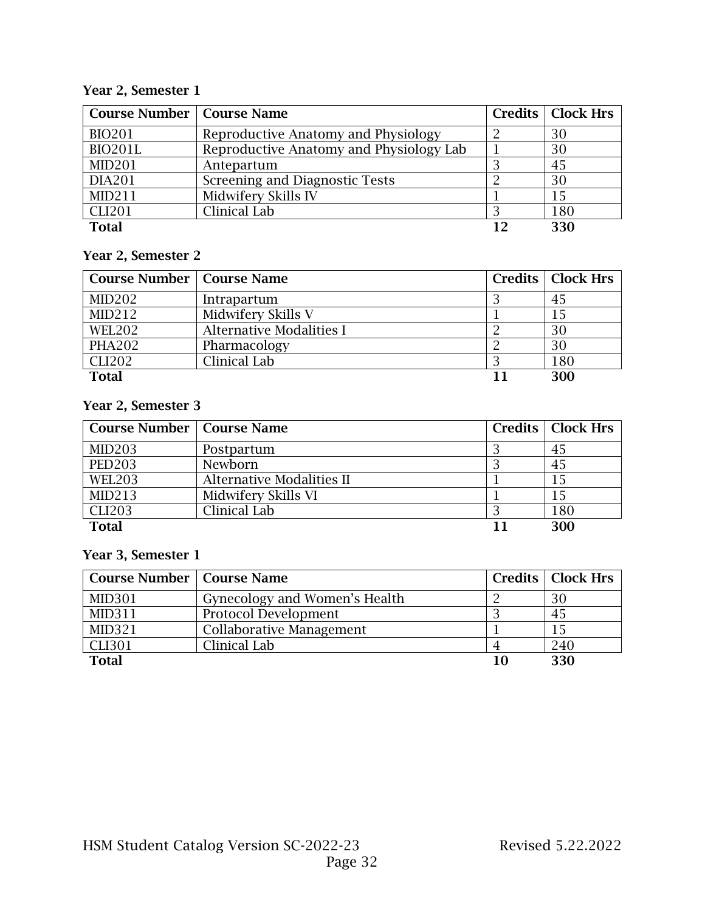**Year 2, Semester 1**

| Course Number | Course Name | Credits | Clock Hrs |
|---|---|---|---|
| BIO201 | Reproductive Anatomy and Physiology | 2 | 30 |
| BIO201L | Reproductive Anatomy and Physiology Lab | 1 | 30 |
| MID201 | Antepartum | 3 | 45 |
| DIA201 | Screening and Diagnostic Tests | 2 | 30 |
| MID211 | Midwifery Skills IV | 1 | 15 |
| CLI201 | Clinical Lab | 3 | 180 |
| **Total** | | **12** | **330** |

**Year 2, Semester 2**

| Course Number | Course Name | Credits | Clock Hrs |
|---|---|---|---|
| MID202 | Intrapartum | 3 | 45 |
| MID212 | Midwifery Skills V | 1 | 15 |
| WEL202 | Alternative Modalities I | 2 | 30 |
| PHA202 | Pharmacology | 2 | 30 |
| CLI202 | Clinical Lab | 3 | 180 |
| **Total** | | **11** | **300** |

**Year 2, Semester 3**

| Course Number | Course Name | Credits | Clock Hrs |
|---|---|---|---|
| MID203 | Postpartum | 3 | 45 |
| PED203 | Newborn | 3 | 45 |
| WEL203 | Alternative Modalities II | 1 | 15 |
| MID213 | Midwifery Skills VI | 1 | 15 |
| CLI203 | Clinical Lab | 3 | 180 |
| **Total** | | **11** | **300** |

**Year 3, Semester 1**

| Course Number | Course Name | Credits | Clock Hrs |
|---|---|---|---|
| MID301 | Gynecology and Women's Health | 2 | 30 |
| MID311 | Protocol Development | 3 | 45 |
| MID321 | Collaborative Management | 1 | 15 |
| CLI301 | Clinical Lab | 4 | 240 |
| **Total** | | **10** | **330** |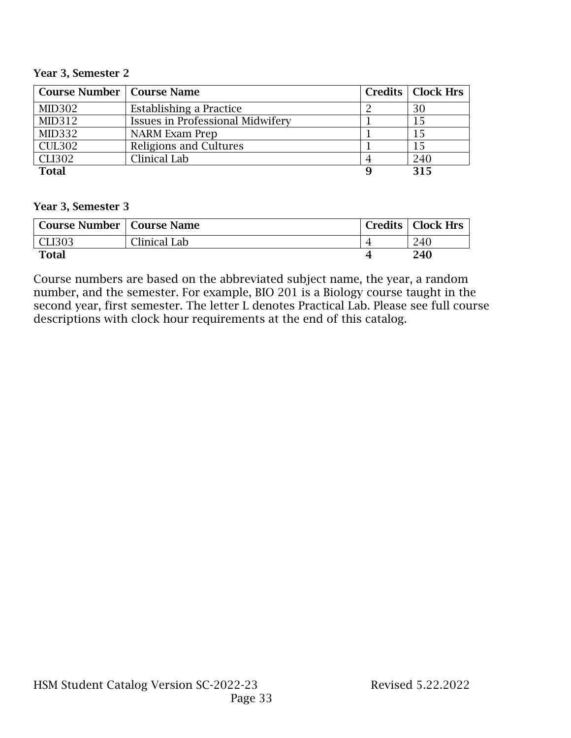**Year 3, Semester 2**

| Course Number | Course Name | Credits | Clock Hrs |
|---|---|---|---|
| MID302 | Establishing a Practice | 2 | 30 |
| MID312 | Issues in Professional Midwifery | 1 | 15 |
| MID332 | NARM Exam Prep | 1 | 15 |
| CUL302 | Religions and Cultures | 1 | 15 |
| CLI302 | Clinical Lab | 4 | 240 |
| **Total** | | **9** | **315** |

**Year 3, Semester 3**

| Course Number | Course Name | Credits | Clock Hrs |
|---|---|---|---|
| CLI303 | Clinical Lab | 4 | 240 |
| **Total** | | **4** | **240** |

Course numbers are based on the abbreviated subject name, the year, a random number, and the semester. For example, BIO 201 is a Biology course taught in the second year, first semester. The letter L denotes Practical Lab. Please see full course descriptions with clock hour requirements at the end of this catalog.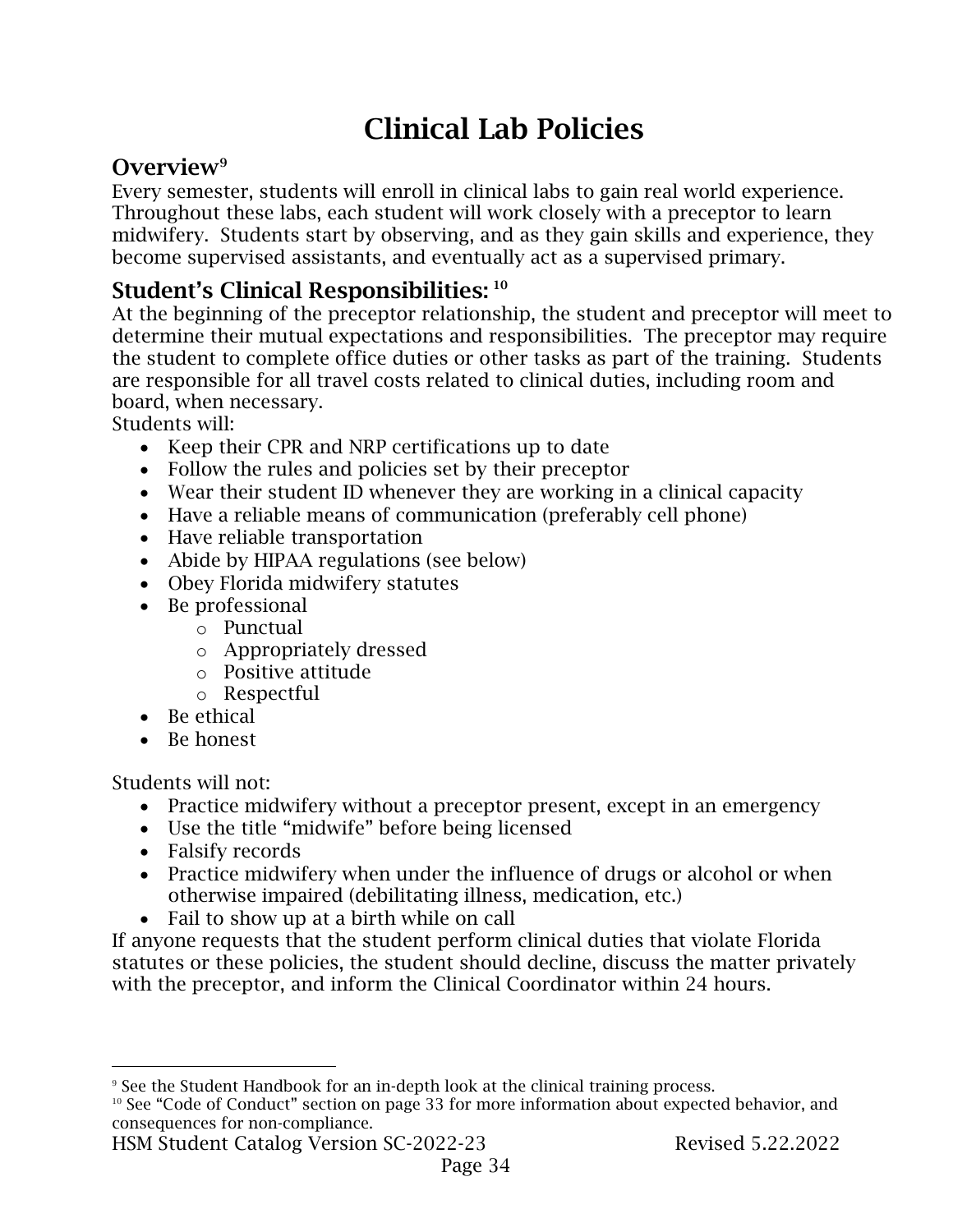# Clinical Lab Policies

## Overview[9]

Every semester, students will enroll in clinical labs to gain real world experience. Throughout these labs, each student will work closely with a preceptor to learn midwifery. Students start by observing, and as they gain skills and experience, they become supervised assistants, and eventually act as a supervised primary.

## Student's Clinical Responsibilities: [10]

At the beginning of the preceptor relationship, the student and preceptor will meet to determine their mutual expectations and responsibilities. The preceptor may require the student to complete office duties or other tasks as part of the training. Students are responsible for all travel costs related to clinical duties, including room and board, when necessary.

Students will:

- Keep their CPR and NRP certifications up to date
- Follow the rules and policies set by their preceptor
- Wear their student ID whenever they are working in a clinical capacity
- Have a reliable means of communication (preferably cell phone)
- Have reliable transportation
- Abide by HIPAA regulations (see below)
- Obey Florida midwifery statutes
- Be professional
  - Punctual
  - Appropriately dressed
  - Positive attitude
  - Respectful
- Be ethical
- Be honest

Students will not:

- Practice midwifery without a preceptor present, except in an emergency
- Use the title "midwife" before being licensed
- Falsify records
- Practice midwifery when under the influence of drugs or alcohol or when otherwise impaired (debilitating illness, medication, etc.)
- Fail to show up at a birth while on call

If anyone requests that the student perform clinical duties that violate Florida statutes or these policies, the student should decline, discuss the matter privately with the preceptor, and inform the Clinical Coordinator within 24 hours.

---

[9] See the Student Handbook for an in-depth look at the clinical training process.

[10] See "Code of Conduct" section on page 33 for more information about expected behavior, and consequences for non-compliance.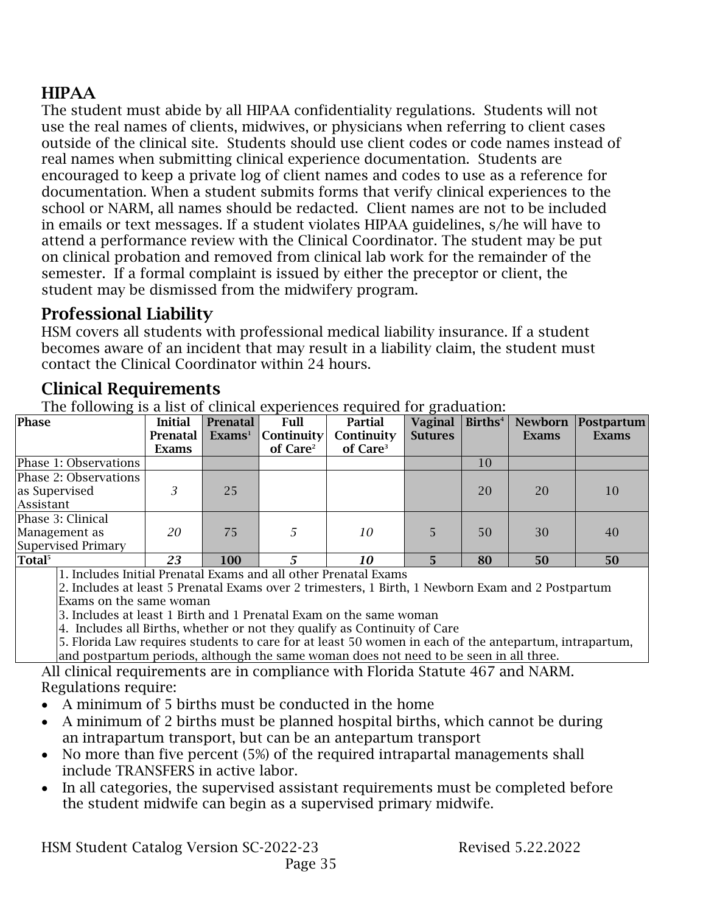## HIPAA

The student must abide by all HIPAA confidentiality regulations. Students will not use the real names of clients, midwives, or physicians when referring to client cases outside of the clinical site. Students should use client codes or code names instead of real names when submitting clinical experience documentation. Students are encouraged to keep a private log of client names and codes to use as a reference for documentation. When a student submits forms that verify clinical experiences to the school or NARM, all names should be redacted. Client names are not to be included in emails or text messages. If a student violates HIPAA guidelines, s/he will have to attend a performance review with the Clinical Coordinator. The student may be put on clinical probation and removed from clinical lab work for the remainder of the semester. If a formal complaint is issued by either the preceptor or client, the student may be dismissed from the midwifery program.

## Professional Liability

HSM covers all students with professional medical liability insurance. If a student becomes aware of an incident that may result in a liability claim, the student must contact the Clinical Coordinator within 24 hours.

## Clinical Requirements

The following is a list of clinical experiences required for graduation:

| Phase | Initial Prenatal Exams | Prenatal Exams[1] | Full Continuity of Care[2] | Partial Continuity of Care[3] | Vaginal Sutures | Births[4] | Newborn Exams | Postpartum Exams |
|---|---|---|---|---|---|---|---|---|
| Phase 1: Observations | | | | | | 10 | | |
| Phase 2: Observations as Supervised Assistant | *3* | 25 | | | | 20 | 20 | 10 |
| Phase 3: Clinical Management as Supervised Primary | *20* | 75 | *5* | *10* | 5 | 50 | 30 | 40 |
| **Total[5]** | ***23*** | **100** | ***5*** | ***10*** | **5** | **80** | **50** | **50** |

1. Includes Initial Prenatal Exams and all other Prenatal Exams
2. Includes at least 5 Prenatal Exams over 2 trimesters, 1 Birth, 1 Newborn Exam and 2 Postpartum Exams on the same woman
3. Includes at least 1 Birth and 1 Prenatal Exam on the same woman
4. Includes all Births, whether or not they qualify as Continuity of Care
5. Florida Law requires students to care for at least 50 women in each of the antepartum, intrapartum, and postpartum periods, although the same woman does not need to be seen in all three.

All clinical requirements are in compliance with Florida Statute 467 and NARM. Regulations require:

- A minimum of 5 births must be conducted in the home
- A minimum of 2 births must be planned hospital births, which cannot be during an intrapartum transport, but can be an antepartum transport
- No more than five percent (5%) of the required intrapartal managements shall include TRANSFERS in active labor.
- In all categories, the supervised assistant requirements must be completed before the student midwife can begin as a supervised primary midwife.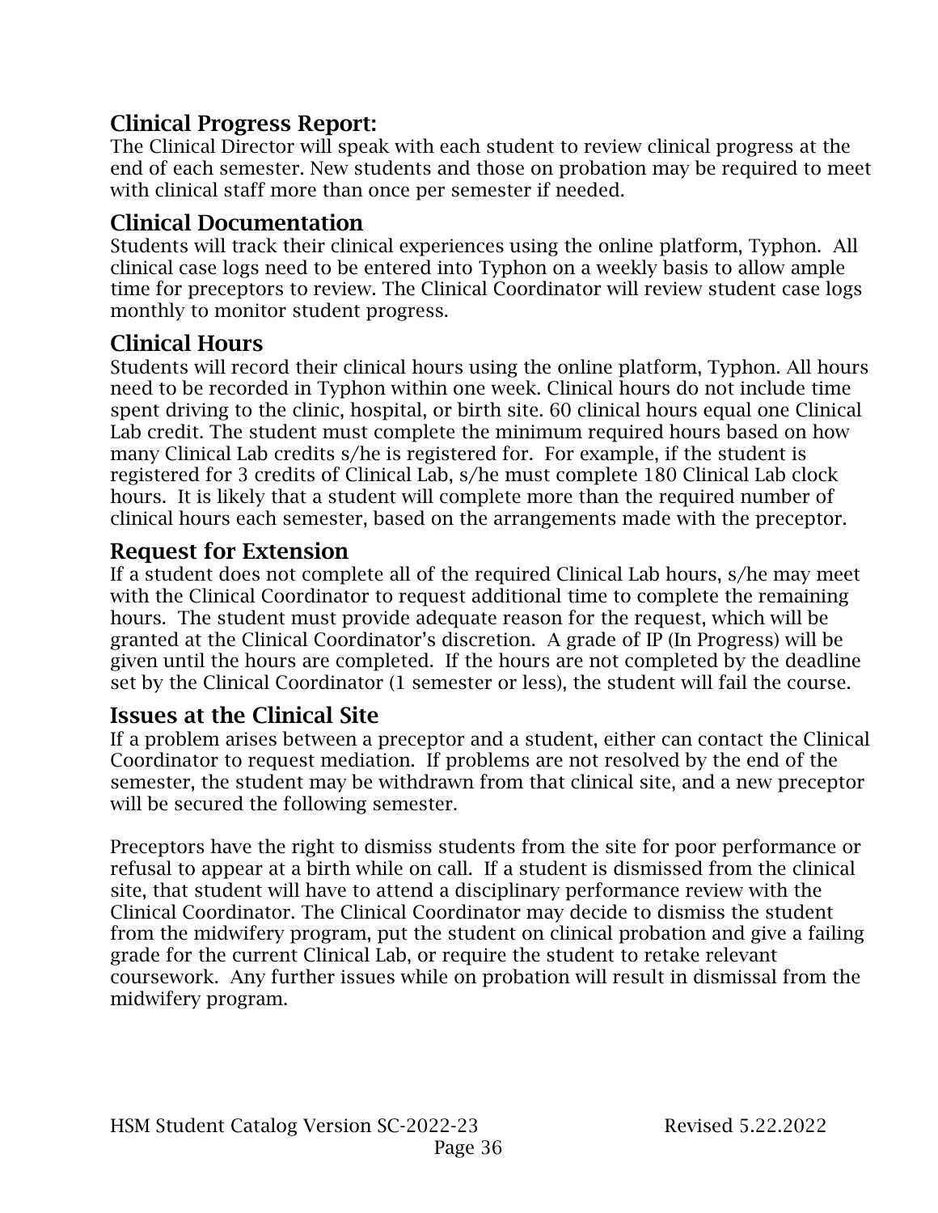## Clinical Progress Report:

The Clinical Director will speak with each student to review clinical progress at the end of each semester. New students and those on probation may be required to meet with clinical staff more than once per semester if needed.

## Clinical Documentation

Students will track their clinical experiences using the online platform, Typhon. All clinical case logs need to be entered into Typhon on a weekly basis to allow ample time for preceptors to review. The Clinical Coordinator will review student case logs monthly to monitor student progress.

## Clinical Hours

Students will record their clinical hours using the online platform, Typhon. All hours need to be recorded in Typhon within one week. Clinical hours do not include time spent driving to the clinic, hospital, or birth site. 60 clinical hours equal one Clinical Lab credit. The student must complete the minimum required hours based on how many Clinical Lab credits s/he is registered for. For example, if the student is registered for 3 credits of Clinical Lab, s/he must complete 180 Clinical Lab clock hours. It is likely that a student will complete more than the required number of clinical hours each semester, based on the arrangements made with the preceptor.

## Request for Extension

If a student does not complete all of the required Clinical Lab hours, s/he may meet with the Clinical Coordinator to request additional time to complete the remaining hours. The student must provide adequate reason for the request, which will be granted at the Clinical Coordinator's discretion. A grade of IP (In Progress) will be given until the hours are completed. If the hours are not completed by the deadline set by the Clinical Coordinator (1 semester or less), the student will fail the course.

## Issues at the Clinical Site

If a problem arises between a preceptor and a student, either can contact the Clinical Coordinator to request mediation. If problems are not resolved by the end of the semester, the student may be withdrawn from that clinical site, and a new preceptor will be secured the following semester.

Preceptors have the right to dismiss students from the site for poor performance or refusal to appear at a birth while on call. If a student is dismissed from the clinical site, that student will have to attend a disciplinary performance review with the Clinical Coordinator. The Clinical Coordinator may decide to dismiss the student from the midwifery program, put the student on clinical probation and give a failing grade for the current Clinical Lab, or require the student to retake relevant coursework. Any further issues while on probation will result in dismissal from the midwifery program.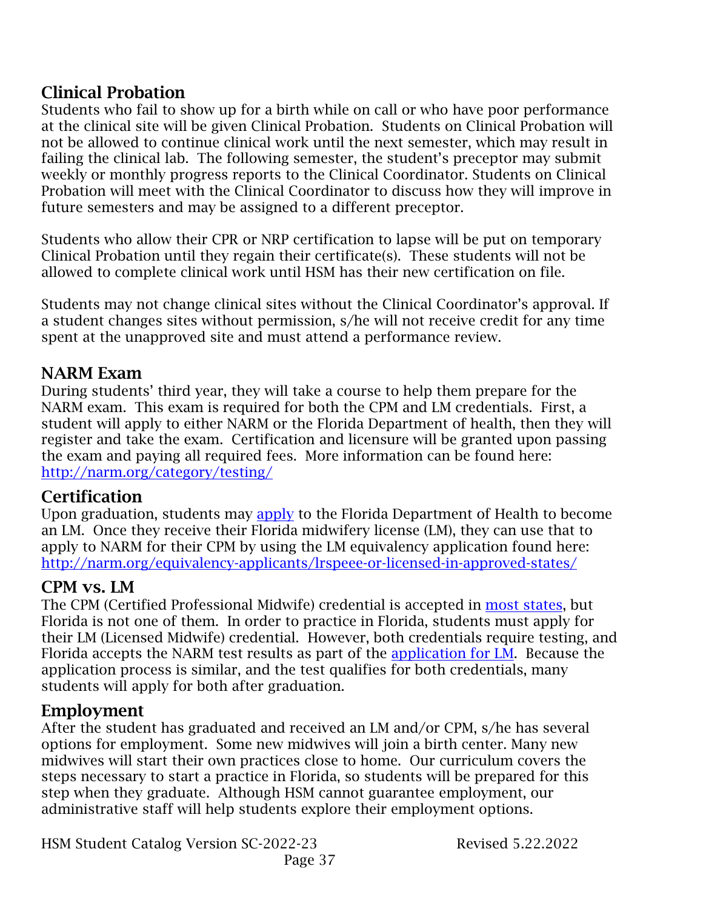## Clinical Probation

Students who fail to show up for a birth while on call or who have poor performance at the clinical site will be given Clinical Probation. Students on Clinical Probation will not be allowed to continue clinical work until the next semester, which may result in failing the clinical lab. The following semester, the student's preceptor may submit weekly or monthly progress reports to the Clinical Coordinator. Students on Clinical Probation will meet with the Clinical Coordinator to discuss how they will improve in future semesters and may be assigned to a different preceptor.

Students who allow their CPR or NRP certification to lapse will be put on temporary Clinical Probation until they regain their certificate(s). These students will not be allowed to complete clinical work until HSM has their new certification on file.

Students may not change clinical sites without the Clinical Coordinator's approval. If a student changes sites without permission, s/he will not receive credit for any time spent at the unapproved site and must attend a performance review.

## NARM Exam

During students' third year, they will take a course to help them prepare for the NARM exam. This exam is required for both the CPM and LM credentials. First, a student will apply to either NARM or the Florida Department of health, then they will register and take the exam. Certification and licensure will be granted upon passing the exam and paying all required fees. More information can be found here: [http://narm.org/category/testing/](http://narm.org/category/testing/)

## Certification

Upon graduation, students may apply to the Florida Department of Health to become an LM. Once they receive their Florida midwifery license (LM), they can use that to apply to NARM for their CPM by using the LM equivalency application found here: [http://narm.org/equivalency-applicants/lrspeee-or-licensed-in-approved-states/](http://narm.org/equivalency-applicants/lrspeee-or-licensed-in-approved-states/)

## CPM vs. LM

The CPM (Certified Professional Midwife) credential is accepted in most states, but Florida is not one of them. In order to practice in Florida, students must apply for their LM (Licensed Midwife) credential. However, both credentials require testing, and Florida accepts the NARM test results as part of the application for LM. Because the application process is similar, and the test qualifies for both credentials, many students will apply for both after graduation.

## Employment

After the student has graduated and received an LM and/or CPM, s/he has several options for employment. Some new midwives will join a birth center. Many new midwives will start their own practices close to home. Our curriculum covers the steps necessary to start a practice in Florida, so students will be prepared for this step when they graduate. Although HSM cannot guarantee employment, our administrative staff will help students explore their employment options.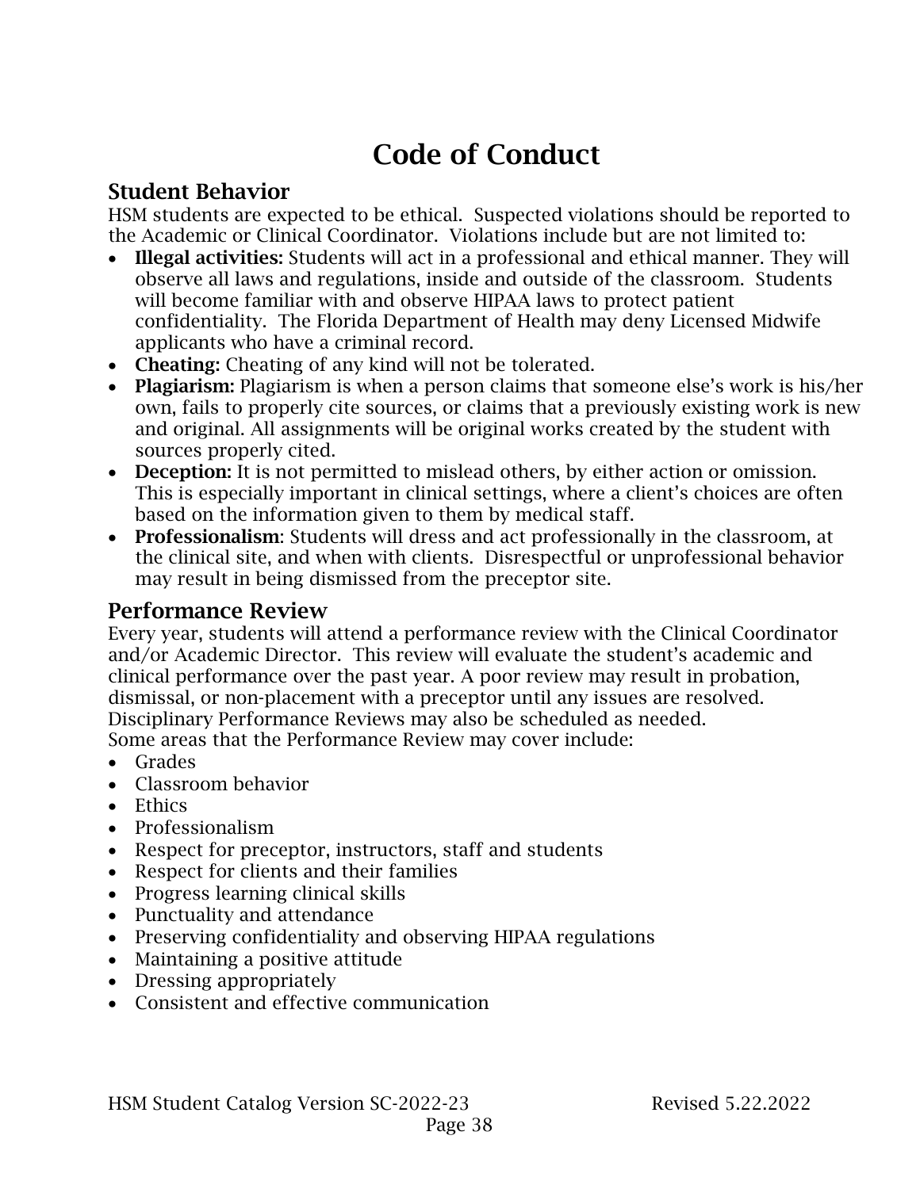# Code of Conduct

## Student Behavior

HSM students are expected to be ethical. Suspected violations should be reported to the Academic or Clinical Coordinator. Violations include but are not limited to:

- **Illegal activities:** Students will act in a professional and ethical manner. They will observe all laws and regulations, inside and outside of the classroom. Students will become familiar with and observe HIPAA laws to protect patient confidentiality. The Florida Department of Health may deny Licensed Midwife applicants who have a criminal record.
- **Cheating:** Cheating of any kind will not be tolerated.
- **Plagiarism:** Plagiarism is when a person claims that someone else's work is his/her own, fails to properly cite sources, or claims that a previously existing work is new and original. All assignments will be original works created by the student with sources properly cited.
- **Deception:** It is not permitted to mislead others, by either action or omission. This is especially important in clinical settings, where a client's choices are often based on the information given to them by medical staff.
- **Professionalism**: Students will dress and act professionally in the classroom, at the clinical site, and when with clients. Disrespectful or unprofessional behavior may result in being dismissed from the preceptor site.

## Performance Review

Every year, students will attend a performance review with the Clinical Coordinator and/or Academic Director. This review will evaluate the student's academic and clinical performance over the past year. A poor review may result in probation, dismissal, or non-placement with a preceptor until any issues are resolved. Disciplinary Performance Reviews may also be scheduled as needed.
Some areas that the Performance Review may cover include:

- Grades
- Classroom behavior
- Ethics
- Professionalism
- Respect for preceptor, instructors, staff and students
- Respect for clients and their families
- Progress learning clinical skills
- Punctuality and attendance
- Preserving confidentiality and observing HIPAA regulations
- Maintaining a positive attitude
- Dressing appropriately
- Consistent and effective communication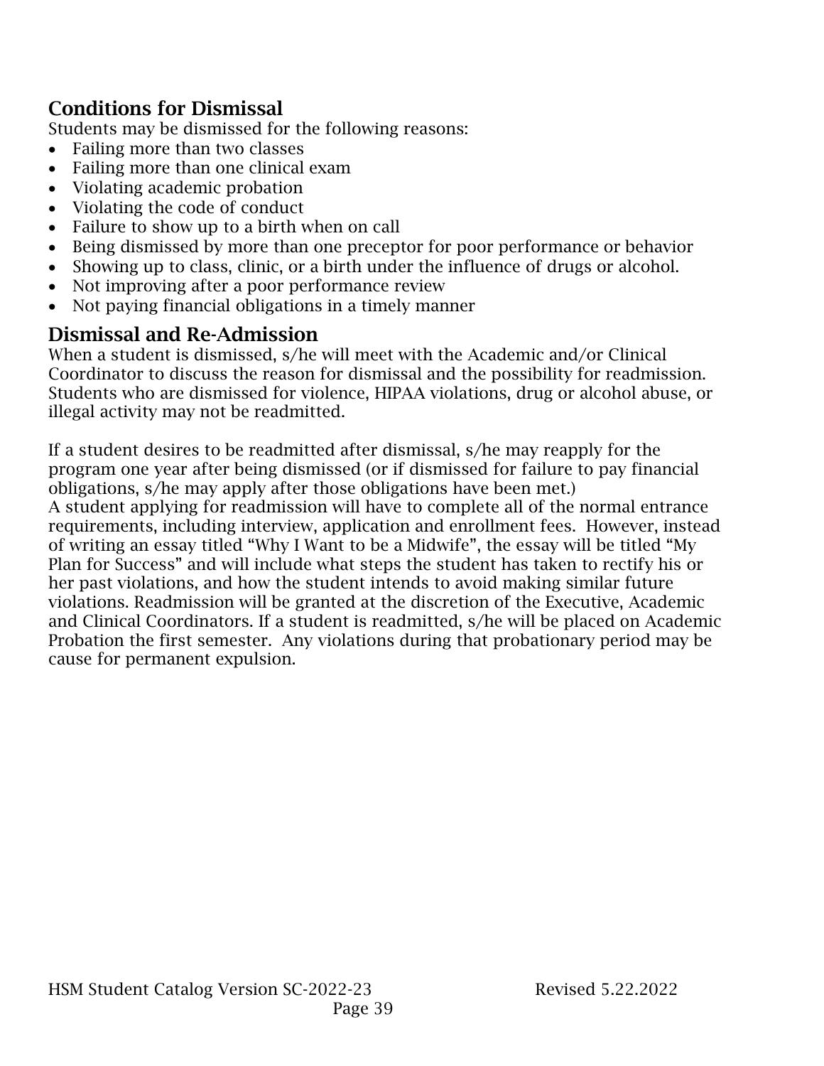## Conditions for Dismissal

Students may be dismissed for the following reasons:

- Failing more than two classes
- Failing more than one clinical exam
- Violating academic probation
- Violating the code of conduct
- Failure to show up to a birth when on call
- Being dismissed by more than one preceptor for poor performance or behavior
- Showing up to class, clinic, or a birth under the influence of drugs or alcohol.
- Not improving after a poor performance review
- Not paying financial obligations in a timely manner

## Dismissal and Re-Admission

When a student is dismissed, s/he will meet with the Academic and/or Clinical Coordinator to discuss the reason for dismissal and the possibility for readmission. Students who are dismissed for violence, HIPAA violations, drug or alcohol abuse, or illegal activity may not be readmitted.

If a student desires to be readmitted after dismissal, s/he may reapply for the program one year after being dismissed (or if dismissed for failure to pay financial obligations, s/he may apply after those obligations have been met.)

A student applying for readmission will have to complete all of the normal entrance requirements, including interview, application and enrollment fees. However, instead of writing an essay titled "Why I Want to be a Midwife", the essay will be titled "My Plan for Success" and will include what steps the student has taken to rectify his or her past violations, and how the student intends to avoid making similar future violations. Readmission will be granted at the discretion of the Executive, Academic and Clinical Coordinators. If a student is readmitted, s/he will be placed on Academic Probation the first semester. Any violations during that probationary period may be cause for permanent expulsion.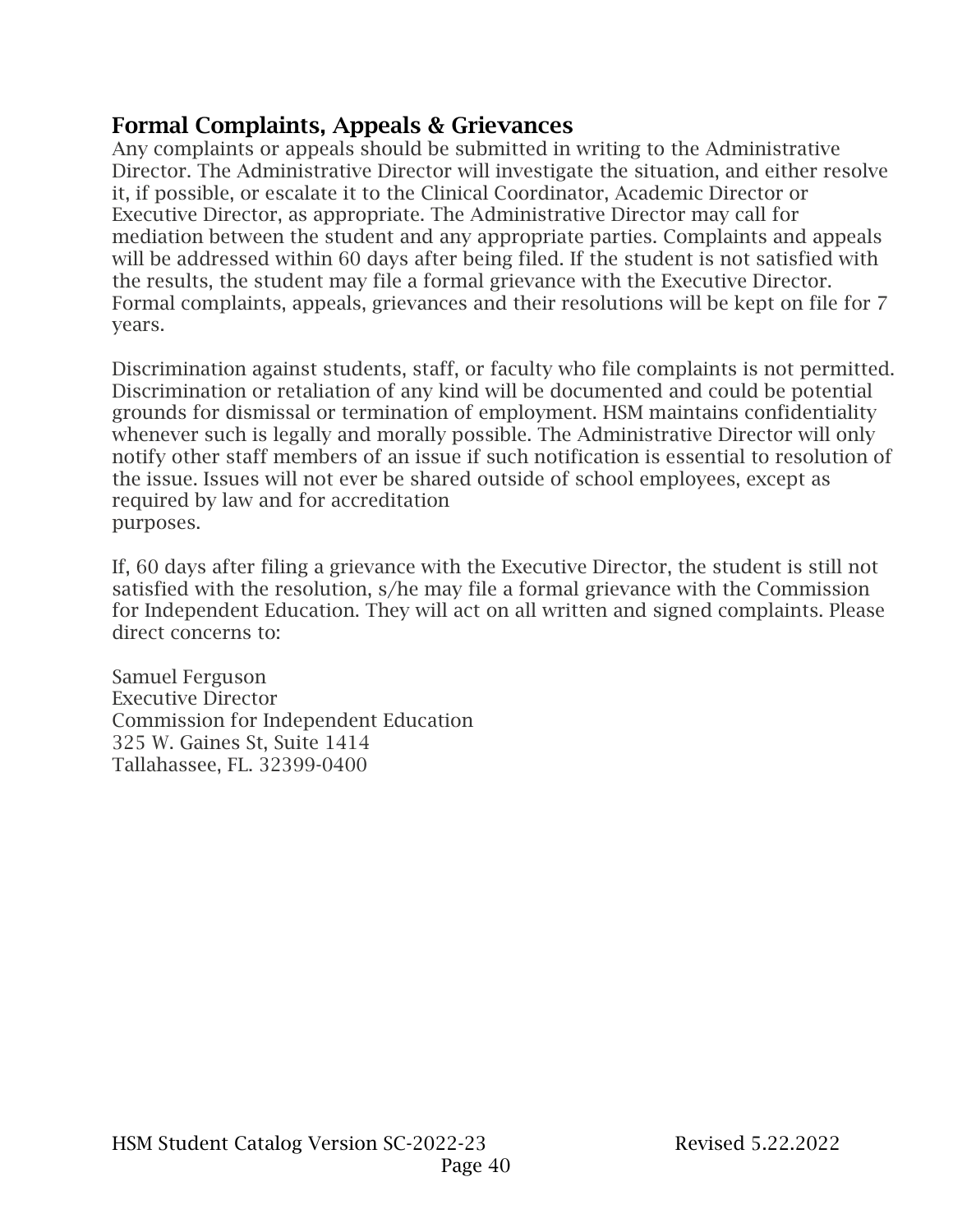## Formal Complaints, Appeals & Grievances

Any complaints or appeals should be submitted in writing to the Administrative Director. The Administrative Director will investigate the situation, and either resolve it, if possible, or escalate it to the Clinical Coordinator, Academic Director or Executive Director, as appropriate. The Administrative Director may call for mediation between the student and any appropriate parties. Complaints and appeals will be addressed within 60 days after being filed. If the student is not satisfied with the results, the student may file a formal grievance with the Executive Director. Formal complaints, appeals, grievances and their resolutions will be kept on file for 7 years.

Discrimination against students, staff, or faculty who file complaints is not permitted. Discrimination or retaliation of any kind will be documented and could be potential grounds for dismissal or termination of employment. HSM maintains confidentiality whenever such is legally and morally possible. The Administrative Director will only notify other staff members of an issue if such notification is essential to resolution of the issue. Issues will not ever be shared outside of school employees, except as required by law and for accreditation purposes.

If, 60 days after filing a grievance with the Executive Director, the student is still not satisfied with the resolution, s/he may file a formal grievance with the Commission for Independent Education. They will act on all written and signed complaints. Please direct concerns to:

Samuel Ferguson
Executive Director
Commission for Independent Education
325 W. Gaines St, Suite 1414
Tallahassee, FL. 32399-0400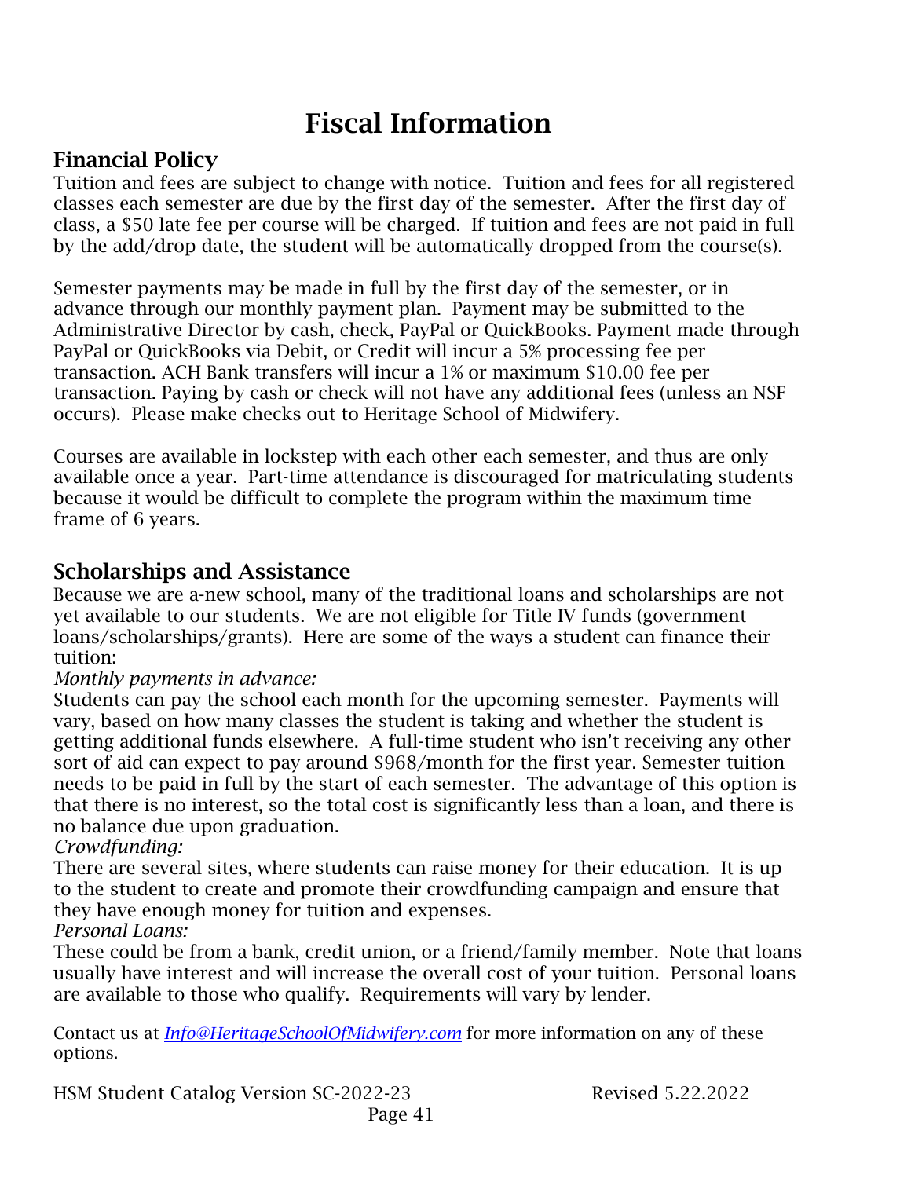# Fiscal Information

## Financial Policy

Tuition and fees are subject to change with notice. Tuition and fees for all registered classes each semester are due by the first day of the semester. After the first day of class, a $50 late fee per course will be charged. If tuition and fees are not paid in full by the add/drop date, the student will be automatically dropped from the course(s).

Semester payments may be made in full by the first day of the semester, or in advance through our monthly payment plan. Payment may be submitted to the Administrative Director by cash, check, PayPal or QuickBooks. Payment made through PayPal or QuickBooks via Debit, or Credit will incur a 5% processing fee per transaction. ACH Bank transfers will incur a 1% or maximum $10.00 fee per transaction. Paying by cash or check will not have any additional fees (unless an NSF occurs). Please make checks out to Heritage School of Midwifery.

Courses are available in lockstep with each other each semester, and thus are only available once a year. Part-time attendance is discouraged for matriculating students because it would be difficult to complete the program within the maximum time frame of 6 years.

## Scholarships and Assistance

Because we are a-new school, many of the traditional loans and scholarships are not yet available to our students. We are not eligible for Title IV funds (government loans/scholarships/grants). Here are some of the ways a student can finance their tuition:

*Monthly payments in advance:*

Students can pay the school each month for the upcoming semester. Payments will vary, based on how many classes the student is taking and whether the student is getting additional funds elsewhere. A full-time student who isn't receiving any other sort of aid can expect to pay around $968/month for the first year. Semester tuition needs to be paid in full by the start of each semester. The advantage of this option is that there is no interest, so the total cost is significantly less than a loan, and there is no balance due upon graduation.

*Crowdfunding:*

There are several sites, where students can raise money for their education. It is up to the student to create and promote their crowdfunding campaign and ensure that they have enough money for tuition and expenses.

*Personal Loans:*

These could be from a bank, credit union, or a friend/family member. Note that loans usually have interest and will increase the overall cost of your tuition. Personal loans are available to those who qualify. Requirements will vary by lender.

Contact us at *Info@HeritageSchoolOfMidwifery.com* for more information on any of these options.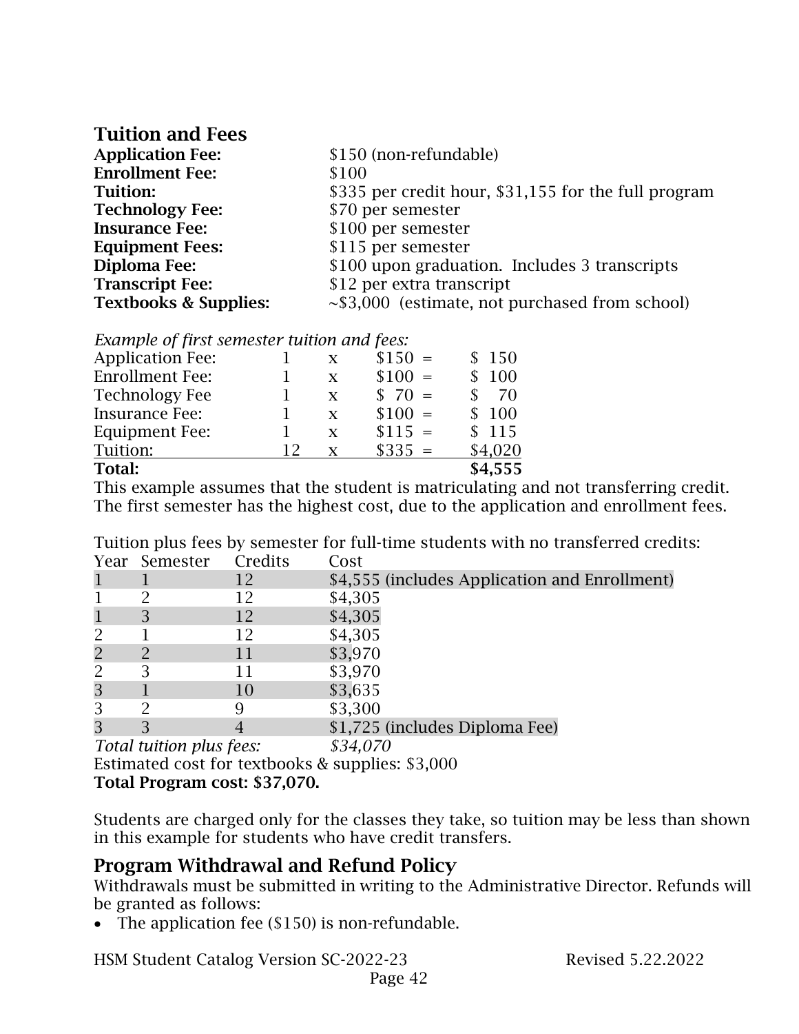## Tuition and Fees

| | |
|---|---|
| **Application Fee:** | $150 (non-refundable) |
| **Enrollment Fee:** | $100 |
| **Tuition:** | $335 per credit hour, $31,155 for the full program |
| **Technology Fee:** | $70 per semester |
| **Insurance Fee:** | $100 per semester |
| **Equipment Fees:** | $115 per semester |
| **Diploma Fee:** | $100 upon graduation. Includes 3 transcripts |
| **Transcript Fee:** | $12 per extra transcript |
| **Textbooks & Supplies:** | ~$3,000 (estimate, not purchased from school) |

*Example of first semester tuition and fees:*

| Item | Qty | | Rate | | Amount |
|---|---|---|---|---|---|
| Application Fee: | 1 | x | $150 | = | $ 150 |
| Enrollment Fee: | 1 | x | $100 | = | $ 100 |
| Technology Fee | 1 | x | $ 70 | = | $ 70 |
| Insurance Fee: | 1 | x | $100 | = | $ 100 |
| Equipment Fee: | 1 | x | $115 | = | $ 115 |
| Tuition: | 12 | x | $335 | = | $4,020 |
| **Total:** | | | | | **$4,555** |

This example assumes that the student is matriculating and not transferring credit. The first semester has the highest cost, due to the application and enrollment fees.

Tuition plus fees by semester for full-time students with no transferred credits:

| Year | Semester | Credits | Cost |
|---|---|---|---|
| 1 | 1 | 12 | $4,555 (includes Application and Enrollment) |
| 1 | 2 | 12 | $4,305 |
| 1 | 3 | 12 | $4,305 |
| 2 | 1 | 12 | $4,305 |
| 2 | 2 | 11 | $3,970 |
| 2 | 3 | 11 | $3,970 |
| 3 | 1 | 10 | $3,635 |
| 3 | 2 | 9 | $3,300 |
| 3 | 3 | 4 | $1,725 (includes Diploma Fee) |
| *Total tuition plus fees:* | | | *$34,070* |

Estimated cost for textbooks & supplies: $3,000

**Total Program cost: $37,070.**

Students are charged only for the classes they take, so tuition may be less than shown in this example for students who have credit transfers.

## Program Withdrawal and Refund Policy

Withdrawals must be submitted in writing to the Administrative Director. Refunds will be granted as follows:

- The application fee ($150) is non-refundable.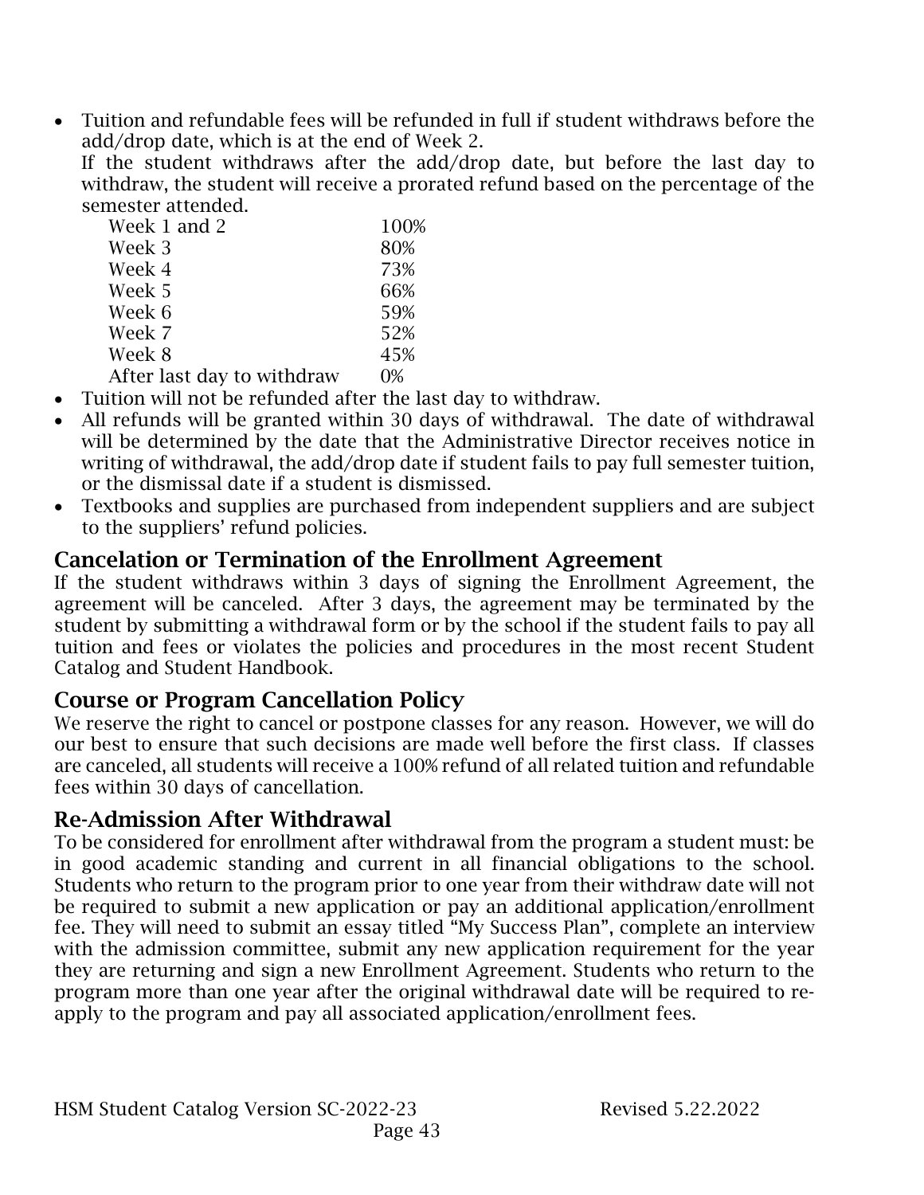- Tuition and refundable fees will be refunded in full if student withdraws before the add/drop date, which is at the end of Week 2.

  If the student withdraws after the add/drop date, but before the last day to withdraw, the student will receive a prorated refund based on the percentage of the semester attended.

| | |
|---|---|
| Week 1 and 2 | 100% |
| Week 3 | 80% |
| Week 4 | 73% |
| Week 5 | 66% |
| Week 6 | 59% |
| Week 7 | 52% |
| Week 8 | 45% |
| After last day to withdraw | 0% |

- Tuition will not be refunded after the last day to withdraw.
- All refunds will be granted within 30 days of withdrawal. The date of withdrawal will be determined by the date that the Administrative Director receives notice in writing of withdrawal, the add/drop date if student fails to pay full semester tuition, or the dismissal date if a student is dismissed.
- Textbooks and supplies are purchased from independent suppliers and are subject to the suppliers' refund policies.

## Cancelation or Termination of the Enrollment Agreement

If the student withdraws within 3 days of signing the Enrollment Agreement, the agreement will be canceled. After 3 days, the agreement may be terminated by the student by submitting a withdrawal form or by the school if the student fails to pay all tuition and fees or violates the policies and procedures in the most recent Student Catalog and Student Handbook.

## Course or Program Cancellation Policy

We reserve the right to cancel or postpone classes for any reason. However, we will do our best to ensure that such decisions are made well before the first class. If classes are canceled, all students will receive a 100% refund of all related tuition and refundable fees within 30 days of cancellation.

## Re-Admission After Withdrawal

To be considered for enrollment after withdrawal from the program a student must: be in good academic standing and current in all financial obligations to the school. Students who return to the program prior to one year from their withdraw date will not be required to submit a new application or pay an additional application/enrollment fee. They will need to submit an essay titled "My Success Plan", complete an interview with the admission committee, submit any new application requirement for the year they are returning and sign a new Enrollment Agreement. Students who return to the program more than one year after the original withdrawal date will be required to re-apply to the program and pay all associated application/enrollment fees.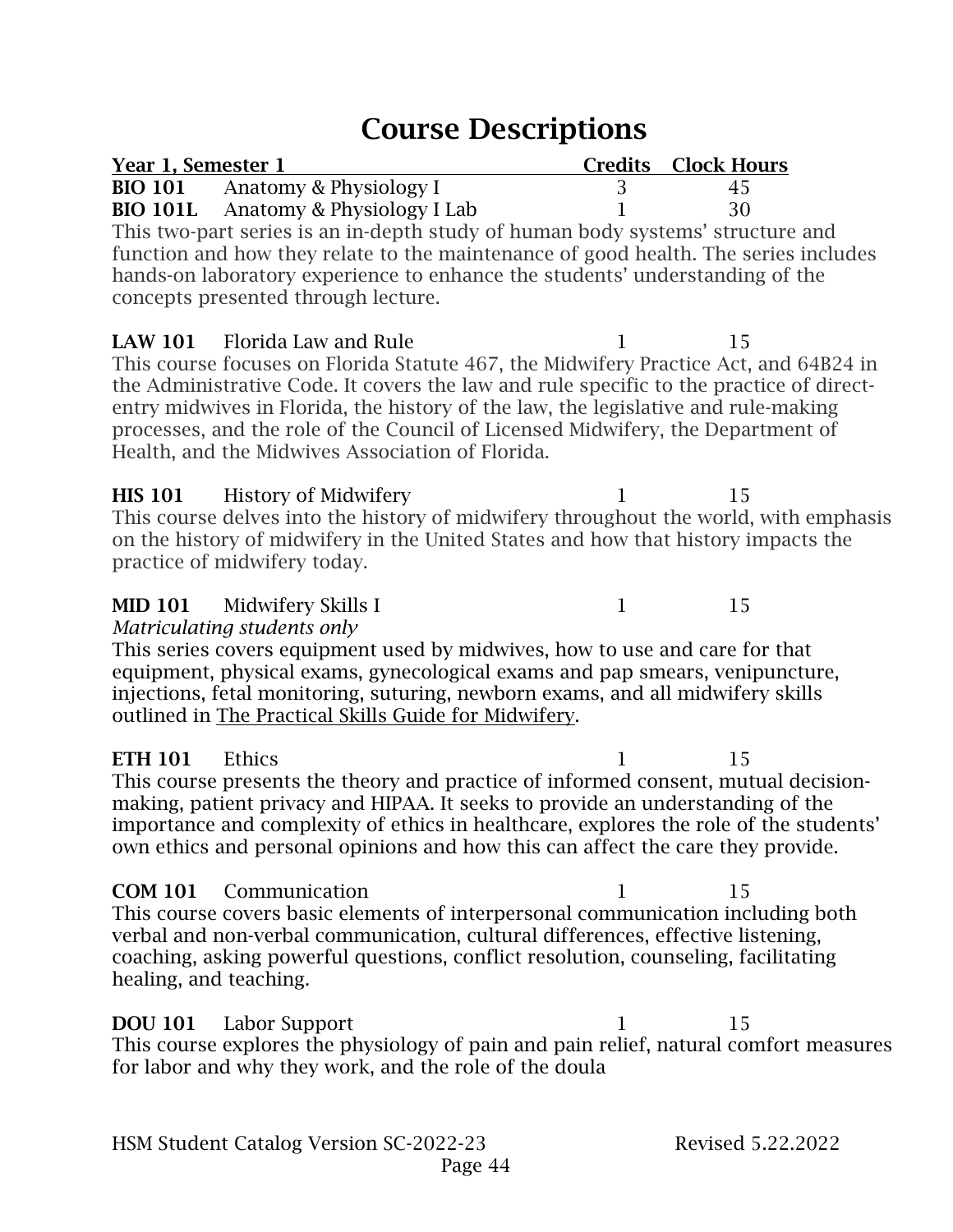# Course Descriptions

| Year 1, Semester 1 | | Credits | Clock Hours |
|---|---|---|---|
| **BIO 101** | Anatomy & Physiology I | 3 | 45 |
| **BIO 101L** | Anatomy & Physiology I Lab | 1 | 30 |

This two-part series is an in-depth study of human body systems' structure and function and how they relate to the maintenance of good health. The series includes hands-on laboratory experience to enhance the students' understanding of the concepts presented through lecture.

| | | | |
|---|---|---|---|
| **LAW 101** | Florida Law and Rule | 1 | 15 |

This course focuses on Florida Statute 467, the Midwifery Practice Act, and 64B24 in the Administrative Code. It covers the law and rule specific to the practice of direct-entry midwives in Florida, the history of the law, the legislative and rule-making processes, and the role of the Council of Licensed Midwifery, the Department of Health, and the Midwives Association of Florida.

| | | | |
|---|---|---|---|
| **HIS 101** | History of Midwifery | 1 | 15 |

This course delves into the history of midwifery throughout the world, with emphasis on the history of midwifery in the United States and how that history impacts the practice of midwifery today.

| | | | |
|---|---|---|---|
| **MID 101** | Midwifery Skills I | 1 | 15 |

*Matriculating students only*

This series covers equipment used by midwives, how to use and care for that equipment, physical exams, gynecological exams and pap smears, venipuncture, injections, fetal monitoring, suturing, newborn exams, and all midwifery skills outlined in The Practical Skills Guide for Midwifery.

| | | | |
|---|---|---|---|
| **ETH 101** | Ethics | 1 | 15 |

This course presents the theory and practice of informed consent, mutual decision-making, patient privacy and HIPAA. It seeks to provide an understanding of the importance and complexity of ethics in healthcare, explores the role of the students' own ethics and personal opinions and how this can affect the care they provide.

| | | | |
|---|---|---|---|
| **COM 101** | Communication | 1 | 15 |

This course covers basic elements of interpersonal communication including both verbal and non-verbal communication, cultural differences, effective listening, coaching, asking powerful questions, conflict resolution, counseling, facilitating healing, and teaching.

| | | | |
|---|---|---|---|
| **DOU 101** | Labor Support | 1 | 15 |

This course explores the physiology of pain and pain relief, natural comfort measures for labor and why they work, and the role of the doula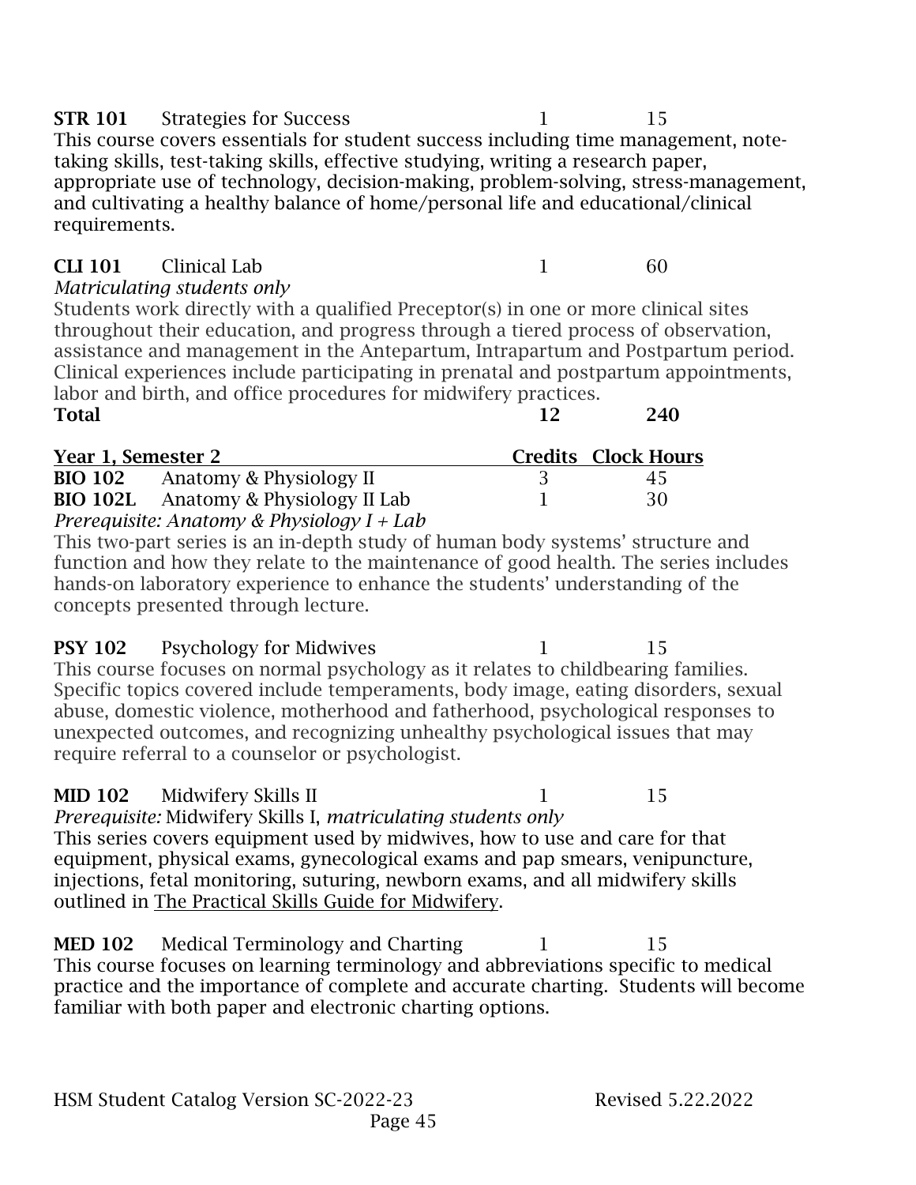**STR 101** Strategies for Success 1 15

This course covers essentials for student success including time management, note-taking skills, test-taking skills, effective studying, writing a research paper, appropriate use of technology, decision-making, problem-solving, stress-management, and cultivating a healthy balance of home/personal life and educational/clinical requirements.

**CLI 101** Clinical Lab 1 60

*Matriculating students only*

Students work directly with a qualified Preceptor(s) in one or more clinical sites throughout their education, and progress through a tiered process of observation, assistance and management in the Antepartum, Intrapartum and Postpartum period. Clinical experiences include participating in prenatal and postpartum appointments, labor and birth, and office procedures for midwifery practices.

**Total** **12** **240**

| Year 1, Semester 2 | | Credits | Clock Hours |
|---|---|---|---|
| **BIO 102** | Anatomy & Physiology II | 3 | 45 |
| **BIO 102L** | Anatomy & Physiology II Lab | 1 | 30 |

*Prerequisite: Anatomy & Physiology I + Lab*

This two-part series is an in-depth study of human body systems' structure and function and how they relate to the maintenance of good health. The series includes hands-on laboratory experience to enhance the students' understanding of the concepts presented through lecture.

**PSY 102** Psychology for Midwives 1 15

This course focuses on normal psychology as it relates to childbearing families. Specific topics covered include temperaments, body image, eating disorders, sexual abuse, domestic violence, motherhood and fatherhood, psychological responses to unexpected outcomes, and recognizing unhealthy psychological issues that may require referral to a counselor or psychologist.

**MID 102** Midwifery Skills II 1 15

*Prerequisite:* Midwifery Skills I, *matriculating students only*

This series covers equipment used by midwives, how to use and care for that equipment, physical exams, gynecological exams and pap smears, venipuncture, injections, fetal monitoring, suturing, newborn exams, and all midwifery skills outlined in The Practical Skills Guide for Midwifery.

**MED 102** Medical Terminology and Charting 1 15

This course focuses on learning terminology and abbreviations specific to medical practice and the importance of complete and accurate charting. Students will become familiar with both paper and electronic charting options.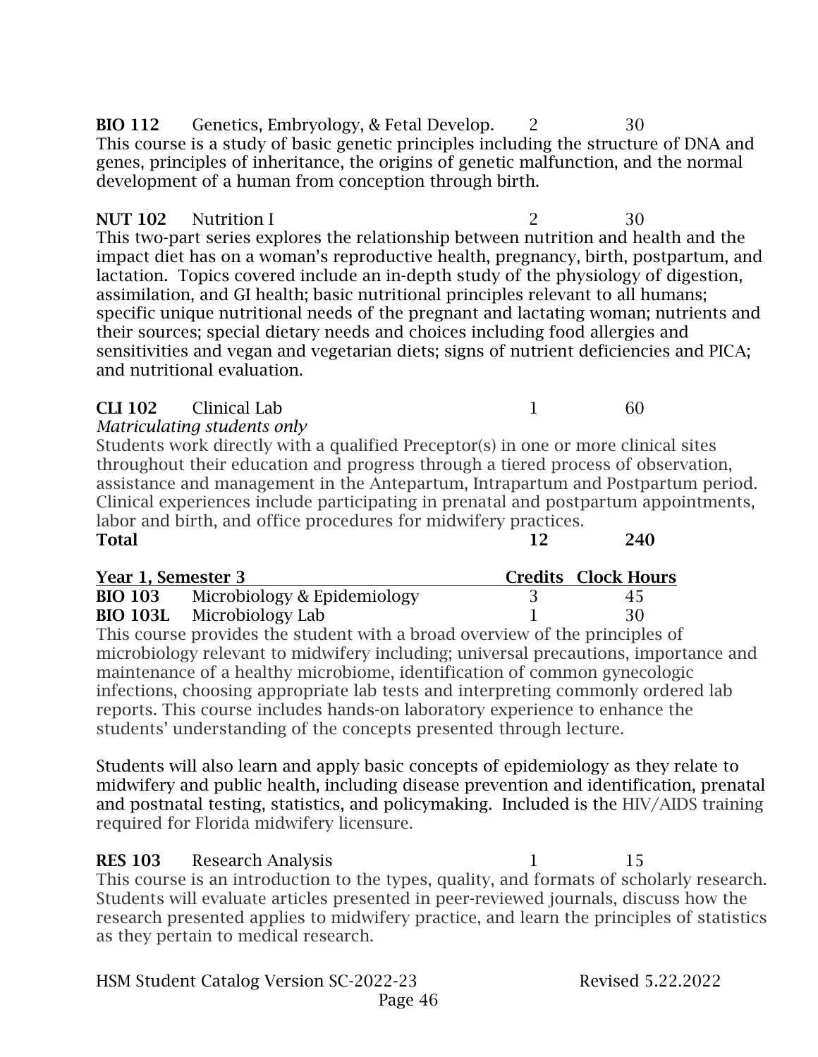**BIO 112** Genetics, Embryology, & Fetal Develop. 2 30

This course is a study of basic genetic principles including the structure of DNA and genes, principles of inheritance, the origins of genetic malfunction, and the normal development of a human from conception through birth.

**NUT 102** Nutrition I 2 30

This two-part series explores the relationship between nutrition and health and the impact diet has on a woman's reproductive health, pregnancy, birth, postpartum, and lactation. Topics covered include an in-depth study of the physiology of digestion, assimilation, and GI health; basic nutritional principles relevant to all humans; specific unique nutritional needs of the pregnant and lactating woman; nutrients and their sources; special dietary needs and choices including food allergies and sensitivities and vegan and vegetarian diets; signs of nutrient deficiencies and PICA; and nutritional evaluation.

**CLI 102** Clinical Lab 1 60

*Matriculating students only*

Students work directly with a qualified Preceptor(s) in one or more clinical sites throughout their education and progress through a tiered process of observation, assistance and management in the Antepartum, Intrapartum and Postpartum period. Clinical experiences include participating in prenatal and postpartum appointments, labor and birth, and office procedures for midwifery practices.

**Total** **12** **240**

| **Year 1, Semester 3** | | **Credits** | **Clock Hours** |
|---|---|---|---|
| **BIO 103** | Microbiology & Epidemiology | 3 | 45 |
| **BIO 103L** | Microbiology Lab | 1 | 30 |

This course provides the student with a broad overview of the principles of microbiology relevant to midwifery including; universal precautions, importance and maintenance of a healthy microbiome, identification of common gynecologic infections, choosing appropriate lab tests and interpreting commonly ordered lab reports. This course includes hands-on laboratory experience to enhance the students' understanding of the concepts presented through lecture.

Students will also learn and apply basic concepts of epidemiology as they relate to midwifery and public health, including disease prevention and identification, prenatal and postnatal testing, statistics, and policymaking. Included is the HIV/AIDS training required for Florida midwifery licensure.

**RES 103** Research Analysis 1 15

This course is an introduction to the types, quality, and formats of scholarly research. Students will evaluate articles presented in peer-reviewed journals, discuss how the research presented applies to midwifery practice, and learn the principles of statistics as they pertain to medical research.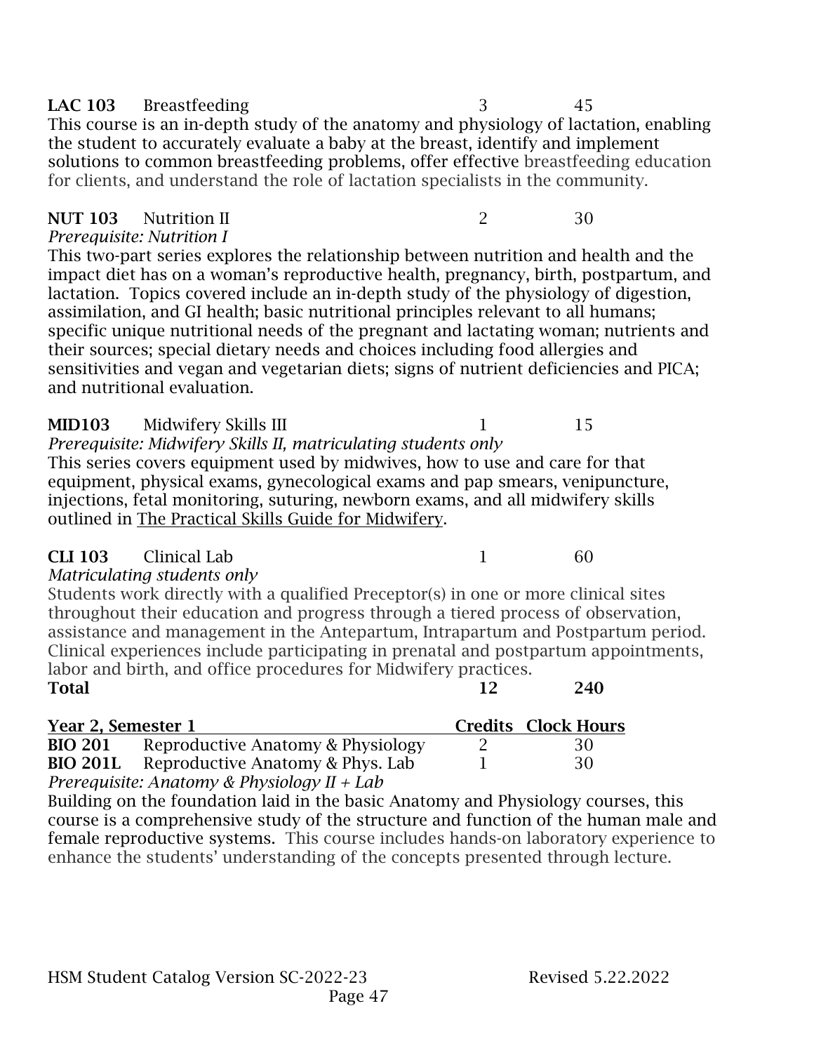**LAC 103** Breastfeeding 3 45

This course is an in-depth study of the anatomy and physiology of lactation, enabling the student to accurately evaluate a baby at the breast, identify and implement solutions to common breastfeeding problems, offer effective breastfeeding education for clients, and understand the role of lactation specialists in the community.

**NUT 103** Nutrition II 2 30

*Prerequisite: Nutrition I*

This two-part series explores the relationship between nutrition and health and the impact diet has on a woman's reproductive health, pregnancy, birth, postpartum, and lactation. Topics covered include an in-depth study of the physiology of digestion, assimilation, and GI health; basic nutritional principles relevant to all humans; specific unique nutritional needs of the pregnant and lactating woman; nutrients and their sources; special dietary needs and choices including food allergies and sensitivities and vegan and vegetarian diets; signs of nutrient deficiencies and PICA; and nutritional evaluation.

**MID103** Midwifery Skills III 1 15

*Prerequisite: Midwifery Skills II, matriculating students only*

This series covers equipment used by midwives, how to use and care for that equipment, physical exams, gynecological exams and pap smears, venipuncture, injections, fetal monitoring, suturing, newborn exams, and all midwifery skills outlined in The Practical Skills Guide for Midwifery.

**CLI 103** Clinical Lab 1 60

*Matriculating students only*

Students work directly with a qualified Preceptor(s) in one or more clinical sites throughout their education and progress through a tiered process of observation, assistance and management in the Antepartum, Intrapartum and Postpartum period. Clinical experiences include participating in prenatal and postpartum appointments, labor and birth, and office procedures for Midwifery practices.

**Total** **12** **240**

| Year 2, Semester 1 | | Credits | Clock Hours |
|---|---|---|---|
| **BIO 201** | Reproductive Anatomy & Physiology | 2 | 30 |
| **BIO 201L** | Reproductive Anatomy & Phys. Lab | 1 | 30 |

*Prerequisite: Anatomy & Physiology II + Lab*

Building on the foundation laid in the basic Anatomy and Physiology courses, this course is a comprehensive study of the structure and function of the human male and female reproductive systems. This course includes hands-on laboratory experience to enhance the students' understanding of the concepts presented through lecture.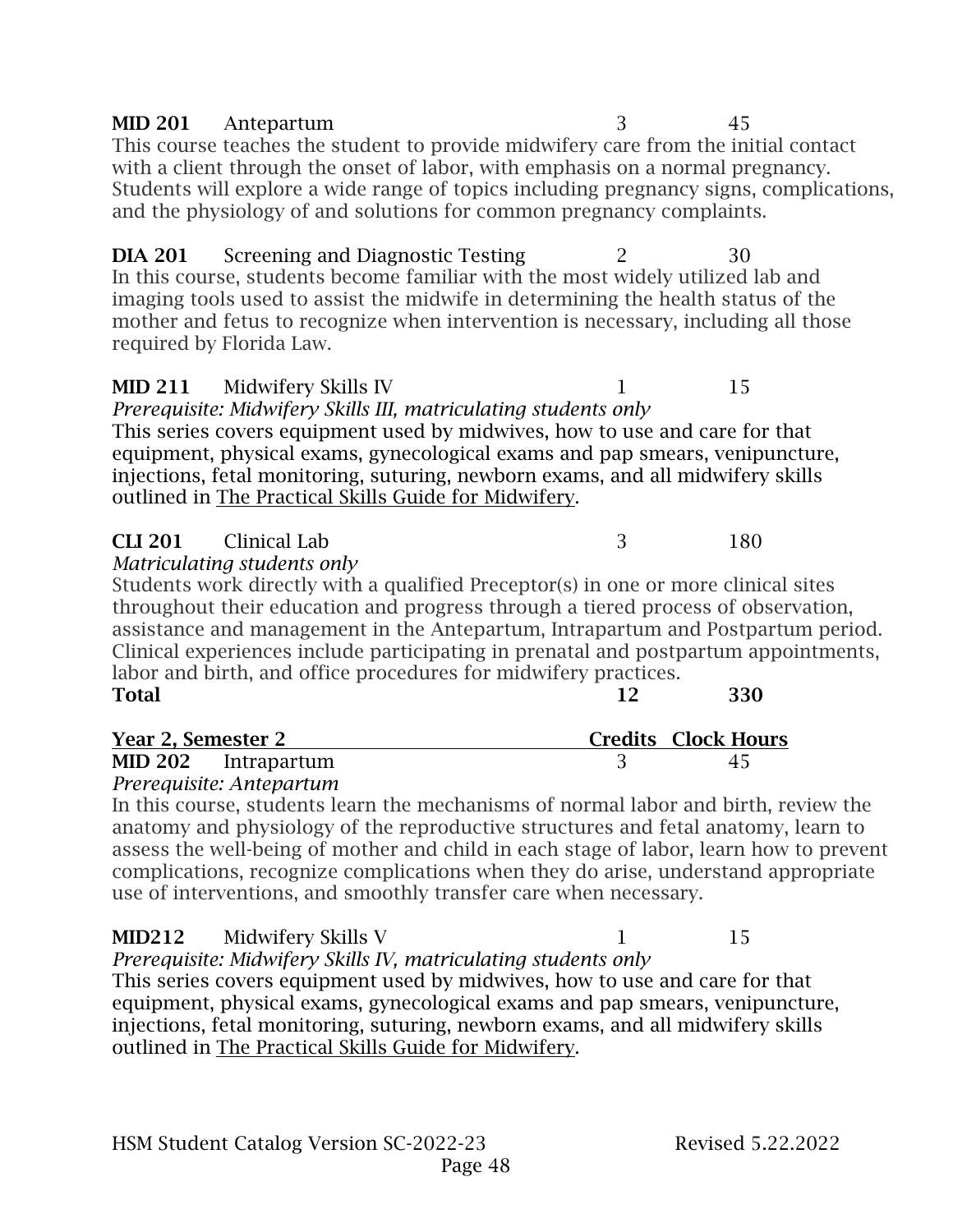**MID 201** Antepartum 3 45

This course teaches the student to provide midwifery care from the initial contact with a client through the onset of labor, with emphasis on a normal pregnancy. Students will explore a wide range of topics including pregnancy signs, complications, and the physiology of and solutions for common pregnancy complaints.

**DIA 201** Screening and Diagnostic Testing 2 30

In this course, students become familiar with the most widely utilized lab and imaging tools used to assist the midwife in determining the health status of the mother and fetus to recognize when intervention is necessary, including all those required by Florida Law.

**MID 211** Midwifery Skills IV 1 15

*Prerequisite: Midwifery Skills III, matriculating students only*

This series covers equipment used by midwives, how to use and care for that equipment, physical exams, gynecological exams and pap smears, venipuncture, injections, fetal monitoring, suturing, newborn exams, and all midwifery skills outlined in The Practical Skills Guide for Midwifery.

**CLI 201** Clinical Lab 3 180

*Matriculating students only*

Students work directly with a qualified Preceptor(s) in one or more clinical sites throughout their education and progress through a tiered process of observation, assistance and management in the Antepartum, Intrapartum and Postpartum period. Clinical experiences include participating in prenatal and postpartum appointments, labor and birth, and office procedures for midwifery practices.

**Total** **12** **330**

| **Year 2, Semester 2** | **Credits** | **Clock Hours** |
|---|---|---|
| **MID 202** Intrapartum | 3 | 45 |

*Prerequisite: Antepartum*

In this course, students learn the mechanisms of normal labor and birth, review the anatomy and physiology of the reproductive structures and fetal anatomy, learn to assess the well-being of mother and child in each stage of labor, learn how to prevent complications, recognize complications when they do arise, understand appropriate use of interventions, and smoothly transfer care when necessary.

**MID212** Midwifery Skills V 1 15

*Prerequisite: Midwifery Skills IV, matriculating students only*

This series covers equipment used by midwives, how to use and care for that equipment, physical exams, gynecological exams and pap smears, venipuncture, injections, fetal monitoring, suturing, newborn exams, and all midwifery skills outlined in The Practical Skills Guide for Midwifery.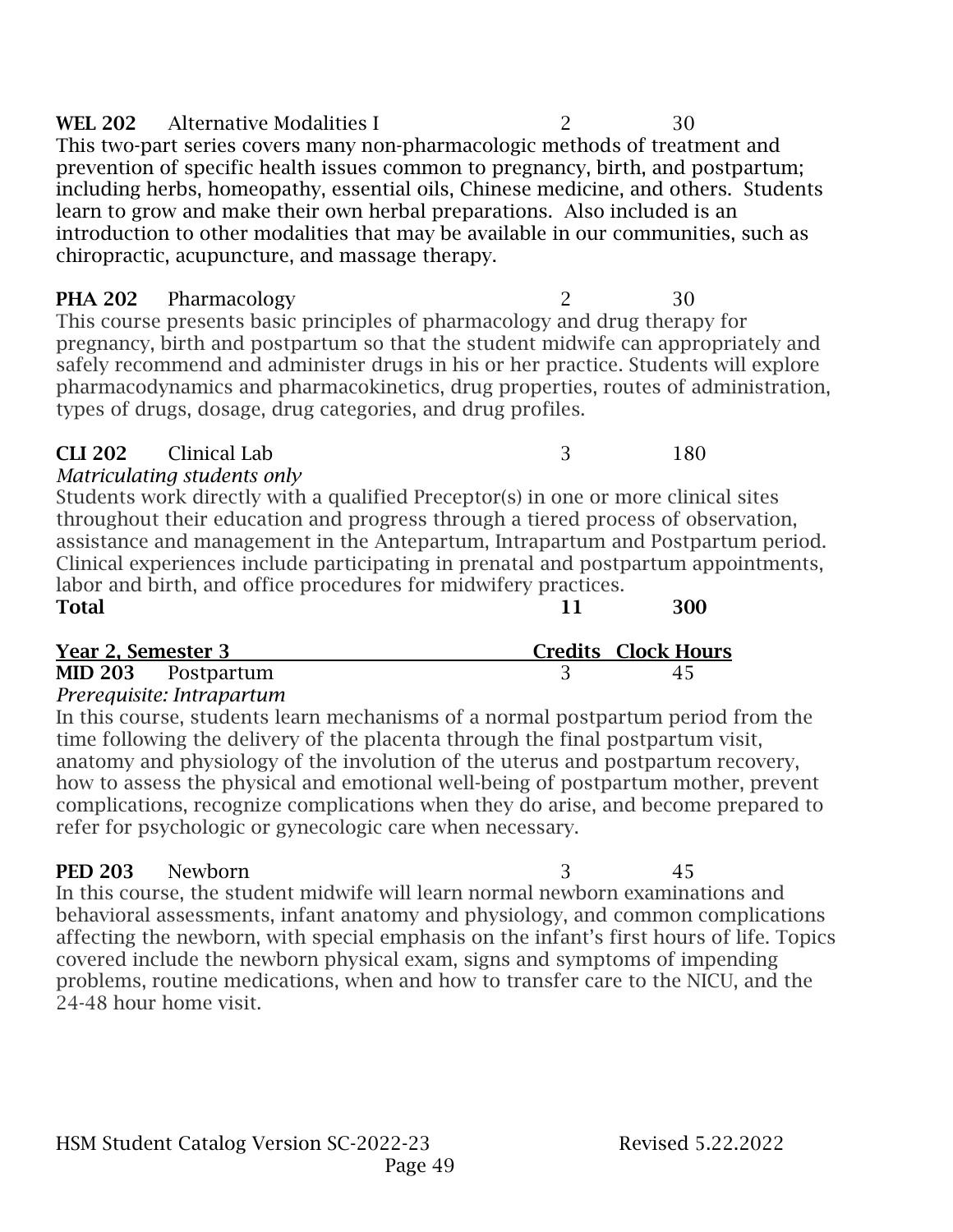**WEL 202** Alternative Modalities I 2 30

This two-part series covers many non-pharmacologic methods of treatment and prevention of specific health issues common to pregnancy, birth, and postpartum; including herbs, homeopathy, essential oils, Chinese medicine, and others. Students learn to grow and make their own herbal preparations. Also included is an introduction to other modalities that may be available in our communities, such as chiropractic, acupuncture, and massage therapy.

**PHA 202** Pharmacology 2 30

This course presents basic principles of pharmacology and drug therapy for pregnancy, birth and postpartum so that the student midwife can appropriately and safely recommend and administer drugs in his or her practice. Students will explore pharmacodynamics and pharmacokinetics, drug properties, routes of administration, types of drugs, dosage, drug categories, and drug profiles.

**CLI 202** Clinical Lab 3 180

*Matriculating students only*

Students work directly with a qualified Preceptor(s) in one or more clinical sites throughout their education and progress through a tiered process of observation, assistance and management in the Antepartum, Intrapartum and Postpartum period. Clinical experiences include participating in prenatal and postpartum appointments, labor and birth, and office procedures for midwifery practices.

**Total** **11** **300**

| **Year 2, Semester 3** | **Credits** | **Clock Hours** |
|---|---|---|
| **MID 203** Postpartum | 3 | 45 |

*Prerequisite: Intrapartum*

In this course, students learn mechanisms of a normal postpartum period from the time following the delivery of the placenta through the final postpartum visit, anatomy and physiology of the involution of the uterus and postpartum recovery, how to assess the physical and emotional well-being of postpartum mother, prevent complications, recognize complications when they do arise, and become prepared to refer for psychologic or gynecologic care when necessary.

**PED 203** Newborn 3 45

In this course, the student midwife will learn normal newborn examinations and behavioral assessments, infant anatomy and physiology, and common complications affecting the newborn, with special emphasis on the infant's first hours of life. Topics covered include the newborn physical exam, signs and symptoms of impending problems, routine medications, when and how to transfer care to the NICU, and the 24-48 hour home visit.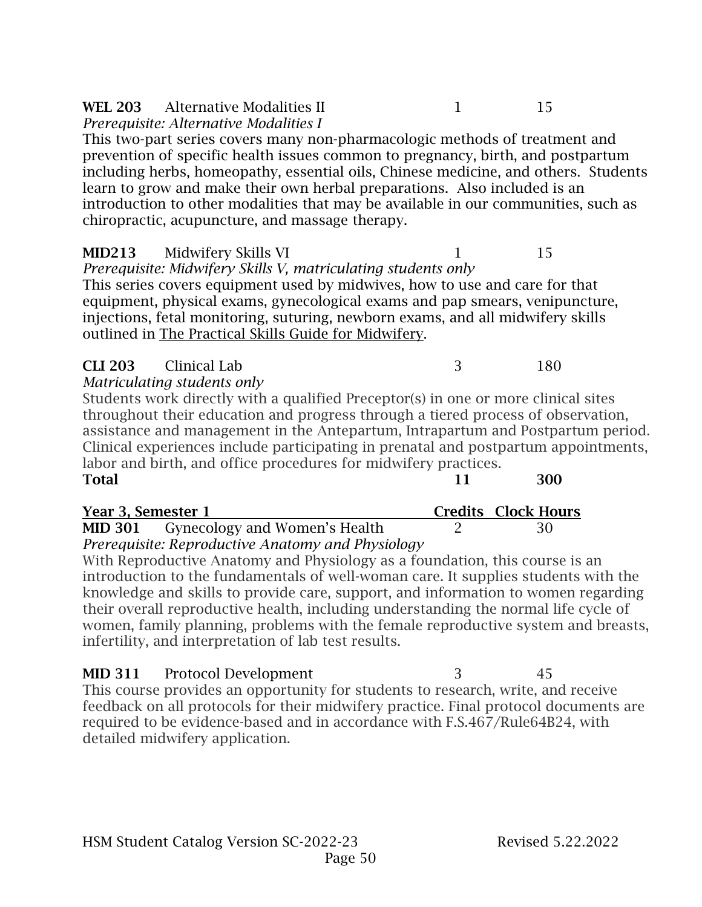**WEL 203** Alternative Modalities II 1 15
*Prerequisite: Alternative Modalities I*
This two-part series covers many non-pharmacologic methods of treatment and prevention of specific health issues common to pregnancy, birth, and postpartum including herbs, homeopathy, essential oils, Chinese medicine, and others. Students learn to grow and make their own herbal preparations. Also included is an introduction to other modalities that may be available in our communities, such as chiropractic, acupuncture, and massage therapy.

**MID213** Midwifery Skills VI 1 15
*Prerequisite: Midwifery Skills V, matriculating students only*
This series covers equipment used by midwives, how to use and care for that equipment, physical exams, gynecological exams and pap smears, venipuncture, injections, fetal monitoring, suturing, newborn exams, and all midwifery skills outlined in The Practical Skills Guide for Midwifery.

**CLI 203** Clinical Lab 3 180
*Matriculating students only*
Students work directly with a qualified Preceptor(s) in one or more clinical sites throughout their education and progress through a tiered process of observation, assistance and management in the Antepartum, Intrapartum and Postpartum period. Clinical experiences include participating in prenatal and postpartum appointments, labor and birth, and office procedures for midwifery practices.

**Total** **11** **300**

| **Year 3, Semester 1** | **Credits** | **Clock Hours** |
|---|---|---|

**MID 301** Gynecology and Women's Health 2 30
*Prerequisite: Reproductive Anatomy and Physiology*
With Reproductive Anatomy and Physiology as a foundation, this course is an introduction to the fundamentals of well-woman care. It supplies students with the knowledge and skills to provide care, support, and information to women regarding their overall reproductive health, including understanding the normal life cycle of women, family planning, problems with the female reproductive system and breasts, infertility, and interpretation of lab test results.

**MID 311** Protocol Development 3 45
This course provides an opportunity for students to research, write, and receive feedback on all protocols for their midwifery practice. Final protocol documents are required to be evidence-based and in accordance with F.S.467/Rule64B24, with detailed midwifery application.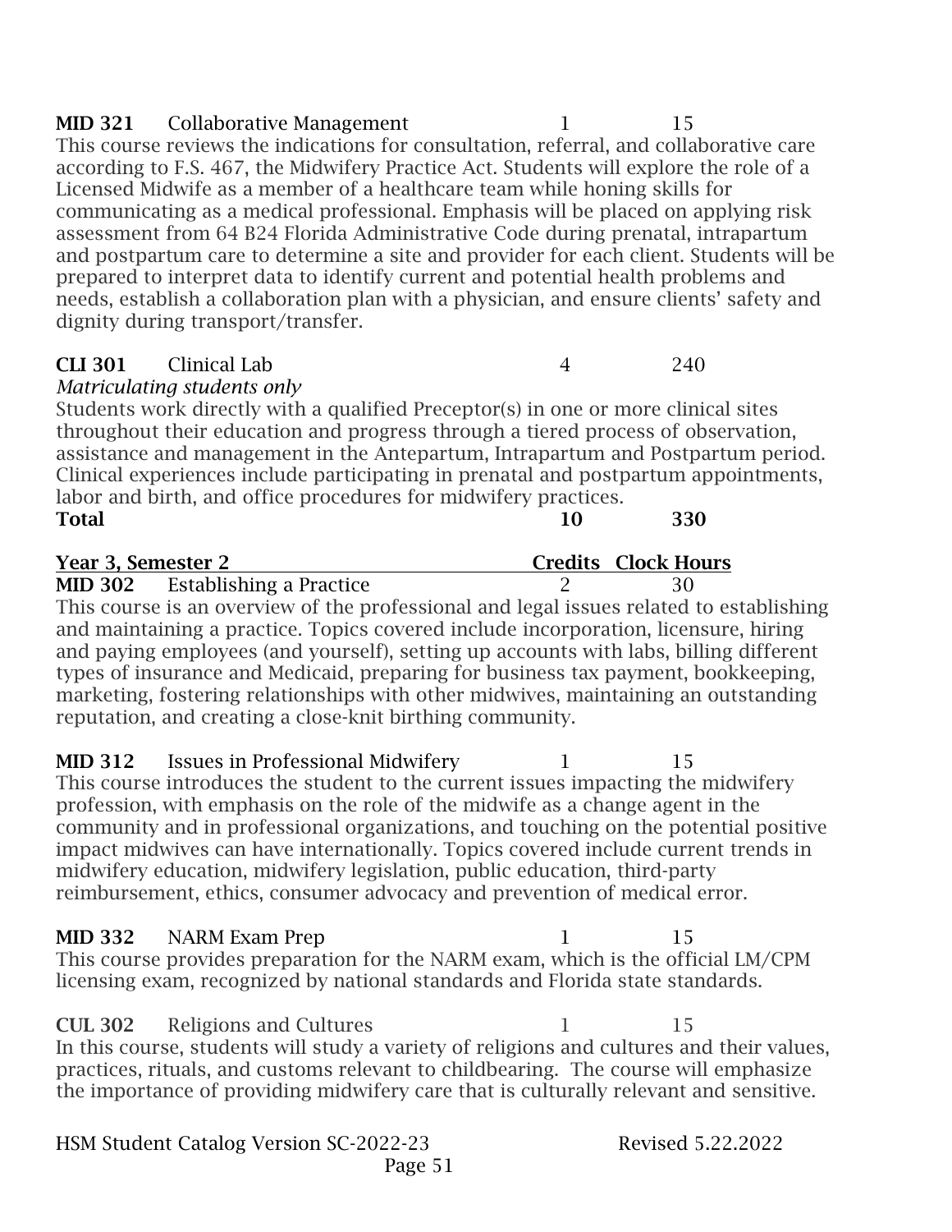**MID 321** Collaborative Management 1 15

This course reviews the indications for consultation, referral, and collaborative care according to F.S. 467, the Midwifery Practice Act. Students will explore the role of a Licensed Midwife as a member of a healthcare team while honing skills for communicating as a medical professional. Emphasis will be placed on applying risk assessment from 64 B24 Florida Administrative Code during prenatal, intrapartum and postpartum care to determine a site and provider for each client. Students will be prepared to interpret data to identify current and potential health problems and needs, establish a collaboration plan with a physician, and ensure clients' safety and dignity during transport/transfer.

**CLI 301** Clinical Lab 4 240

*Matriculating students only*

Students work directly with a qualified Preceptor(s) in one or more clinical sites throughout their education and progress through a tiered process of observation, assistance and management in the Antepartum, Intrapartum and Postpartum period. Clinical experiences include participating in prenatal and postpartum appointments, labor and birth, and office procedures for midwifery practices.

**Total** **10** **330**

| **Year 3, Semester 2** | | **Credits** | **Clock Hours** |
|---|---|---|---|
| **MID 302** | Establishing a Practice | 2 | 30 |

This course is an overview of the professional and legal issues related to establishing and maintaining a practice. Topics covered include incorporation, licensure, hiring and paying employees (and yourself), setting up accounts with labs, billing different types of insurance and Medicaid, preparing for business tax payment, bookkeeping, marketing, fostering relationships with other midwives, maintaining an outstanding reputation, and creating a close-knit birthing community.

**MID 312** Issues in Professional Midwifery 1 15

This course introduces the student to the current issues impacting the midwifery profession, with emphasis on the role of the midwife as a change agent in the community and in professional organizations, and touching on the potential positive impact midwives can have internationally. Topics covered include current trends in midwifery education, midwifery legislation, public education, third-party reimbursement, ethics, consumer advocacy and prevention of medical error.

**MID 332** NARM Exam Prep 1 15

This course provides preparation for the NARM exam, which is the official LM/CPM licensing exam, recognized by national standards and Florida state standards.

**CUL 302** Religions and Cultures 1 15

In this course, students will study a variety of religions and cultures and their values, practices, rituals, and customs relevant to childbearing. The course will emphasize the importance of providing midwifery care that is culturally relevant and sensitive.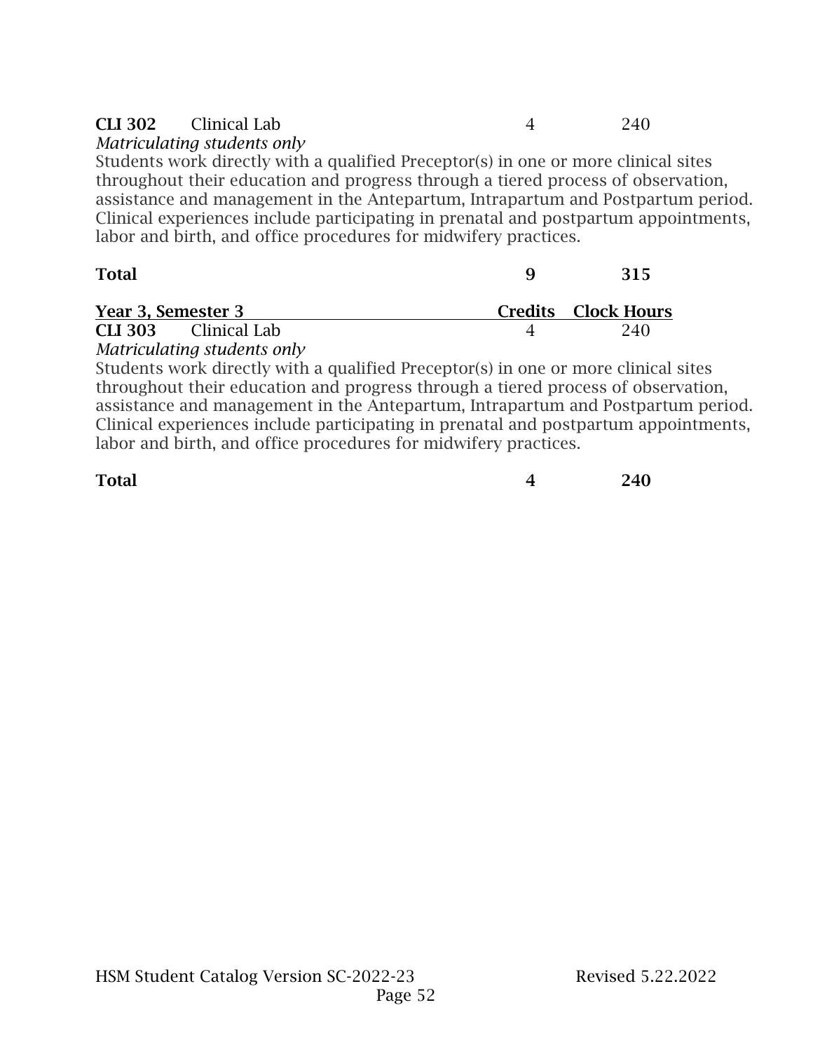| | | Credits | Clock Hours |
|---|---|---|---|
| **CLI 302** | Clinical Lab | 4 | 240 |

*Matriculating students only*

Students work directly with a qualified Preceptor(s) in one or more clinical sites throughout their education and progress through a tiered process of observation, assistance and management in the Antepartum, Intrapartum and Postpartum period. Clinical experiences include participating in prenatal and postpartum appointments, labor and birth, and office procedures for midwifery practices.

| | | | |
|---|---|---|---|
| **Total** | | **9** | **315** |

| **Year 3, Semester 3** | | **Credits** | **Clock Hours** |
|---|---|---|---|
| **CLI 303** | Clinical Lab | 4 | 240 |

*Matriculating students only*

Students work directly with a qualified Preceptor(s) in one or more clinical sites throughout their education and progress through a tiered process of observation, assistance and management in the Antepartum, Intrapartum and Postpartum period. Clinical experiences include participating in prenatal and postpartum appointments, labor and birth, and office procedures for midwifery practices.

| | | | |
|---|---|---|---|
| **Total** | | **4** | **240** |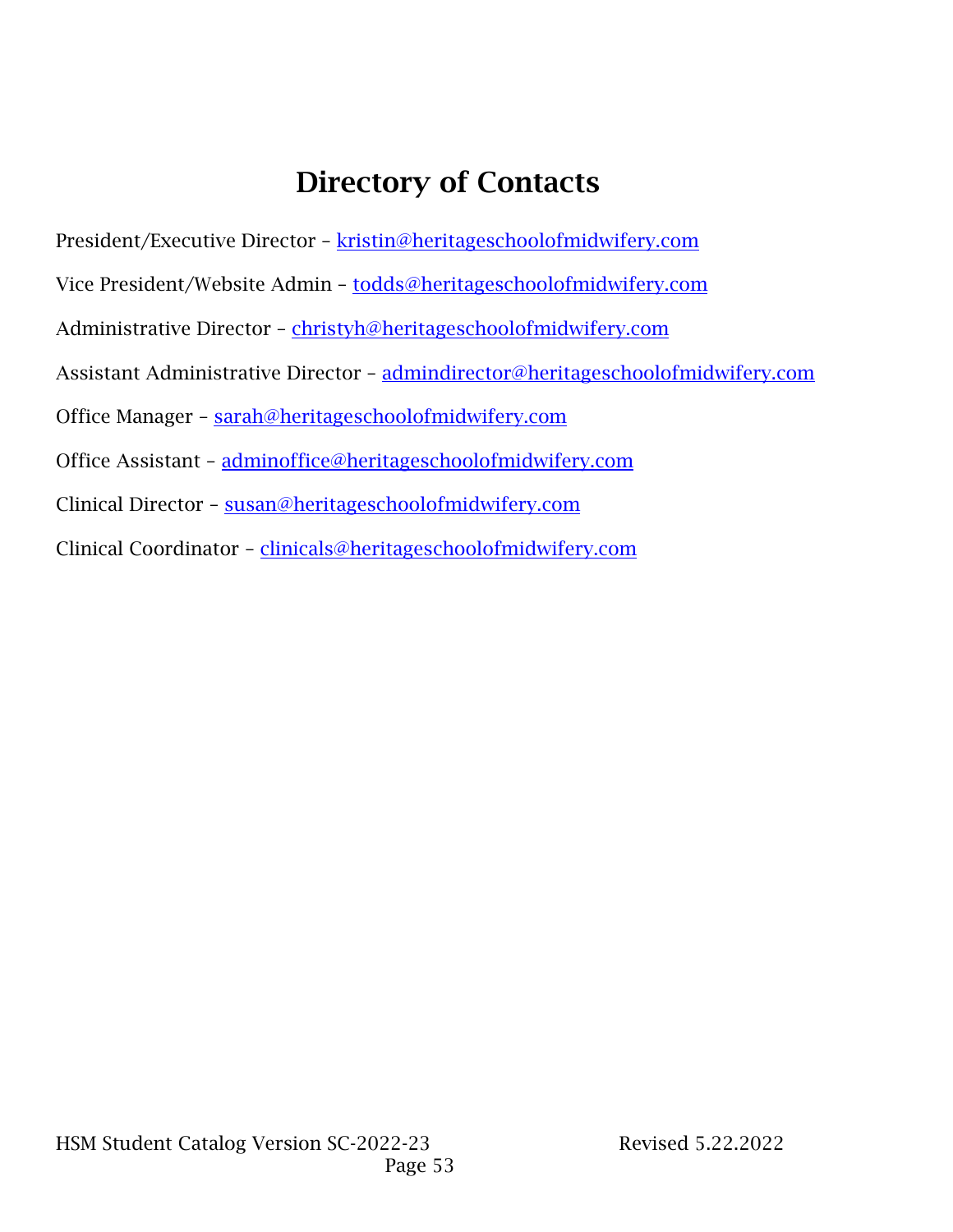# Directory of Contacts

President/Executive Director – kristin@heritageschoolofmidwifery.com

Vice President/Website Admin – todds@heritageschoolofmidwifery.com

Administrative Director – christyh@heritageschoolofmidwifery.com

Assistant Administrative Director – admindirector@heritageschoolofmidwifery.com

Office Manager – sarah@heritageschoolofmidwifery.com

Office Assistant – adminoffice@heritageschoolofmidwifery.com

Clinical Director – susan@heritageschoolofmidwifery.com

Clinical Coordinator – clinicals@heritageschoolofmidwifery.com